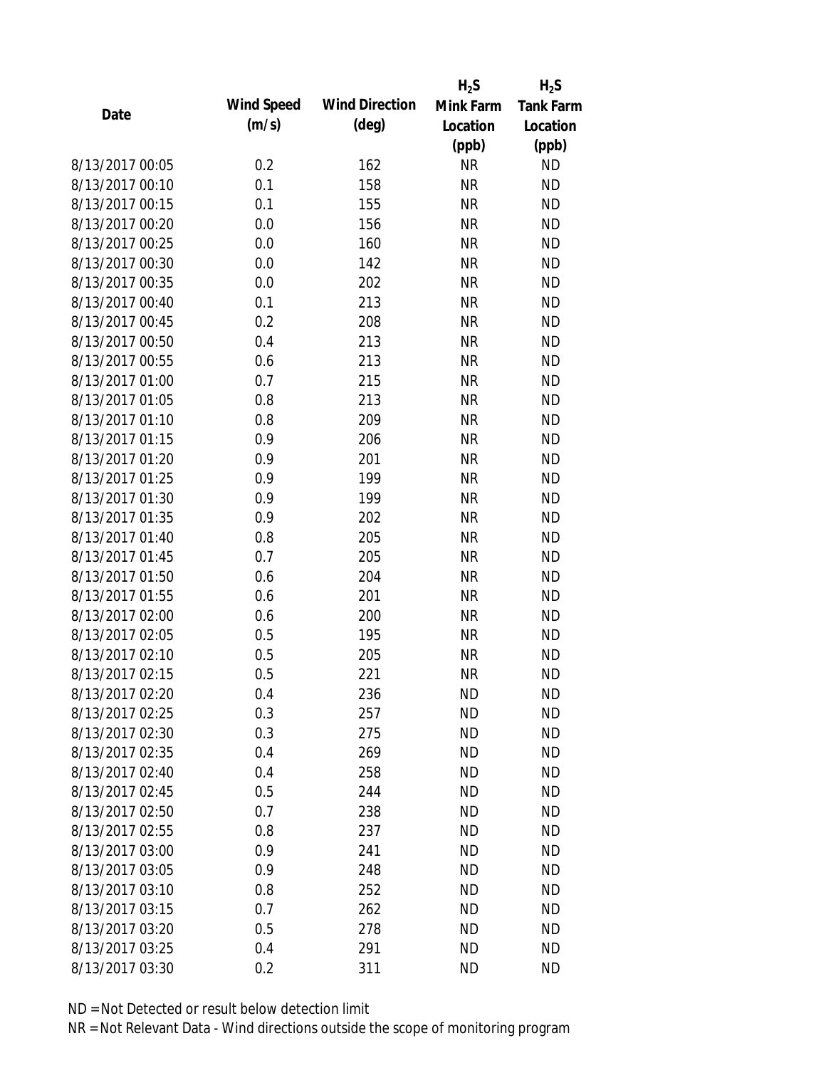| Date | Wind Speed (m/s) | Wind Direction (deg) | $H_2S$ Mink Farm Location (ppb) | $H_2S$ Tank Farm Location (ppb) |
|---|---|---|---|---|
| 8/13/2017 00:05 | 0.2 | 162 | NR | ND |
| 8/13/2017 00:10 | 0.1 | 158 | NR | ND |
| 8/13/2017 00:15 | 0.1 | 155 | NR | ND |
| 8/13/2017 00:20 | 0.0 | 156 | NR | ND |
| 8/13/2017 00:25 | 0.0 | 160 | NR | ND |
| 8/13/2017 00:30 | 0.0 | 142 | NR | ND |
| 8/13/2017 00:35 | 0.0 | 202 | NR | ND |
| 8/13/2017 00:40 | 0.1 | 213 | NR | ND |
| 8/13/2017 00:45 | 0.2 | 208 | NR | ND |
| 8/13/2017 00:50 | 0.4 | 213 | NR | ND |
| 8/13/2017 00:55 | 0.6 | 213 | NR | ND |
| 8/13/2017 01:00 | 0.7 | 215 | NR | ND |
| 8/13/2017 01:05 | 0.8 | 213 | NR | ND |
| 8/13/2017 01:10 | 0.8 | 209 | NR | ND |
| 8/13/2017 01:15 | 0.9 | 206 | NR | ND |
| 8/13/2017 01:20 | 0.9 | 201 | NR | ND |
| 8/13/2017 01:25 | 0.9 | 199 | NR | ND |
| 8/13/2017 01:30 | 0.9 | 199 | NR | ND |
| 8/13/2017 01:35 | 0.9 | 202 | NR | ND |
| 8/13/2017 01:40 | 0.8 | 205 | NR | ND |
| 8/13/2017 01:45 | 0.7 | 205 | NR | ND |
| 8/13/2017 01:50 | 0.6 | 204 | NR | ND |
| 8/13/2017 01:55 | 0.6 | 201 | NR | ND |
| 8/13/2017 02:00 | 0.6 | 200 | NR | ND |
| 8/13/2017 02:05 | 0.5 | 195 | NR | ND |
| 8/13/2017 02:10 | 0.5 | 205 | NR | ND |
| 8/13/2017 02:15 | 0.5 | 221 | NR | ND |
| 8/13/2017 02:20 | 0.4 | 236 | ND | ND |
| 8/13/2017 02:25 | 0.3 | 257 | ND | ND |
| 8/13/2017 02:30 | 0.3 | 275 | ND | ND |
| 8/13/2017 02:35 | 0.4 | 269 | ND | ND |
| 8/13/2017 02:40 | 0.4 | 258 | ND | ND |
| 8/13/2017 02:45 | 0.5 | 244 | ND | ND |
| 8/13/2017 02:50 | 0.7 | 238 | ND | ND |
| 8/13/2017 02:55 | 0.8 | 237 | ND | ND |
| 8/13/2017 03:00 | 0.9 | 241 | ND | ND |
| 8/13/2017 03:05 | 0.9 | 248 | ND | ND |
| 8/13/2017 03:10 | 0.8 | 252 | ND | ND |
| 8/13/2017 03:15 | 0.7 | 262 | ND | ND |
| 8/13/2017 03:20 | 0.5 | 278 | ND | ND |
| 8/13/2017 03:25 | 0.4 | 291 | ND | ND |
| 8/13/2017 03:30 | 0.2 | 311 | ND | ND |

ND = Not Detected or result below detection limit

NR = Not Relevant Data - Wind directions outside the scope of monitoring program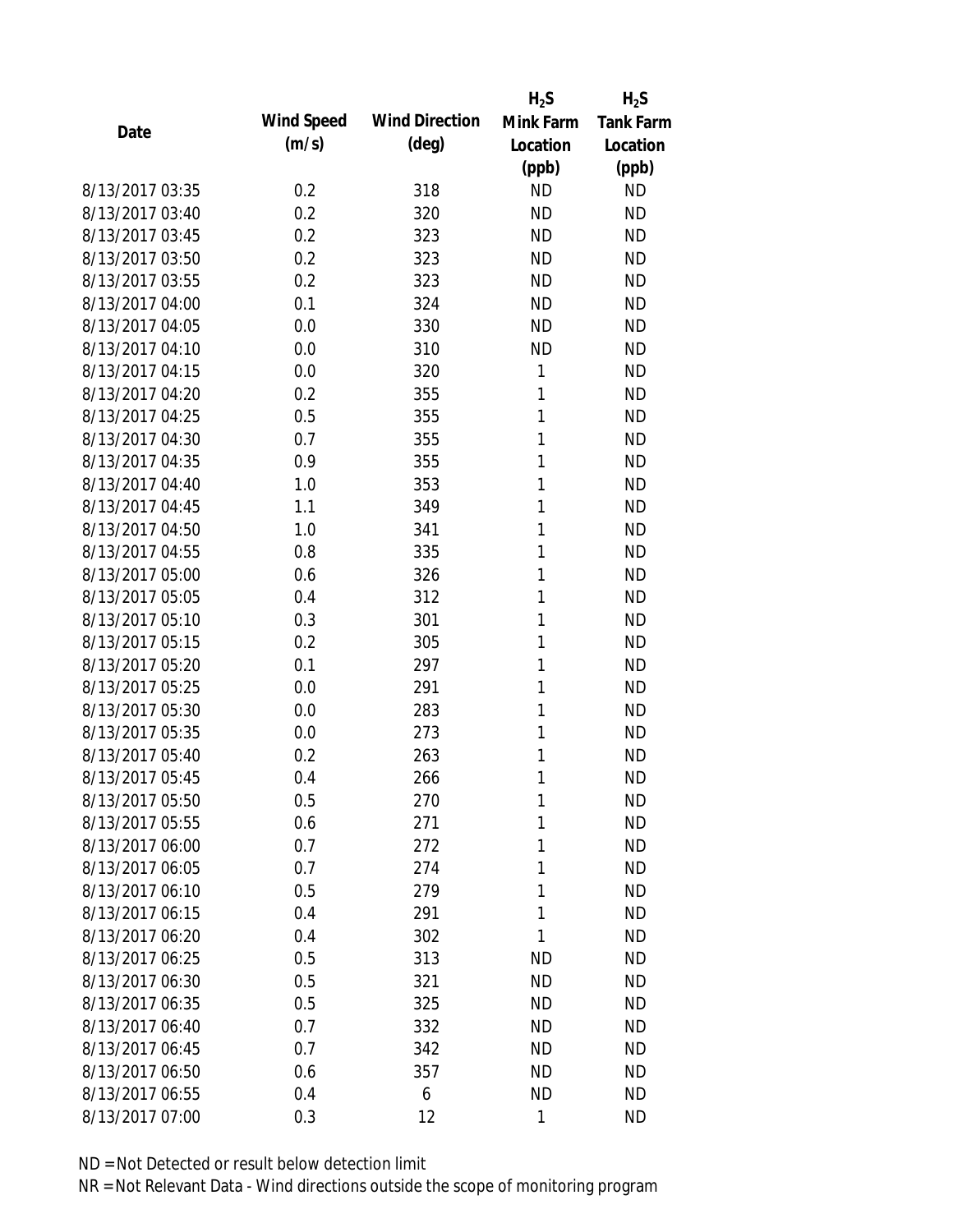| Date | Wind Speed (m/s) | Wind Direction (deg) | $H_2S$ Mink Farm Location (ppb) | $H_2S$ Tank Farm Location (ppb) |
|---|---|---|---|---|
| 8/13/2017 03:35 | 0.2 | 318 | ND | ND |
| 8/13/2017 03:40 | 0.2 | 320 | ND | ND |
| 8/13/2017 03:45 | 0.2 | 323 | ND | ND |
| 8/13/2017 03:50 | 0.2 | 323 | ND | ND |
| 8/13/2017 03:55 | 0.2 | 323 | ND | ND |
| 8/13/2017 04:00 | 0.1 | 324 | ND | ND |
| 8/13/2017 04:05 | 0.0 | 330 | ND | ND |
| 8/13/2017 04:10 | 0.0 | 310 | ND | ND |
| 8/13/2017 04:15 | 0.0 | 320 | 1 | ND |
| 8/13/2017 04:20 | 0.2 | 355 | 1 | ND |
| 8/13/2017 04:25 | 0.5 | 355 | 1 | ND |
| 8/13/2017 04:30 | 0.7 | 355 | 1 | ND |
| 8/13/2017 04:35 | 0.9 | 355 | 1 | ND |
| 8/13/2017 04:40 | 1.0 | 353 | 1 | ND |
| 8/13/2017 04:45 | 1.1 | 349 | 1 | ND |
| 8/13/2017 04:50 | 1.0 | 341 | 1 | ND |
| 8/13/2017 04:55 | 0.8 | 335 | 1 | ND |
| 8/13/2017 05:00 | 0.6 | 326 | 1 | ND |
| 8/13/2017 05:05 | 0.4 | 312 | 1 | ND |
| 8/13/2017 05:10 | 0.3 | 301 | 1 | ND |
| 8/13/2017 05:15 | 0.2 | 305 | 1 | ND |
| 8/13/2017 05:20 | 0.1 | 297 | 1 | ND |
| 8/13/2017 05:25 | 0.0 | 291 | 1 | ND |
| 8/13/2017 05:30 | 0.0 | 283 | 1 | ND |
| 8/13/2017 05:35 | 0.0 | 273 | 1 | ND |
| 8/13/2017 05:40 | 0.2 | 263 | 1 | ND |
| 8/13/2017 05:45 | 0.4 | 266 | 1 | ND |
| 8/13/2017 05:50 | 0.5 | 270 | 1 | ND |
| 8/13/2017 05:55 | 0.6 | 271 | 1 | ND |
| 8/13/2017 06:00 | 0.7 | 272 | 1 | ND |
| 8/13/2017 06:05 | 0.7 | 274 | 1 | ND |
| 8/13/2017 06:10 | 0.5 | 279 | 1 | ND |
| 8/13/2017 06:15 | 0.4 | 291 | 1 | ND |
| 8/13/2017 06:20 | 0.4 | 302 | 1 | ND |
| 8/13/2017 06:25 | 0.5 | 313 | ND | ND |
| 8/13/2017 06:30 | 0.5 | 321 | ND | ND |
| 8/13/2017 06:35 | 0.5 | 325 | ND | ND |
| 8/13/2017 06:40 | 0.7 | 332 | ND | ND |
| 8/13/2017 06:45 | 0.7 | 342 | ND | ND |
| 8/13/2017 06:50 | 0.6 | 357 | ND | ND |
| 8/13/2017 06:55 | 0.4 | 6 | ND | ND |
| 8/13/2017 07:00 | 0.3 | 12 | 1 | ND |

ND = Not Detected or result below detection limit

NR = Not Relevant Data - Wind directions outside the scope of monitoring program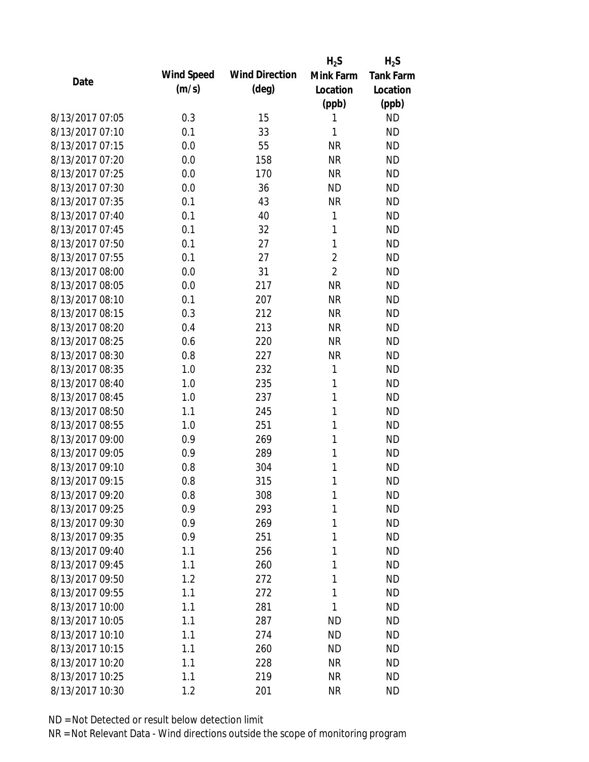| Date | Wind Speed (m/s) | Wind Direction (deg) | $H_2S$ Mink Farm Location (ppb) | $H_2S$ Tank Farm Location (ppb) |
|---|---|---|---|---|
| 8/13/2017 07:05 | 0.3 | 15 | 1 | ND |
| 8/13/2017 07:10 | 0.1 | 33 | 1 | ND |
| 8/13/2017 07:15 | 0.0 | 55 | NR | ND |
| 8/13/2017 07:20 | 0.0 | 158 | NR | ND |
| 8/13/2017 07:25 | 0.0 | 170 | NR | ND |
| 8/13/2017 07:30 | 0.0 | 36 | ND | ND |
| 8/13/2017 07:35 | 0.1 | 43 | NR | ND |
| 8/13/2017 07:40 | 0.1 | 40 | 1 | ND |
| 8/13/2017 07:45 | 0.1 | 32 | 1 | ND |
| 8/13/2017 07:50 | 0.1 | 27 | 1 | ND |
| 8/13/2017 07:55 | 0.1 | 27 | 2 | ND |
| 8/13/2017 08:00 | 0.0 | 31 | 2 | ND |
| 8/13/2017 08:05 | 0.0 | 217 | NR | ND |
| 8/13/2017 08:10 | 0.1 | 207 | NR | ND |
| 8/13/2017 08:15 | 0.3 | 212 | NR | ND |
| 8/13/2017 08:20 | 0.4 | 213 | NR | ND |
| 8/13/2017 08:25 | 0.6 | 220 | NR | ND |
| 8/13/2017 08:30 | 0.8 | 227 | NR | ND |
| 8/13/2017 08:35 | 1.0 | 232 | 1 | ND |
| 8/13/2017 08:40 | 1.0 | 235 | 1 | ND |
| 8/13/2017 08:45 | 1.0 | 237 | 1 | ND |
| 8/13/2017 08:50 | 1.1 | 245 | 1 | ND |
| 8/13/2017 08:55 | 1.0 | 251 | 1 | ND |
| 8/13/2017 09:00 | 0.9 | 269 | 1 | ND |
| 8/13/2017 09:05 | 0.9 | 289 | 1 | ND |
| 8/13/2017 09:10 | 0.8 | 304 | 1 | ND |
| 8/13/2017 09:15 | 0.8 | 315 | 1 | ND |
| 8/13/2017 09:20 | 0.8 | 308 | 1 | ND |
| 8/13/2017 09:25 | 0.9 | 293 | 1 | ND |
| 8/13/2017 09:30 | 0.9 | 269 | 1 | ND |
| 8/13/2017 09:35 | 0.9 | 251 | 1 | ND |
| 8/13/2017 09:40 | 1.1 | 256 | 1 | ND |
| 8/13/2017 09:45 | 1.1 | 260 | 1 | ND |
| 8/13/2017 09:50 | 1.2 | 272 | 1 | ND |
| 8/13/2017 09:55 | 1.1 | 272 | 1 | ND |
| 8/13/2017 10:00 | 1.1 | 281 | 1 | ND |
| 8/13/2017 10:05 | 1.1 | 287 | ND | ND |
| 8/13/2017 10:10 | 1.1 | 274 | ND | ND |
| 8/13/2017 10:15 | 1.1 | 260 | ND | ND |
| 8/13/2017 10:20 | 1.1 | 228 | NR | ND |
| 8/13/2017 10:25 | 1.1 | 219 | NR | ND |
| 8/13/2017 10:30 | 1.2 | 201 | NR | ND |

ND = Not Detected or result below detection limit

NR = Not Relevant Data - Wind directions outside the scope of monitoring program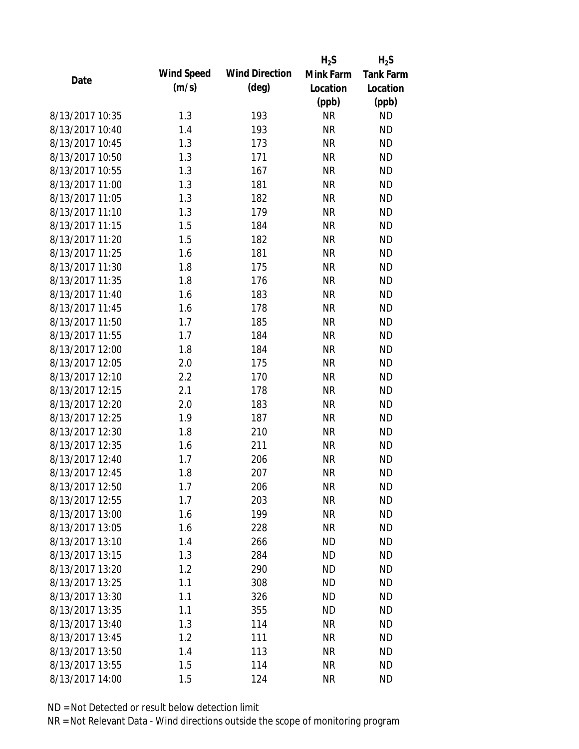| Date | Wind Speed (m/s) | Wind Direction (deg) | $H_2S$ Mink Farm Location (ppb) | $H_2S$ Tank Farm Location (ppb) |
|---|---|---|---|---|
| 8/13/2017 10:35 | 1.3 | 193 | NR | ND |
| 8/13/2017 10:40 | 1.4 | 193 | NR | ND |
| 8/13/2017 10:45 | 1.3 | 173 | NR | ND |
| 8/13/2017 10:50 | 1.3 | 171 | NR | ND |
| 8/13/2017 10:55 | 1.3 | 167 | NR | ND |
| 8/13/2017 11:00 | 1.3 | 181 | NR | ND |
| 8/13/2017 11:05 | 1.3 | 182 | NR | ND |
| 8/13/2017 11:10 | 1.3 | 179 | NR | ND |
| 8/13/2017 11:15 | 1.5 | 184 | NR | ND |
| 8/13/2017 11:20 | 1.5 | 182 | NR | ND |
| 8/13/2017 11:25 | 1.6 | 181 | NR | ND |
| 8/13/2017 11:30 | 1.8 | 175 | NR | ND |
| 8/13/2017 11:35 | 1.8 | 176 | NR | ND |
| 8/13/2017 11:40 | 1.6 | 183 | NR | ND |
| 8/13/2017 11:45 | 1.6 | 178 | NR | ND |
| 8/13/2017 11:50 | 1.7 | 185 | NR | ND |
| 8/13/2017 11:55 | 1.7 | 184 | NR | ND |
| 8/13/2017 12:00 | 1.8 | 184 | NR | ND |
| 8/13/2017 12:05 | 2.0 | 175 | NR | ND |
| 8/13/2017 12:10 | 2.2 | 170 | NR | ND |
| 8/13/2017 12:15 | 2.1 | 178 | NR | ND |
| 8/13/2017 12:20 | 2.0 | 183 | NR | ND |
| 8/13/2017 12:25 | 1.9 | 187 | NR | ND |
| 8/13/2017 12:30 | 1.8 | 210 | NR | ND |
| 8/13/2017 12:35 | 1.6 | 211 | NR | ND |
| 8/13/2017 12:40 | 1.7 | 206 | NR | ND |
| 8/13/2017 12:45 | 1.8 | 207 | NR | ND |
| 8/13/2017 12:50 | 1.7 | 206 | NR | ND |
| 8/13/2017 12:55 | 1.7 | 203 | NR | ND |
| 8/13/2017 13:00 | 1.6 | 199 | NR | ND |
| 8/13/2017 13:05 | 1.6 | 228 | NR | ND |
| 8/13/2017 13:10 | 1.4 | 266 | ND | ND |
| 8/13/2017 13:15 | 1.3 | 284 | ND | ND |
| 8/13/2017 13:20 | 1.2 | 290 | ND | ND |
| 8/13/2017 13:25 | 1.1 | 308 | ND | ND |
| 8/13/2017 13:30 | 1.1 | 326 | ND | ND |
| 8/13/2017 13:35 | 1.1 | 355 | ND | ND |
| 8/13/2017 13:40 | 1.3 | 114 | NR | ND |
| 8/13/2017 13:45 | 1.2 | 111 | NR | ND |
| 8/13/2017 13:50 | 1.4 | 113 | NR | ND |
| 8/13/2017 13:55 | 1.5 | 114 | NR | ND |
| 8/13/2017 14:00 | 1.5 | 124 | NR | ND |

ND = Not Detected or result below detection limit

NR = Not Relevant Data - Wind directions outside the scope of monitoring program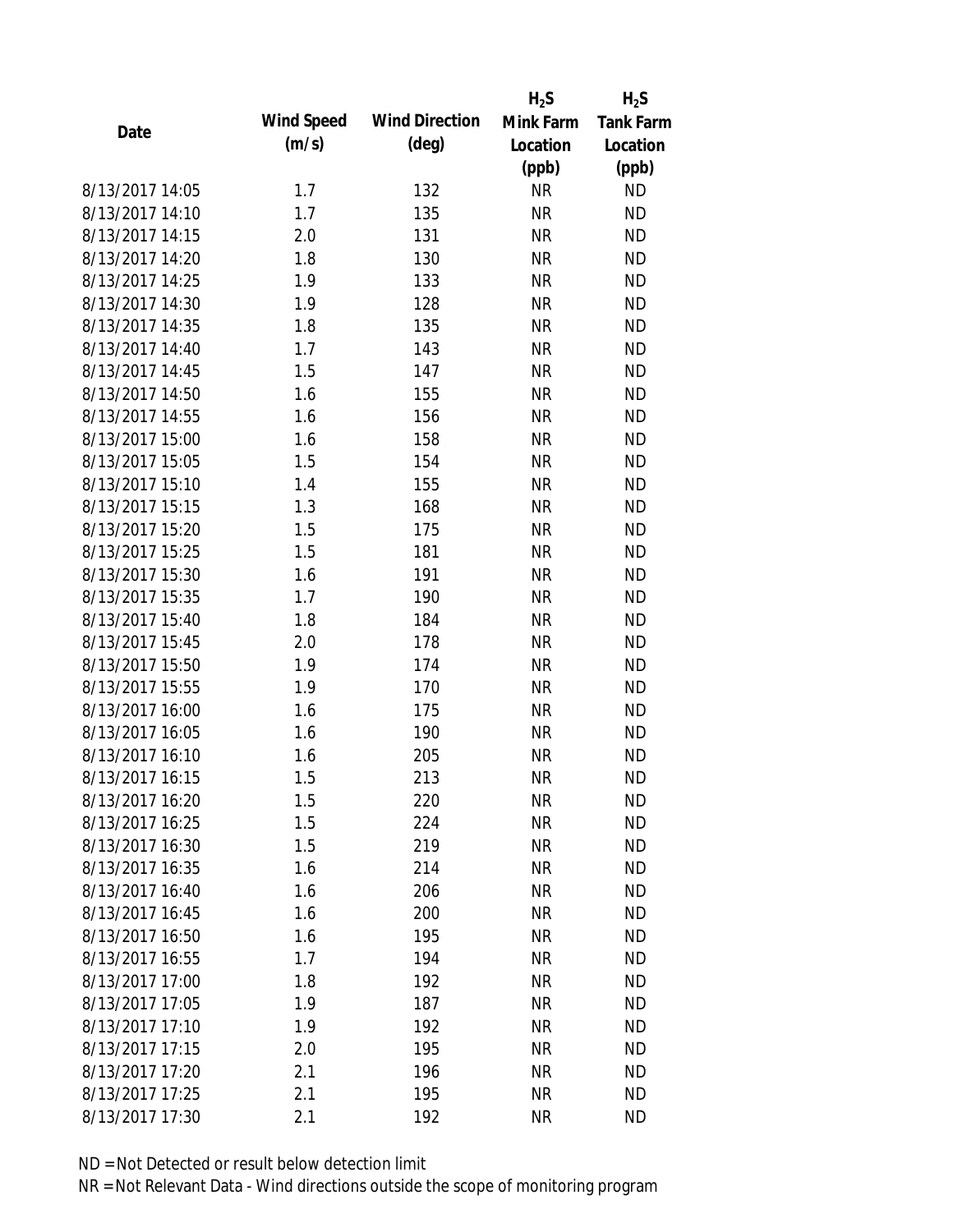| Date | Wind Speed (m/s) | Wind Direction (deg) | $H_2S$ Mink Farm Location (ppb) | $H_2S$ Tank Farm Location (ppb) |
|---|---|---|---|---|
| 8/13/2017 14:05 | 1.7 | 132 | NR | ND |
| 8/13/2017 14:10 | 1.7 | 135 | NR | ND |
| 8/13/2017 14:15 | 2.0 | 131 | NR | ND |
| 8/13/2017 14:20 | 1.8 | 130 | NR | ND |
| 8/13/2017 14:25 | 1.9 | 133 | NR | ND |
| 8/13/2017 14:30 | 1.9 | 128 | NR | ND |
| 8/13/2017 14:35 | 1.8 | 135 | NR | ND |
| 8/13/2017 14:40 | 1.7 | 143 | NR | ND |
| 8/13/2017 14:45 | 1.5 | 147 | NR | ND |
| 8/13/2017 14:50 | 1.6 | 155 | NR | ND |
| 8/13/2017 14:55 | 1.6 | 156 | NR | ND |
| 8/13/2017 15:00 | 1.6 | 158 | NR | ND |
| 8/13/2017 15:05 | 1.5 | 154 | NR | ND |
| 8/13/2017 15:10 | 1.4 | 155 | NR | ND |
| 8/13/2017 15:15 | 1.3 | 168 | NR | ND |
| 8/13/2017 15:20 | 1.5 | 175 | NR | ND |
| 8/13/2017 15:25 | 1.5 | 181 | NR | ND |
| 8/13/2017 15:30 | 1.6 | 191 | NR | ND |
| 8/13/2017 15:35 | 1.7 | 190 | NR | ND |
| 8/13/2017 15:40 | 1.8 | 184 | NR | ND |
| 8/13/2017 15:45 | 2.0 | 178 | NR | ND |
| 8/13/2017 15:50 | 1.9 | 174 | NR | ND |
| 8/13/2017 15:55 | 1.9 | 170 | NR | ND |
| 8/13/2017 16:00 | 1.6 | 175 | NR | ND |
| 8/13/2017 16:05 | 1.6 | 190 | NR | ND |
| 8/13/2017 16:10 | 1.6 | 205 | NR | ND |
| 8/13/2017 16:15 | 1.5 | 213 | NR | ND |
| 8/13/2017 16:20 | 1.5 | 220 | NR | ND |
| 8/13/2017 16:25 | 1.5 | 224 | NR | ND |
| 8/13/2017 16:30 | 1.5 | 219 | NR | ND |
| 8/13/2017 16:35 | 1.6 | 214 | NR | ND |
| 8/13/2017 16:40 | 1.6 | 206 | NR | ND |
| 8/13/2017 16:45 | 1.6 | 200 | NR | ND |
| 8/13/2017 16:50 | 1.6 | 195 | NR | ND |
| 8/13/2017 16:55 | 1.7 | 194 | NR | ND |
| 8/13/2017 17:00 | 1.8 | 192 | NR | ND |
| 8/13/2017 17:05 | 1.9 | 187 | NR | ND |
| 8/13/2017 17:10 | 1.9 | 192 | NR | ND |
| 8/13/2017 17:15 | 2.0 | 195 | NR | ND |
| 8/13/2017 17:20 | 2.1 | 196 | NR | ND |
| 8/13/2017 17:25 | 2.1 | 195 | NR | ND |
| 8/13/2017 17:30 | 2.1 | 192 | NR | ND |

ND = Not Detected or result below detection limit

NR = Not Relevant Data - Wind directions outside the scope of monitoring program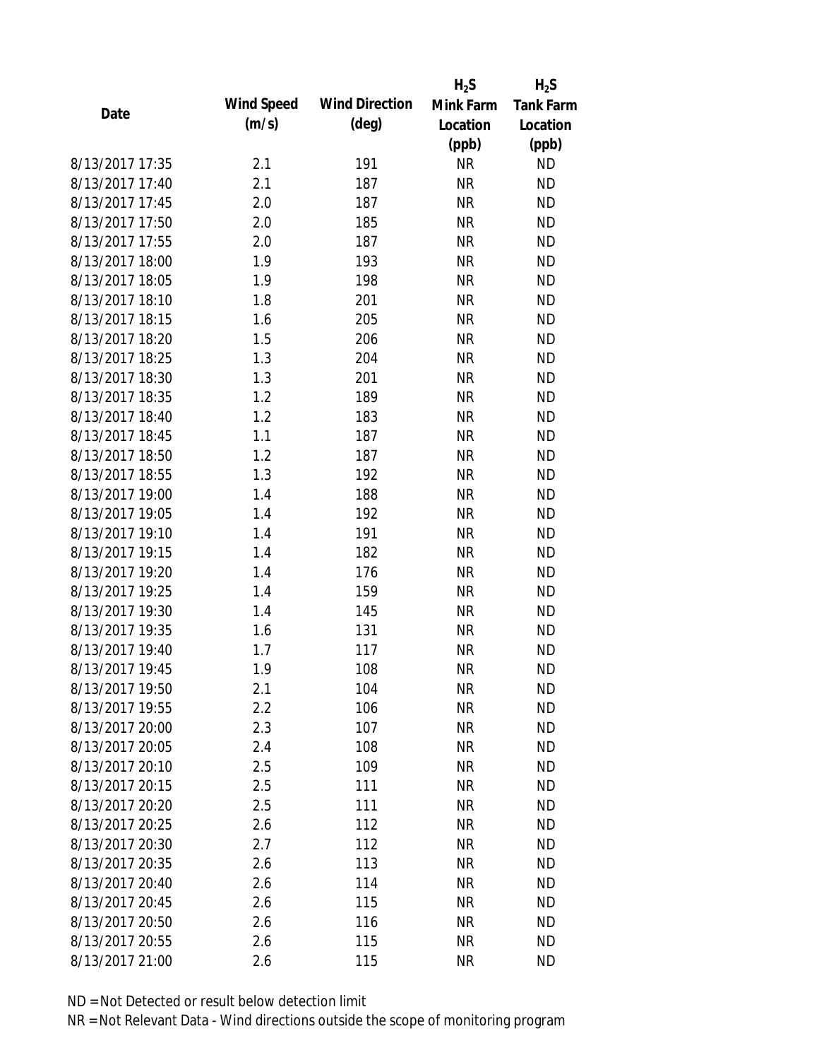| Date | Wind Speed (m/s) | Wind Direction (deg) | $H_2S$ Mink Farm Location (ppb) | $H_2S$ Tank Farm Location (ppb) |
| --- | --- | --- | --- | --- |
| 8/13/2017 17:35 | 2.1 | 191 | NR | ND |
| 8/13/2017 17:40 | 2.1 | 187 | NR | ND |
| 8/13/2017 17:45 | 2.0 | 187 | NR | ND |
| 8/13/2017 17:50 | 2.0 | 185 | NR | ND |
| 8/13/2017 17:55 | 2.0 | 187 | NR | ND |
| 8/13/2017 18:00 | 1.9 | 193 | NR | ND |
| 8/13/2017 18:05 | 1.9 | 198 | NR | ND |
| 8/13/2017 18:10 | 1.8 | 201 | NR | ND |
| 8/13/2017 18:15 | 1.6 | 205 | NR | ND |
| 8/13/2017 18:20 | 1.5 | 206 | NR | ND |
| 8/13/2017 18:25 | 1.3 | 204 | NR | ND |
| 8/13/2017 18:30 | 1.3 | 201 | NR | ND |
| 8/13/2017 18:35 | 1.2 | 189 | NR | ND |
| 8/13/2017 18:40 | 1.2 | 183 | NR | ND |
| 8/13/2017 18:45 | 1.1 | 187 | NR | ND |
| 8/13/2017 18:50 | 1.2 | 187 | NR | ND |
| 8/13/2017 18:55 | 1.3 | 192 | NR | ND |
| 8/13/2017 19:00 | 1.4 | 188 | NR | ND |
| 8/13/2017 19:05 | 1.4 | 192 | NR | ND |
| 8/13/2017 19:10 | 1.4 | 191 | NR | ND |
| 8/13/2017 19:15 | 1.4 | 182 | NR | ND |
| 8/13/2017 19:20 | 1.4 | 176 | NR | ND |
| 8/13/2017 19:25 | 1.4 | 159 | NR | ND |
| 8/13/2017 19:30 | 1.4 | 145 | NR | ND |
| 8/13/2017 19:35 | 1.6 | 131 | NR | ND |
| 8/13/2017 19:40 | 1.7 | 117 | NR | ND |
| 8/13/2017 19:45 | 1.9 | 108 | NR | ND |
| 8/13/2017 19:50 | 2.1 | 104 | NR | ND |
| 8/13/2017 19:55 | 2.2 | 106 | NR | ND |
| 8/13/2017 20:00 | 2.3 | 107 | NR | ND |
| 8/13/2017 20:05 | 2.4 | 108 | NR | ND |
| 8/13/2017 20:10 | 2.5 | 109 | NR | ND |
| 8/13/2017 20:15 | 2.5 | 111 | NR | ND |
| 8/13/2017 20:20 | 2.5 | 111 | NR | ND |
| 8/13/2017 20:25 | 2.6 | 112 | NR | ND |
| 8/13/2017 20:30 | 2.7 | 112 | NR | ND |
| 8/13/2017 20:35 | 2.6 | 113 | NR | ND |
| 8/13/2017 20:40 | 2.6 | 114 | NR | ND |
| 8/13/2017 20:45 | 2.6 | 115 | NR | ND |
| 8/13/2017 20:50 | 2.6 | 116 | NR | ND |
| 8/13/2017 20:55 | 2.6 | 115 | NR | ND |
| 8/13/2017 21:00 | 2.6 | 115 | NR | ND |

ND = Not Detected or result below detection limit

NR = Not Relevant Data - Wind directions outside the scope of monitoring program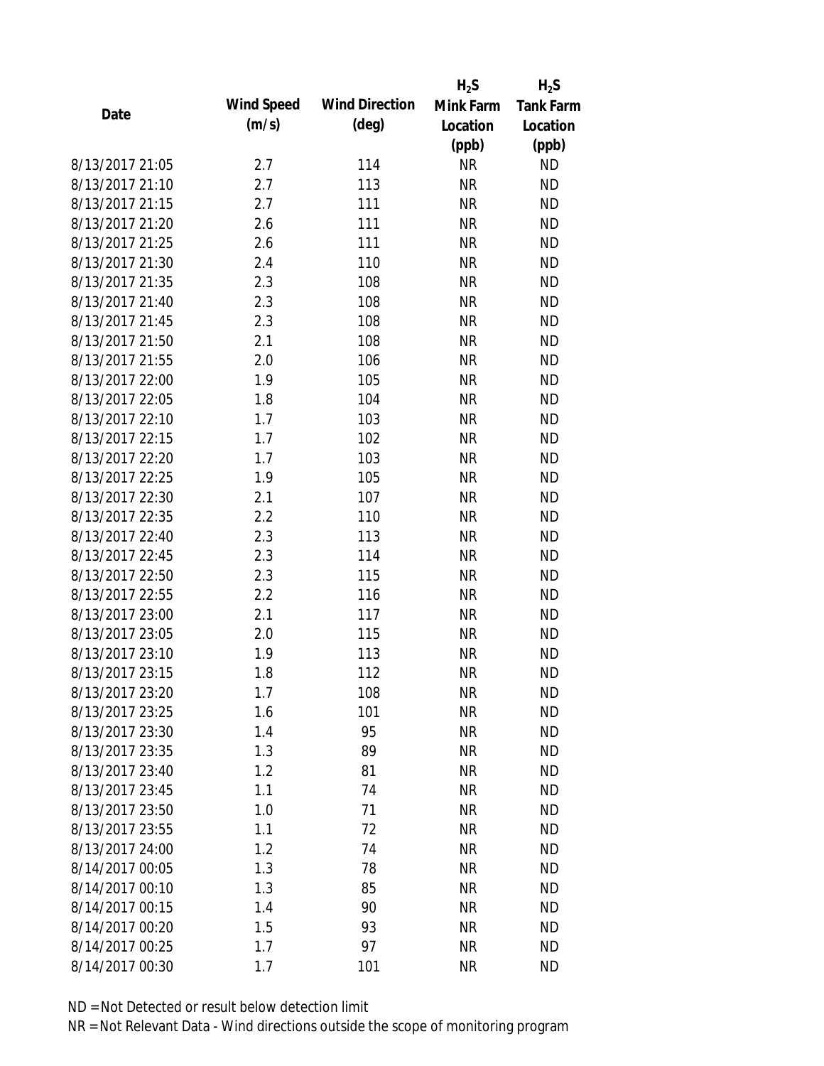| Date | Wind Speed (m/s) | Wind Direction (deg) | $H_2S$ Mink Farm Location (ppb) | $H_2S$ Tank Farm Location (ppb) |
|---|---|---|---|---|
| 8/13/2017 21:05 | 2.7 | 114 | NR | ND |
| 8/13/2017 21:10 | 2.7 | 113 | NR | ND |
| 8/13/2017 21:15 | 2.7 | 111 | NR | ND |
| 8/13/2017 21:20 | 2.6 | 111 | NR | ND |
| 8/13/2017 21:25 | 2.6 | 111 | NR | ND |
| 8/13/2017 21:30 | 2.4 | 110 | NR | ND |
| 8/13/2017 21:35 | 2.3 | 108 | NR | ND |
| 8/13/2017 21:40 | 2.3 | 108 | NR | ND |
| 8/13/2017 21:45 | 2.3 | 108 | NR | ND |
| 8/13/2017 21:50 | 2.1 | 108 | NR | ND |
| 8/13/2017 21:55 | 2.0 | 106 | NR | ND |
| 8/13/2017 22:00 | 1.9 | 105 | NR | ND |
| 8/13/2017 22:05 | 1.8 | 104 | NR | ND |
| 8/13/2017 22:10 | 1.7 | 103 | NR | ND |
| 8/13/2017 22:15 | 1.7 | 102 | NR | ND |
| 8/13/2017 22:20 | 1.7 | 103 | NR | ND |
| 8/13/2017 22:25 | 1.9 | 105 | NR | ND |
| 8/13/2017 22:30 | 2.1 | 107 | NR | ND |
| 8/13/2017 22:35 | 2.2 | 110 | NR | ND |
| 8/13/2017 22:40 | 2.3 | 113 | NR | ND |
| 8/13/2017 22:45 | 2.3 | 114 | NR | ND |
| 8/13/2017 22:50 | 2.3 | 115 | NR | ND |
| 8/13/2017 22:55 | 2.2 | 116 | NR | ND |
| 8/13/2017 23:00 | 2.1 | 117 | NR | ND |
| 8/13/2017 23:05 | 2.0 | 115 | NR | ND |
| 8/13/2017 23:10 | 1.9 | 113 | NR | ND |
| 8/13/2017 23:15 | 1.8 | 112 | NR | ND |
| 8/13/2017 23:20 | 1.7 | 108 | NR | ND |
| 8/13/2017 23:25 | 1.6 | 101 | NR | ND |
| 8/13/2017 23:30 | 1.4 | 95 | NR | ND |
| 8/13/2017 23:35 | 1.3 | 89 | NR | ND |
| 8/13/2017 23:40 | 1.2 | 81 | NR | ND |
| 8/13/2017 23:45 | 1.1 | 74 | NR | ND |
| 8/13/2017 23:50 | 1.0 | 71 | NR | ND |
| 8/13/2017 23:55 | 1.1 | 72 | NR | ND |
| 8/13/2017 24:00 | 1.2 | 74 | NR | ND |
| 8/14/2017 00:05 | 1.3 | 78 | NR | ND |
| 8/14/2017 00:10 | 1.3 | 85 | NR | ND |
| 8/14/2017 00:15 | 1.4 | 90 | NR | ND |
| 8/14/2017 00:20 | 1.5 | 93 | NR | ND |
| 8/14/2017 00:25 | 1.7 | 97 | NR | ND |
| 8/14/2017 00:30 | 1.7 | 101 | NR | ND |

ND = Not Detected or result below detection limit

NR = Not Relevant Data - Wind directions outside the scope of monitoring program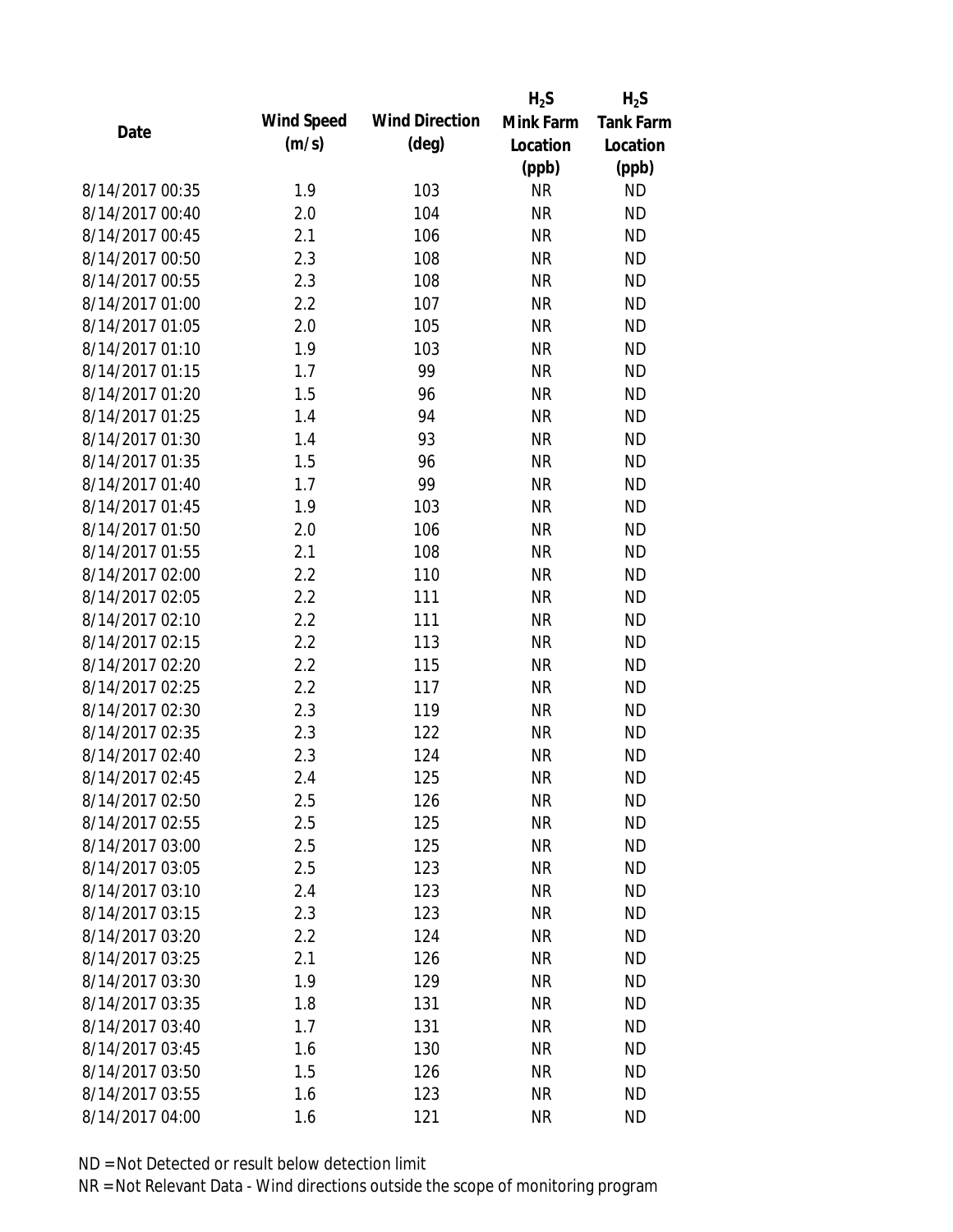| Date | Wind Speed (m/s) | Wind Direction (deg) | $H_2S$ Mink Farm Location (ppb) | $H_2S$ Tank Farm Location (ppb) |
|---|---|---|---|---|
| 8/14/2017 00:35 | 1.9 | 103 | NR | ND |
| 8/14/2017 00:40 | 2.0 | 104 | NR | ND |
| 8/14/2017 00:45 | 2.1 | 106 | NR | ND |
| 8/14/2017 00:50 | 2.3 | 108 | NR | ND |
| 8/14/2017 00:55 | 2.3 | 108 | NR | ND |
| 8/14/2017 01:00 | 2.2 | 107 | NR | ND |
| 8/14/2017 01:05 | 2.0 | 105 | NR | ND |
| 8/14/2017 01:10 | 1.9 | 103 | NR | ND |
| 8/14/2017 01:15 | 1.7 | 99 | NR | ND |
| 8/14/2017 01:20 | 1.5 | 96 | NR | ND |
| 8/14/2017 01:25 | 1.4 | 94 | NR | ND |
| 8/14/2017 01:30 | 1.4 | 93 | NR | ND |
| 8/14/2017 01:35 | 1.5 | 96 | NR | ND |
| 8/14/2017 01:40 | 1.7 | 99 | NR | ND |
| 8/14/2017 01:45 | 1.9 | 103 | NR | ND |
| 8/14/2017 01:50 | 2.0 | 106 | NR | ND |
| 8/14/2017 01:55 | 2.1 | 108 | NR | ND |
| 8/14/2017 02:00 | 2.2 | 110 | NR | ND |
| 8/14/2017 02:05 | 2.2 | 111 | NR | ND |
| 8/14/2017 02:10 | 2.2 | 111 | NR | ND |
| 8/14/2017 02:15 | 2.2 | 113 | NR | ND |
| 8/14/2017 02:20 | 2.2 | 115 | NR | ND |
| 8/14/2017 02:25 | 2.2 | 117 | NR | ND |
| 8/14/2017 02:30 | 2.3 | 119 | NR | ND |
| 8/14/2017 02:35 | 2.3 | 122 | NR | ND |
| 8/14/2017 02:40 | 2.3 | 124 | NR | ND |
| 8/14/2017 02:45 | 2.4 | 125 | NR | ND |
| 8/14/2017 02:50 | 2.5 | 126 | NR | ND |
| 8/14/2017 02:55 | 2.5 | 125 | NR | ND |
| 8/14/2017 03:00 | 2.5 | 125 | NR | ND |
| 8/14/2017 03:05 | 2.5 | 123 | NR | ND |
| 8/14/2017 03:10 | 2.4 | 123 | NR | ND |
| 8/14/2017 03:15 | 2.3 | 123 | NR | ND |
| 8/14/2017 03:20 | 2.2 | 124 | NR | ND |
| 8/14/2017 03:25 | 2.1 | 126 | NR | ND |
| 8/14/2017 03:30 | 1.9 | 129 | NR | ND |
| 8/14/2017 03:35 | 1.8 | 131 | NR | ND |
| 8/14/2017 03:40 | 1.7 | 131 | NR | ND |
| 8/14/2017 03:45 | 1.6 | 130 | NR | ND |
| 8/14/2017 03:50 | 1.5 | 126 | NR | ND |
| 8/14/2017 03:55 | 1.6 | 123 | NR | ND |
| 8/14/2017 04:00 | 1.6 | 121 | NR | ND |

ND = Not Detected or result below detection limit

NR = Not Relevant Data - Wind directions outside the scope of monitoring program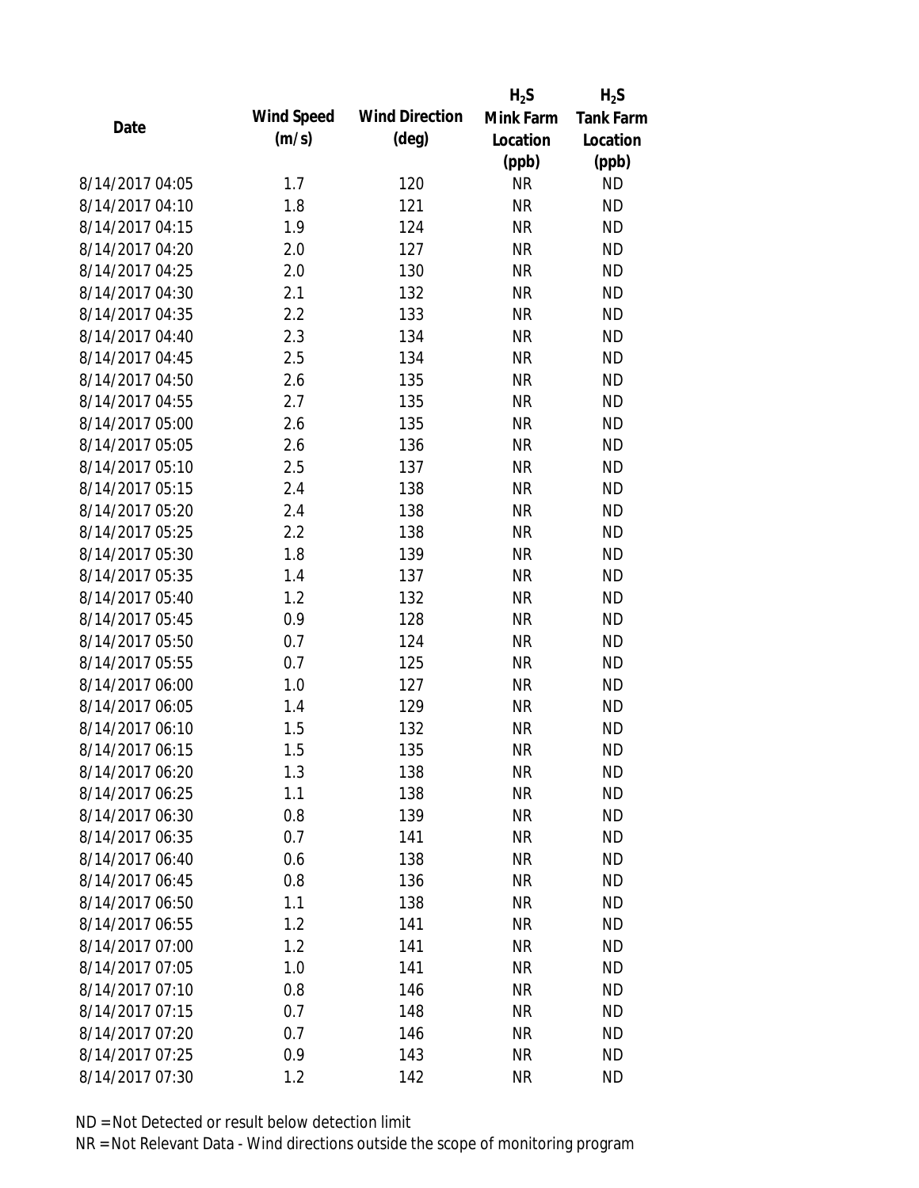| Date | Wind Speed (m/s) | Wind Direction (deg) | $H_2S$ Mink Farm Location (ppb) | $H_2S$ Tank Farm Location (ppb) |
|---|---|---|---|---|
| 8/14/2017 04:05 | 1.7 | 120 | NR | ND |
| 8/14/2017 04:10 | 1.8 | 121 | NR | ND |
| 8/14/2017 04:15 | 1.9 | 124 | NR | ND |
| 8/14/2017 04:20 | 2.0 | 127 | NR | ND |
| 8/14/2017 04:25 | 2.0 | 130 | NR | ND |
| 8/14/2017 04:30 | 2.1 | 132 | NR | ND |
| 8/14/2017 04:35 | 2.2 | 133 | NR | ND |
| 8/14/2017 04:40 | 2.3 | 134 | NR | ND |
| 8/14/2017 04:45 | 2.5 | 134 | NR | ND |
| 8/14/2017 04:50 | 2.6 | 135 | NR | ND |
| 8/14/2017 04:55 | 2.7 | 135 | NR | ND |
| 8/14/2017 05:00 | 2.6 | 135 | NR | ND |
| 8/14/2017 05:05 | 2.6 | 136 | NR | ND |
| 8/14/2017 05:10 | 2.5 | 137 | NR | ND |
| 8/14/2017 05:15 | 2.4 | 138 | NR | ND |
| 8/14/2017 05:20 | 2.4 | 138 | NR | ND |
| 8/14/2017 05:25 | 2.2 | 138 | NR | ND |
| 8/14/2017 05:30 | 1.8 | 139 | NR | ND |
| 8/14/2017 05:35 | 1.4 | 137 | NR | ND |
| 8/14/2017 05:40 | 1.2 | 132 | NR | ND |
| 8/14/2017 05:45 | 0.9 | 128 | NR | ND |
| 8/14/2017 05:50 | 0.7 | 124 | NR | ND |
| 8/14/2017 05:55 | 0.7 | 125 | NR | ND |
| 8/14/2017 06:00 | 1.0 | 127 | NR | ND |
| 8/14/2017 06:05 | 1.4 | 129 | NR | ND |
| 8/14/2017 06:10 | 1.5 | 132 | NR | ND |
| 8/14/2017 06:15 | 1.5 | 135 | NR | ND |
| 8/14/2017 06:20 | 1.3 | 138 | NR | ND |
| 8/14/2017 06:25 | 1.1 | 138 | NR | ND |
| 8/14/2017 06:30 | 0.8 | 139 | NR | ND |
| 8/14/2017 06:35 | 0.7 | 141 | NR | ND |
| 8/14/2017 06:40 | 0.6 | 138 | NR | ND |
| 8/14/2017 06:45 | 0.8 | 136 | NR | ND |
| 8/14/2017 06:50 | 1.1 | 138 | NR | ND |
| 8/14/2017 06:55 | 1.2 | 141 | NR | ND |
| 8/14/2017 07:00 | 1.2 | 141 | NR | ND |
| 8/14/2017 07:05 | 1.0 | 141 | NR | ND |
| 8/14/2017 07:10 | 0.8 | 146 | NR | ND |
| 8/14/2017 07:15 | 0.7 | 148 | NR | ND |
| 8/14/2017 07:20 | 0.7 | 146 | NR | ND |
| 8/14/2017 07:25 | 0.9 | 143 | NR | ND |
| 8/14/2017 07:30 | 1.2 | 142 | NR | ND |

ND = Not Detected or result below detection limit

NR = Not Relevant Data - Wind directions outside the scope of monitoring program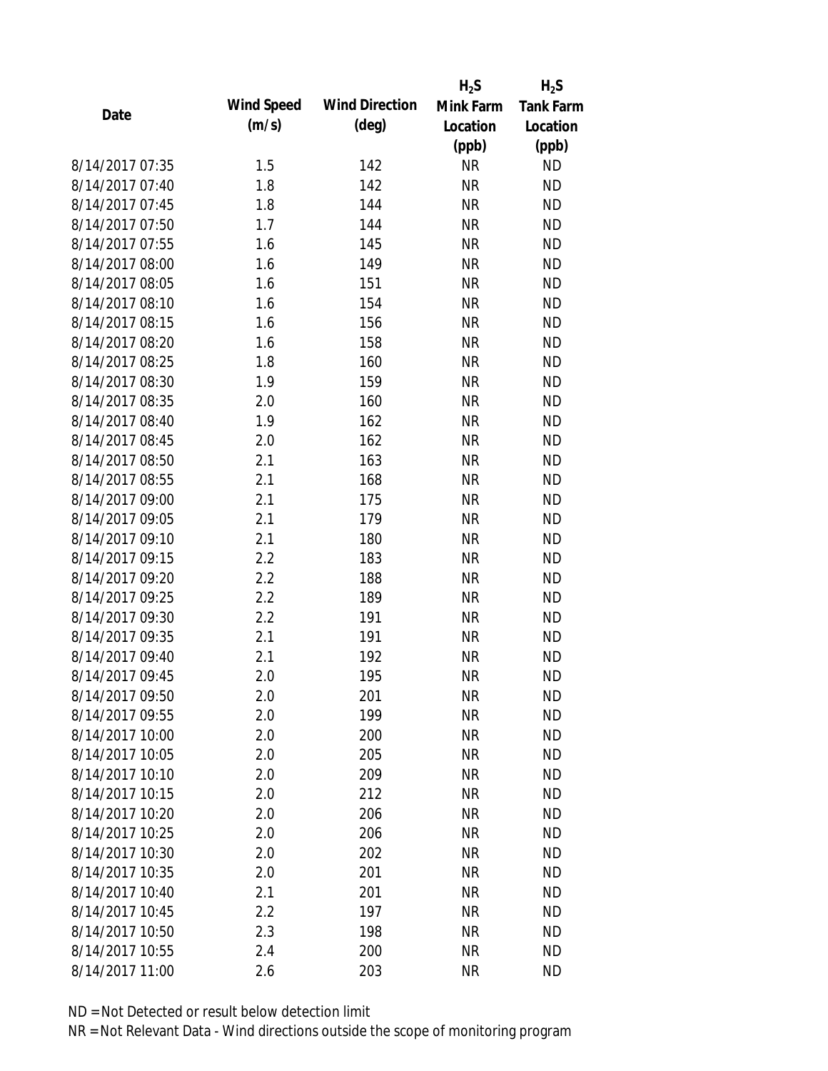| Date | Wind Speed (m/s) | Wind Direction (deg) | $H_2S$ Mink Farm Location (ppb) | $H_2S$ Tank Farm Location (ppb) |
|---|---|---|---|---|
| 8/14/2017 07:35 | 1.5 | 142 | NR | ND |
| 8/14/2017 07:40 | 1.8 | 142 | NR | ND |
| 8/14/2017 07:45 | 1.8 | 144 | NR | ND |
| 8/14/2017 07:50 | 1.7 | 144 | NR | ND |
| 8/14/2017 07:55 | 1.6 | 145 | NR | ND |
| 8/14/2017 08:00 | 1.6 | 149 | NR | ND |
| 8/14/2017 08:05 | 1.6 | 151 | NR | ND |
| 8/14/2017 08:10 | 1.6 | 154 | NR | ND |
| 8/14/2017 08:15 | 1.6 | 156 | NR | ND |
| 8/14/2017 08:20 | 1.6 | 158 | NR | ND |
| 8/14/2017 08:25 | 1.8 | 160 | NR | ND |
| 8/14/2017 08:30 | 1.9 | 159 | NR | ND |
| 8/14/2017 08:35 | 2.0 | 160 | NR | ND |
| 8/14/2017 08:40 | 1.9 | 162 | NR | ND |
| 8/14/2017 08:45 | 2.0 | 162 | NR | ND |
| 8/14/2017 08:50 | 2.1 | 163 | NR | ND |
| 8/14/2017 08:55 | 2.1 | 168 | NR | ND |
| 8/14/2017 09:00 | 2.1 | 175 | NR | ND |
| 8/14/2017 09:05 | 2.1 | 179 | NR | ND |
| 8/14/2017 09:10 | 2.1 | 180 | NR | ND |
| 8/14/2017 09:15 | 2.2 | 183 | NR | ND |
| 8/14/2017 09:20 | 2.2 | 188 | NR | ND |
| 8/14/2017 09:25 | 2.2 | 189 | NR | ND |
| 8/14/2017 09:30 | 2.2 | 191 | NR | ND |
| 8/14/2017 09:35 | 2.1 | 191 | NR | ND |
| 8/14/2017 09:40 | 2.1 | 192 | NR | ND |
| 8/14/2017 09:45 | 2.0 | 195 | NR | ND |
| 8/14/2017 09:50 | 2.0 | 201 | NR | ND |
| 8/14/2017 09:55 | 2.0 | 199 | NR | ND |
| 8/14/2017 10:00 | 2.0 | 200 | NR | ND |
| 8/14/2017 10:05 | 2.0 | 205 | NR | ND |
| 8/14/2017 10:10 | 2.0 | 209 | NR | ND |
| 8/14/2017 10:15 | 2.0 | 212 | NR | ND |
| 8/14/2017 10:20 | 2.0 | 206 | NR | ND |
| 8/14/2017 10:25 | 2.0 | 206 | NR | ND |
| 8/14/2017 10:30 | 2.0 | 202 | NR | ND |
| 8/14/2017 10:35 | 2.0 | 201 | NR | ND |
| 8/14/2017 10:40 | 2.1 | 201 | NR | ND |
| 8/14/2017 10:45 | 2.2 | 197 | NR | ND |
| 8/14/2017 10:50 | 2.3 | 198 | NR | ND |
| 8/14/2017 10:55 | 2.4 | 200 | NR | ND |
| 8/14/2017 11:00 | 2.6 | 203 | NR | ND |

ND = Not Detected or result below detection limit

NR = Not Relevant Data - Wind directions outside the scope of monitoring program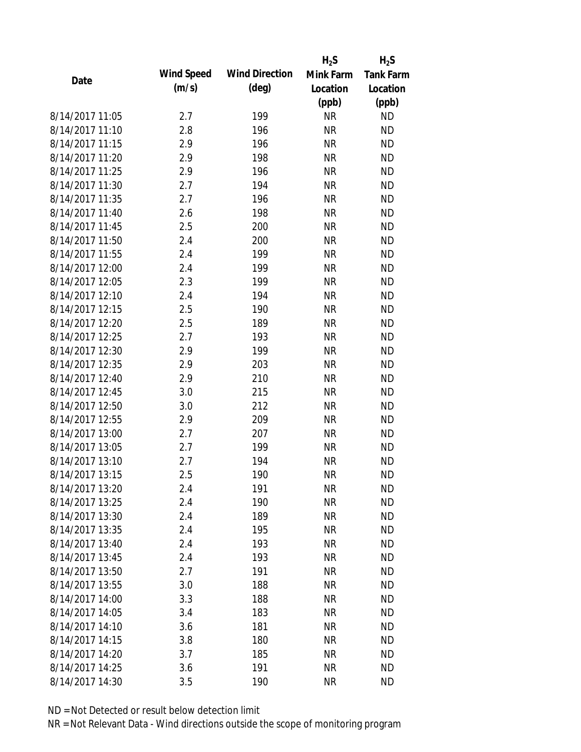| Date | Wind Speed (m/s) | Wind Direction (deg) | $H_2S$ Mink Farm Location (ppb) | $H_2S$ Tank Farm Location (ppb) |
|---|---|---|---|---|
| 8/14/2017 11:05 | 2.7 | 199 | NR | ND |
| 8/14/2017 11:10 | 2.8 | 196 | NR | ND |
| 8/14/2017 11:15 | 2.9 | 196 | NR | ND |
| 8/14/2017 11:20 | 2.9 | 198 | NR | ND |
| 8/14/2017 11:25 | 2.9 | 196 | NR | ND |
| 8/14/2017 11:30 | 2.7 | 194 | NR | ND |
| 8/14/2017 11:35 | 2.7 | 196 | NR | ND |
| 8/14/2017 11:40 | 2.6 | 198 | NR | ND |
| 8/14/2017 11:45 | 2.5 | 200 | NR | ND |
| 8/14/2017 11:50 | 2.4 | 200 | NR | ND |
| 8/14/2017 11:55 | 2.4 | 199 | NR | ND |
| 8/14/2017 12:00 | 2.4 | 199 | NR | ND |
| 8/14/2017 12:05 | 2.3 | 199 | NR | ND |
| 8/14/2017 12:10 | 2.4 | 194 | NR | ND |
| 8/14/2017 12:15 | 2.5 | 190 | NR | ND |
| 8/14/2017 12:20 | 2.5 | 189 | NR | ND |
| 8/14/2017 12:25 | 2.7 | 193 | NR | ND |
| 8/14/2017 12:30 | 2.9 | 199 | NR | ND |
| 8/14/2017 12:35 | 2.9 | 203 | NR | ND |
| 8/14/2017 12:40 | 2.9 | 210 | NR | ND |
| 8/14/2017 12:45 | 3.0 | 215 | NR | ND |
| 8/14/2017 12:50 | 3.0 | 212 | NR | ND |
| 8/14/2017 12:55 | 2.9 | 209 | NR | ND |
| 8/14/2017 13:00 | 2.7 | 207 | NR | ND |
| 8/14/2017 13:05 | 2.7 | 199 | NR | ND |
| 8/14/2017 13:10 | 2.7 | 194 | NR | ND |
| 8/14/2017 13:15 | 2.5 | 190 | NR | ND |
| 8/14/2017 13:20 | 2.4 | 191 | NR | ND |
| 8/14/2017 13:25 | 2.4 | 190 | NR | ND |
| 8/14/2017 13:30 | 2.4 | 189 | NR | ND |
| 8/14/2017 13:35 | 2.4 | 195 | NR | ND |
| 8/14/2017 13:40 | 2.4 | 193 | NR | ND |
| 8/14/2017 13:45 | 2.4 | 193 | NR | ND |
| 8/14/2017 13:50 | 2.7 | 191 | NR | ND |
| 8/14/2017 13:55 | 3.0 | 188 | NR | ND |
| 8/14/2017 14:00 | 3.3 | 188 | NR | ND |
| 8/14/2017 14:05 | 3.4 | 183 | NR | ND |
| 8/14/2017 14:10 | 3.6 | 181 | NR | ND |
| 8/14/2017 14:15 | 3.8 | 180 | NR | ND |
| 8/14/2017 14:20 | 3.7 | 185 | NR | ND |
| 8/14/2017 14:25 | 3.6 | 191 | NR | ND |
| 8/14/2017 14:30 | 3.5 | 190 | NR | ND |

ND = Not Detected or result below detection limit

NR = Not Relevant Data - Wind directions outside the scope of monitoring program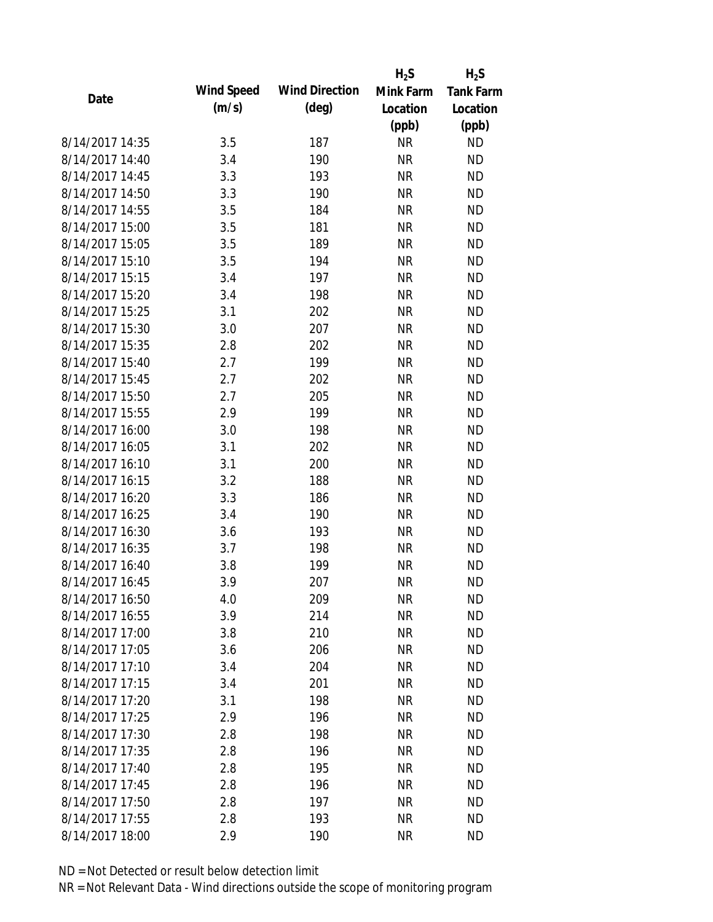| Date | Wind Speed (m/s) | Wind Direction (deg) | $H_2S$ Mink Farm Location (ppb) | $H_2S$ Tank Farm Location (ppb) |
|---|---|---|---|---|
| 8/14/2017 14:35 | 3.5 | 187 | NR | ND |
| 8/14/2017 14:40 | 3.4 | 190 | NR | ND |
| 8/14/2017 14:45 | 3.3 | 193 | NR | ND |
| 8/14/2017 14:50 | 3.3 | 190 | NR | ND |
| 8/14/2017 14:55 | 3.5 | 184 | NR | ND |
| 8/14/2017 15:00 | 3.5 | 181 | NR | ND |
| 8/14/2017 15:05 | 3.5 | 189 | NR | ND |
| 8/14/2017 15:10 | 3.5 | 194 | NR | ND |
| 8/14/2017 15:15 | 3.4 | 197 | NR | ND |
| 8/14/2017 15:20 | 3.4 | 198 | NR | ND |
| 8/14/2017 15:25 | 3.1 | 202 | NR | ND |
| 8/14/2017 15:30 | 3.0 | 207 | NR | ND |
| 8/14/2017 15:35 | 2.8 | 202 | NR | ND |
| 8/14/2017 15:40 | 2.7 | 199 | NR | ND |
| 8/14/2017 15:45 | 2.7 | 202 | NR | ND |
| 8/14/2017 15:50 | 2.7 | 205 | NR | ND |
| 8/14/2017 15:55 | 2.9 | 199 | NR | ND |
| 8/14/2017 16:00 | 3.0 | 198 | NR | ND |
| 8/14/2017 16:05 | 3.1 | 202 | NR | ND |
| 8/14/2017 16:10 | 3.1 | 200 | NR | ND |
| 8/14/2017 16:15 | 3.2 | 188 | NR | ND |
| 8/14/2017 16:20 | 3.3 | 186 | NR | ND |
| 8/14/2017 16:25 | 3.4 | 190 | NR | ND |
| 8/14/2017 16:30 | 3.6 | 193 | NR | ND |
| 8/14/2017 16:35 | 3.7 | 198 | NR | ND |
| 8/14/2017 16:40 | 3.8 | 199 | NR | ND |
| 8/14/2017 16:45 | 3.9 | 207 | NR | ND |
| 8/14/2017 16:50 | 4.0 | 209 | NR | ND |
| 8/14/2017 16:55 | 3.9 | 214 | NR | ND |
| 8/14/2017 17:00 | 3.8 | 210 | NR | ND |
| 8/14/2017 17:05 | 3.6 | 206 | NR | ND |
| 8/14/2017 17:10 | 3.4 | 204 | NR | ND |
| 8/14/2017 17:15 | 3.4 | 201 | NR | ND |
| 8/14/2017 17:20 | 3.1 | 198 | NR | ND |
| 8/14/2017 17:25 | 2.9 | 196 | NR | ND |
| 8/14/2017 17:30 | 2.8 | 198 | NR | ND |
| 8/14/2017 17:35 | 2.8 | 196 | NR | ND |
| 8/14/2017 17:40 | 2.8 | 195 | NR | ND |
| 8/14/2017 17:45 | 2.8 | 196 | NR | ND |
| 8/14/2017 17:50 | 2.8 | 197 | NR | ND |
| 8/14/2017 17:55 | 2.8 | 193 | NR | ND |
| 8/14/2017 18:00 | 2.9 | 190 | NR | ND |

ND = Not Detected or result below detection limit

NR = Not Relevant Data - Wind directions outside the scope of monitoring program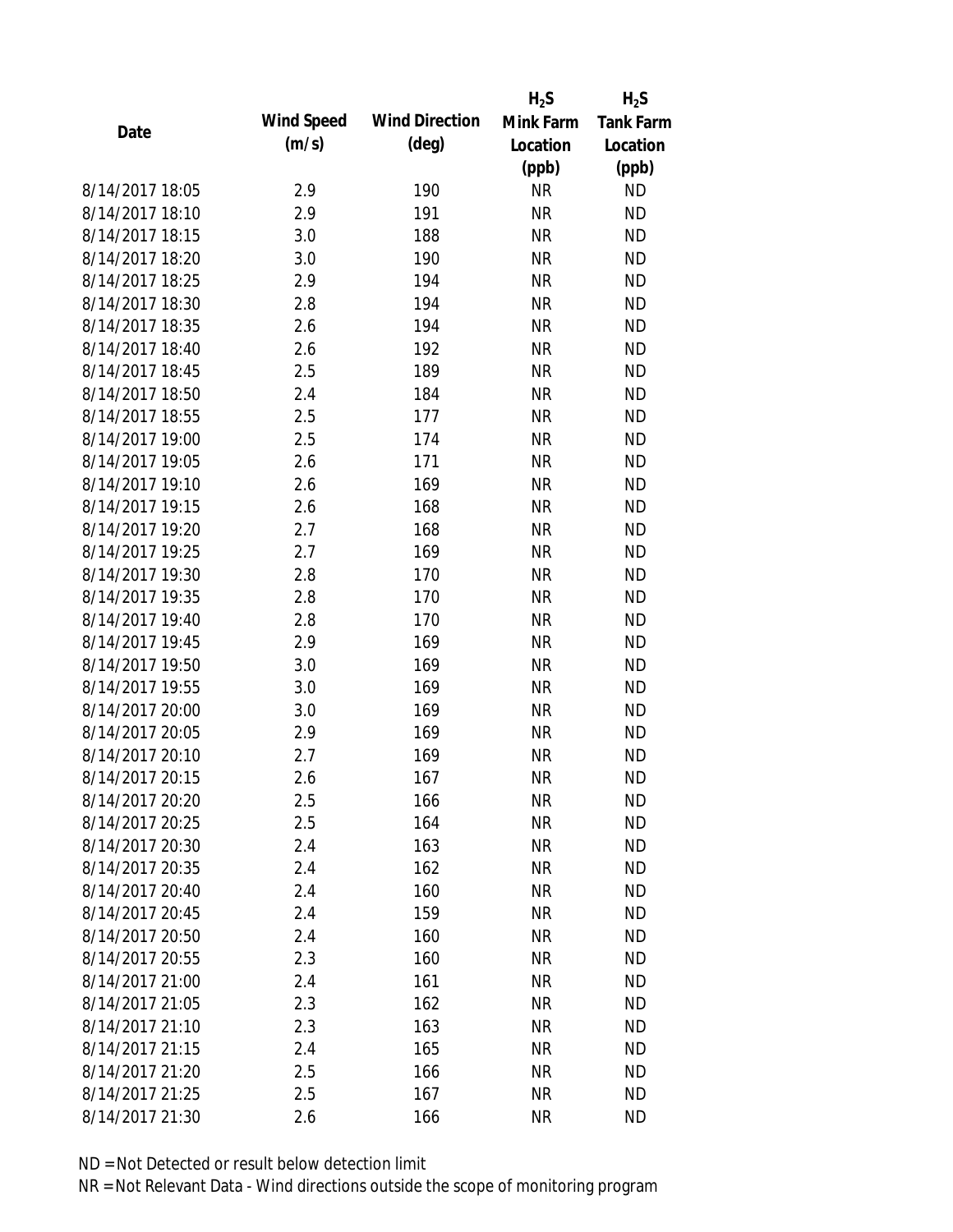| Date | Wind Speed (m/s) | Wind Direction (deg) | $H_2S$ Mink Farm Location (ppb) | $H_2S$ Tank Farm Location (ppb) |
| --- | --- | --- | --- | --- |
| 8/14/2017 18:05 | 2.9 | 190 | NR | ND |
| 8/14/2017 18:10 | 2.9 | 191 | NR | ND |
| 8/14/2017 18:15 | 3.0 | 188 | NR | ND |
| 8/14/2017 18:20 | 3.0 | 190 | NR | ND |
| 8/14/2017 18:25 | 2.9 | 194 | NR | ND |
| 8/14/2017 18:30 | 2.8 | 194 | NR | ND |
| 8/14/2017 18:35 | 2.6 | 194 | NR | ND |
| 8/14/2017 18:40 | 2.6 | 192 | NR | ND |
| 8/14/2017 18:45 | 2.5 | 189 | NR | ND |
| 8/14/2017 18:50 | 2.4 | 184 | NR | ND |
| 8/14/2017 18:55 | 2.5 | 177 | NR | ND |
| 8/14/2017 19:00 | 2.5 | 174 | NR | ND |
| 8/14/2017 19:05 | 2.6 | 171 | NR | ND |
| 8/14/2017 19:10 | 2.6 | 169 | NR | ND |
| 8/14/2017 19:15 | 2.6 | 168 | NR | ND |
| 8/14/2017 19:20 | 2.7 | 168 | NR | ND |
| 8/14/2017 19:25 | 2.7 | 169 | NR | ND |
| 8/14/2017 19:30 | 2.8 | 170 | NR | ND |
| 8/14/2017 19:35 | 2.8 | 170 | NR | ND |
| 8/14/2017 19:40 | 2.8 | 170 | NR | ND |
| 8/14/2017 19:45 | 2.9 | 169 | NR | ND |
| 8/14/2017 19:50 | 3.0 | 169 | NR | ND |
| 8/14/2017 19:55 | 3.0 | 169 | NR | ND |
| 8/14/2017 20:00 | 3.0 | 169 | NR | ND |
| 8/14/2017 20:05 | 2.9 | 169 | NR | ND |
| 8/14/2017 20:10 | 2.7 | 169 | NR | ND |
| 8/14/2017 20:15 | 2.6 | 167 | NR | ND |
| 8/14/2017 20:20 | 2.5 | 166 | NR | ND |
| 8/14/2017 20:25 | 2.5 | 164 | NR | ND |
| 8/14/2017 20:30 | 2.4 | 163 | NR | ND |
| 8/14/2017 20:35 | 2.4 | 162 | NR | ND |
| 8/14/2017 20:40 | 2.4 | 160 | NR | ND |
| 8/14/2017 20:45 | 2.4 | 159 | NR | ND |
| 8/14/2017 20:50 | 2.4 | 160 | NR | ND |
| 8/14/2017 20:55 | 2.3 | 160 | NR | ND |
| 8/14/2017 21:00 | 2.4 | 161 | NR | ND |
| 8/14/2017 21:05 | 2.3 | 162 | NR | ND |
| 8/14/2017 21:10 | 2.3 | 163 | NR | ND |
| 8/14/2017 21:15 | 2.4 | 165 | NR | ND |
| 8/14/2017 21:20 | 2.5 | 166 | NR | ND |
| 8/14/2017 21:25 | 2.5 | 167 | NR | ND |
| 8/14/2017 21:30 | 2.6 | 166 | NR | ND |

ND = Not Detected or result below detection limit

NR = Not Relevant Data - Wind directions outside the scope of monitoring program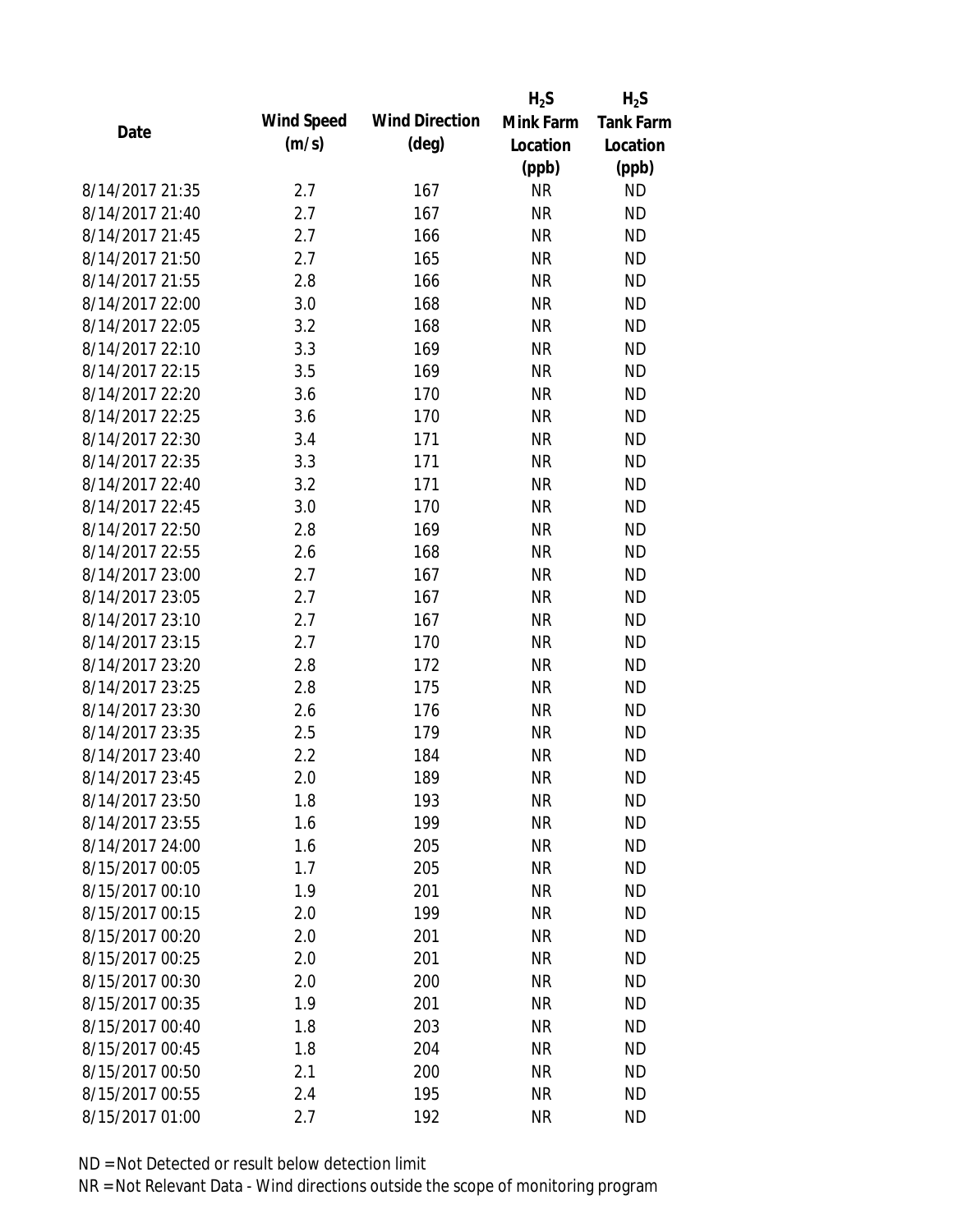| Date | Wind Speed (m/s) | Wind Direction (deg) | $H_2S$ Mink Farm Location (ppb) | $H_2S$ Tank Farm Location (ppb) |
|---|---|---|---|---|
| 8/14/2017 21:35 | 2.7 | 167 | NR | ND |
| 8/14/2017 21:40 | 2.7 | 167 | NR | ND |
| 8/14/2017 21:45 | 2.7 | 166 | NR | ND |
| 8/14/2017 21:50 | 2.7 | 165 | NR | ND |
| 8/14/2017 21:55 | 2.8 | 166 | NR | ND |
| 8/14/2017 22:00 | 3.0 | 168 | NR | ND |
| 8/14/2017 22:05 | 3.2 | 168 | NR | ND |
| 8/14/2017 22:10 | 3.3 | 169 | NR | ND |
| 8/14/2017 22:15 | 3.5 | 169 | NR | ND |
| 8/14/2017 22:20 | 3.6 | 170 | NR | ND |
| 8/14/2017 22:25 | 3.6 | 170 | NR | ND |
| 8/14/2017 22:30 | 3.4 | 171 | NR | ND |
| 8/14/2017 22:35 | 3.3 | 171 | NR | ND |
| 8/14/2017 22:40 | 3.2 | 171 | NR | ND |
| 8/14/2017 22:45 | 3.0 | 170 | NR | ND |
| 8/14/2017 22:50 | 2.8 | 169 | NR | ND |
| 8/14/2017 22:55 | 2.6 | 168 | NR | ND |
| 8/14/2017 23:00 | 2.7 | 167 | NR | ND |
| 8/14/2017 23:05 | 2.7 | 167 | NR | ND |
| 8/14/2017 23:10 | 2.7 | 167 | NR | ND |
| 8/14/2017 23:15 | 2.7 | 170 | NR | ND |
| 8/14/2017 23:20 | 2.8 | 172 | NR | ND |
| 8/14/2017 23:25 | 2.8 | 175 | NR | ND |
| 8/14/2017 23:30 | 2.6 | 176 | NR | ND |
| 8/14/2017 23:35 | 2.5 | 179 | NR | ND |
| 8/14/2017 23:40 | 2.2 | 184 | NR | ND |
| 8/14/2017 23:45 | 2.0 | 189 | NR | ND |
| 8/14/2017 23:50 | 1.8 | 193 | NR | ND |
| 8/14/2017 23:55 | 1.6 | 199 | NR | ND |
| 8/14/2017 24:00 | 1.6 | 205 | NR | ND |
| 8/15/2017 00:05 | 1.7 | 205 | NR | ND |
| 8/15/2017 00:10 | 1.9 | 201 | NR | ND |
| 8/15/2017 00:15 | 2.0 | 199 | NR | ND |
| 8/15/2017 00:20 | 2.0 | 201 | NR | ND |
| 8/15/2017 00:25 | 2.0 | 201 | NR | ND |
| 8/15/2017 00:30 | 2.0 | 200 | NR | ND |
| 8/15/2017 00:35 | 1.9 | 201 | NR | ND |
| 8/15/2017 00:40 | 1.8 | 203 | NR | ND |
| 8/15/2017 00:45 | 1.8 | 204 | NR | ND |
| 8/15/2017 00:50 | 2.1 | 200 | NR | ND |
| 8/15/2017 00:55 | 2.4 | 195 | NR | ND |
| 8/15/2017 01:00 | 2.7 | 192 | NR | ND |

ND = Not Detected or result below detection limit

NR = Not Relevant Data - Wind directions outside the scope of monitoring program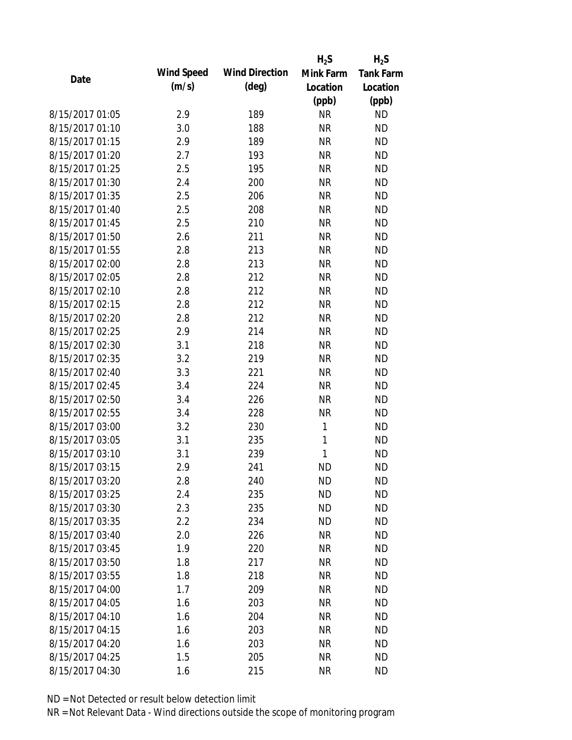| Date | Wind Speed (m/s) | Wind Direction (deg) | $H_2S$ Mink Farm Location (ppb) | $H_2S$ Tank Farm Location (ppb) |
|---|---|---|---|---|
| 8/15/2017 01:05 | 2.9 | 189 | NR | ND |
| 8/15/2017 01:10 | 3.0 | 188 | NR | ND |
| 8/15/2017 01:15 | 2.9 | 189 | NR | ND |
| 8/15/2017 01:20 | 2.7 | 193 | NR | ND |
| 8/15/2017 01:25 | 2.5 | 195 | NR | ND |
| 8/15/2017 01:30 | 2.4 | 200 | NR | ND |
| 8/15/2017 01:35 | 2.5 | 206 | NR | ND |
| 8/15/2017 01:40 | 2.5 | 208 | NR | ND |
| 8/15/2017 01:45 | 2.5 | 210 | NR | ND |
| 8/15/2017 01:50 | 2.6 | 211 | NR | ND |
| 8/15/2017 01:55 | 2.8 | 213 | NR | ND |
| 8/15/2017 02:00 | 2.8 | 213 | NR | ND |
| 8/15/2017 02:05 | 2.8 | 212 | NR | ND |
| 8/15/2017 02:10 | 2.8 | 212 | NR | ND |
| 8/15/2017 02:15 | 2.8 | 212 | NR | ND |
| 8/15/2017 02:20 | 2.8 | 212 | NR | ND |
| 8/15/2017 02:25 | 2.9 | 214 | NR | ND |
| 8/15/2017 02:30 | 3.1 | 218 | NR | ND |
| 8/15/2017 02:35 | 3.2 | 219 | NR | ND |
| 8/15/2017 02:40 | 3.3 | 221 | NR | ND |
| 8/15/2017 02:45 | 3.4 | 224 | NR | ND |
| 8/15/2017 02:50 | 3.4 | 226 | NR | ND |
| 8/15/2017 02:55 | 3.4 | 228 | NR | ND |
| 8/15/2017 03:00 | 3.2 | 230 | 1 | ND |
| 8/15/2017 03:05 | 3.1 | 235 | 1 | ND |
| 8/15/2017 03:10 | 3.1 | 239 | 1 | ND |
| 8/15/2017 03:15 | 2.9 | 241 | ND | ND |
| 8/15/2017 03:20 | 2.8 | 240 | ND | ND |
| 8/15/2017 03:25 | 2.4 | 235 | ND | ND |
| 8/15/2017 03:30 | 2.3 | 235 | ND | ND |
| 8/15/2017 03:35 | 2.2 | 234 | ND | ND |
| 8/15/2017 03:40 | 2.0 | 226 | NR | ND |
| 8/15/2017 03:45 | 1.9 | 220 | NR | ND |
| 8/15/2017 03:50 | 1.8 | 217 | NR | ND |
| 8/15/2017 03:55 | 1.8 | 218 | NR | ND |
| 8/15/2017 04:00 | 1.7 | 209 | NR | ND |
| 8/15/2017 04:05 | 1.6 | 203 | NR | ND |
| 8/15/2017 04:10 | 1.6 | 204 | NR | ND |
| 8/15/2017 04:15 | 1.6 | 203 | NR | ND |
| 8/15/2017 04:20 | 1.6 | 203 | NR | ND |
| 8/15/2017 04:25 | 1.5 | 205 | NR | ND |
| 8/15/2017 04:30 | 1.6 | 215 | NR | ND |

ND = Not Detected or result below detection limit

NR = Not Relevant Data - Wind directions outside the scope of monitoring program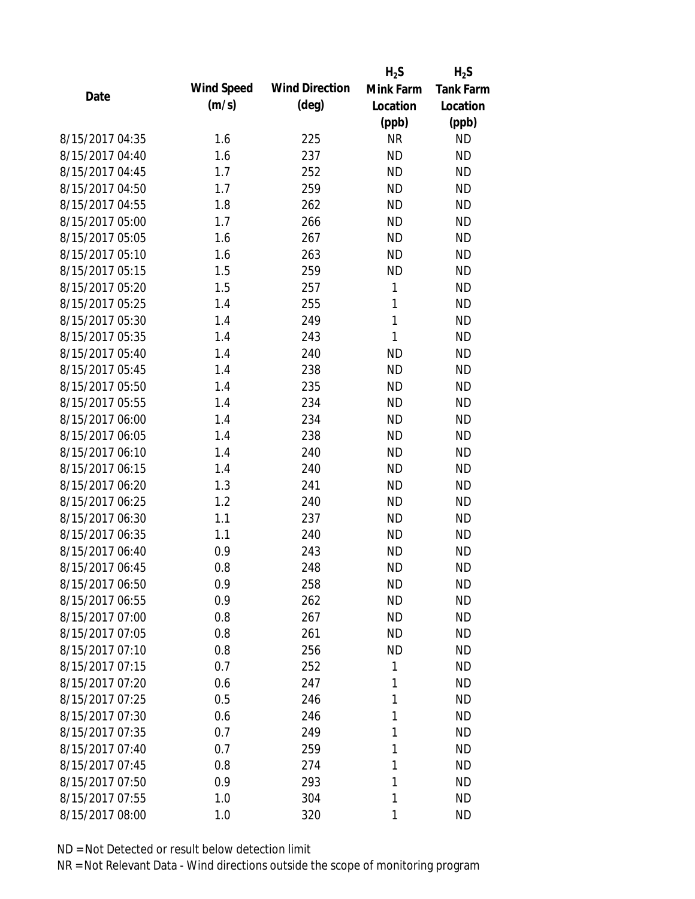| Date | Wind Speed (m/s) | Wind Direction (deg) | $H_2S$ Mink Farm Location (ppb) | $H_2S$ Tank Farm Location (ppb) |
|---|---|---|---|---|
| 8/15/2017 04:35 | 1.6 | 225 | NR | ND |
| 8/15/2017 04:40 | 1.6 | 237 | ND | ND |
| 8/15/2017 04:45 | 1.7 | 252 | ND | ND |
| 8/15/2017 04:50 | 1.7 | 259 | ND | ND |
| 8/15/2017 04:55 | 1.8 | 262 | ND | ND |
| 8/15/2017 05:00 | 1.7 | 266 | ND | ND |
| 8/15/2017 05:05 | 1.6 | 267 | ND | ND |
| 8/15/2017 05:10 | 1.6 | 263 | ND | ND |
| 8/15/2017 05:15 | 1.5 | 259 | ND | ND |
| 8/15/2017 05:20 | 1.5 | 257 | 1 | ND |
| 8/15/2017 05:25 | 1.4 | 255 | 1 | ND |
| 8/15/2017 05:30 | 1.4 | 249 | 1 | ND |
| 8/15/2017 05:35 | 1.4 | 243 | 1 | ND |
| 8/15/2017 05:40 | 1.4 | 240 | ND | ND |
| 8/15/2017 05:45 | 1.4 | 238 | ND | ND |
| 8/15/2017 05:50 | 1.4 | 235 | ND | ND |
| 8/15/2017 05:55 | 1.4 | 234 | ND | ND |
| 8/15/2017 06:00 | 1.4 | 234 | ND | ND |
| 8/15/2017 06:05 | 1.4 | 238 | ND | ND |
| 8/15/2017 06:10 | 1.4 | 240 | ND | ND |
| 8/15/2017 06:15 | 1.4 | 240 | ND | ND |
| 8/15/2017 06:20 | 1.3 | 241 | ND | ND |
| 8/15/2017 06:25 | 1.2 | 240 | ND | ND |
| 8/15/2017 06:30 | 1.1 | 237 | ND | ND |
| 8/15/2017 06:35 | 1.1 | 240 | ND | ND |
| 8/15/2017 06:40 | 0.9 | 243 | ND | ND |
| 8/15/2017 06:45 | 0.8 | 248 | ND | ND |
| 8/15/2017 06:50 | 0.9 | 258 | ND | ND |
| 8/15/2017 06:55 | 0.9 | 262 | ND | ND |
| 8/15/2017 07:00 | 0.8 | 267 | ND | ND |
| 8/15/2017 07:05 | 0.8 | 261 | ND | ND |
| 8/15/2017 07:10 | 0.8 | 256 | ND | ND |
| 8/15/2017 07:15 | 0.7 | 252 | 1 | ND |
| 8/15/2017 07:20 | 0.6 | 247 | 1 | ND |
| 8/15/2017 07:25 | 0.5 | 246 | 1 | ND |
| 8/15/2017 07:30 | 0.6 | 246 | 1 | ND |
| 8/15/2017 07:35 | 0.7 | 249 | 1 | ND |
| 8/15/2017 07:40 | 0.7 | 259 | 1 | ND |
| 8/15/2017 07:45 | 0.8 | 274 | 1 | ND |
| 8/15/2017 07:50 | 0.9 | 293 | 1 | ND |
| 8/15/2017 07:55 | 1.0 | 304 | 1 | ND |
| 8/15/2017 08:00 | 1.0 | 320 | 1 | ND |

ND = Not Detected or result below detection limit

NR = Not Relevant Data - Wind directions outside the scope of monitoring program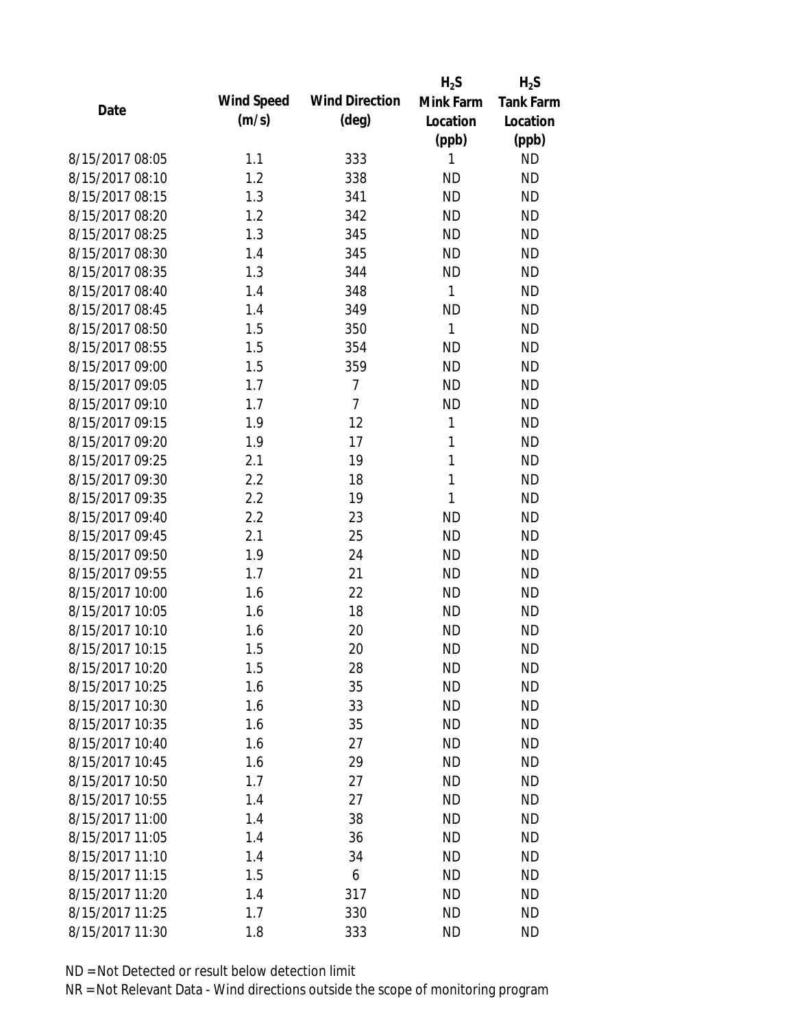| Date | Wind Speed (m/s) | Wind Direction (deg) | $H_2S$ Mink Farm Location (ppb) | $H_2S$ Tank Farm Location (ppb) |
|---|---|---|---|---|
| 8/15/2017 08:05 | 1.1 | 333 | 1 | ND |
| 8/15/2017 08:10 | 1.2 | 338 | ND | ND |
| 8/15/2017 08:15 | 1.3 | 341 | ND | ND |
| 8/15/2017 08:20 | 1.2 | 342 | ND | ND |
| 8/15/2017 08:25 | 1.3 | 345 | ND | ND |
| 8/15/2017 08:30 | 1.4 | 345 | ND | ND |
| 8/15/2017 08:35 | 1.3 | 344 | ND | ND |
| 8/15/2017 08:40 | 1.4 | 348 | 1 | ND |
| 8/15/2017 08:45 | 1.4 | 349 | ND | ND |
| 8/15/2017 08:50 | 1.5 | 350 | 1 | ND |
| 8/15/2017 08:55 | 1.5 | 354 | ND | ND |
| 8/15/2017 09:00 | 1.5 | 359 | ND | ND |
| 8/15/2017 09:05 | 1.7 | 7 | ND | ND |
| 8/15/2017 09:10 | 1.7 | 7 | ND | ND |
| 8/15/2017 09:15 | 1.9 | 12 | 1 | ND |
| 8/15/2017 09:20 | 1.9 | 17 | 1 | ND |
| 8/15/2017 09:25 | 2.1 | 19 | 1 | ND |
| 8/15/2017 09:30 | 2.2 | 18 | 1 | ND |
| 8/15/2017 09:35 | 2.2 | 19 | 1 | ND |
| 8/15/2017 09:40 | 2.2 | 23 | ND | ND |
| 8/15/2017 09:45 | 2.1 | 25 | ND | ND |
| 8/15/2017 09:50 | 1.9 | 24 | ND | ND |
| 8/15/2017 09:55 | 1.7 | 21 | ND | ND |
| 8/15/2017 10:00 | 1.6 | 22 | ND | ND |
| 8/15/2017 10:05 | 1.6 | 18 | ND | ND |
| 8/15/2017 10:10 | 1.6 | 20 | ND | ND |
| 8/15/2017 10:15 | 1.5 | 20 | ND | ND |
| 8/15/2017 10:20 | 1.5 | 28 | ND | ND |
| 8/15/2017 10:25 | 1.6 | 35 | ND | ND |
| 8/15/2017 10:30 | 1.6 | 33 | ND | ND |
| 8/15/2017 10:35 | 1.6 | 35 | ND | ND |
| 8/15/2017 10:40 | 1.6 | 27 | ND | ND |
| 8/15/2017 10:45 | 1.6 | 29 | ND | ND |
| 8/15/2017 10:50 | 1.7 | 27 | ND | ND |
| 8/15/2017 10:55 | 1.4 | 27 | ND | ND |
| 8/15/2017 11:00 | 1.4 | 38 | ND | ND |
| 8/15/2017 11:05 | 1.4 | 36 | ND | ND |
| 8/15/2017 11:10 | 1.4 | 34 | ND | ND |
| 8/15/2017 11:15 | 1.5 | 6 | ND | ND |
| 8/15/2017 11:20 | 1.4 | 317 | ND | ND |
| 8/15/2017 11:25 | 1.7 | 330 | ND | ND |
| 8/15/2017 11:30 | 1.8 | 333 | ND | ND |

ND = Not Detected or result below detection limit

NR = Not Relevant Data - Wind directions outside the scope of monitoring program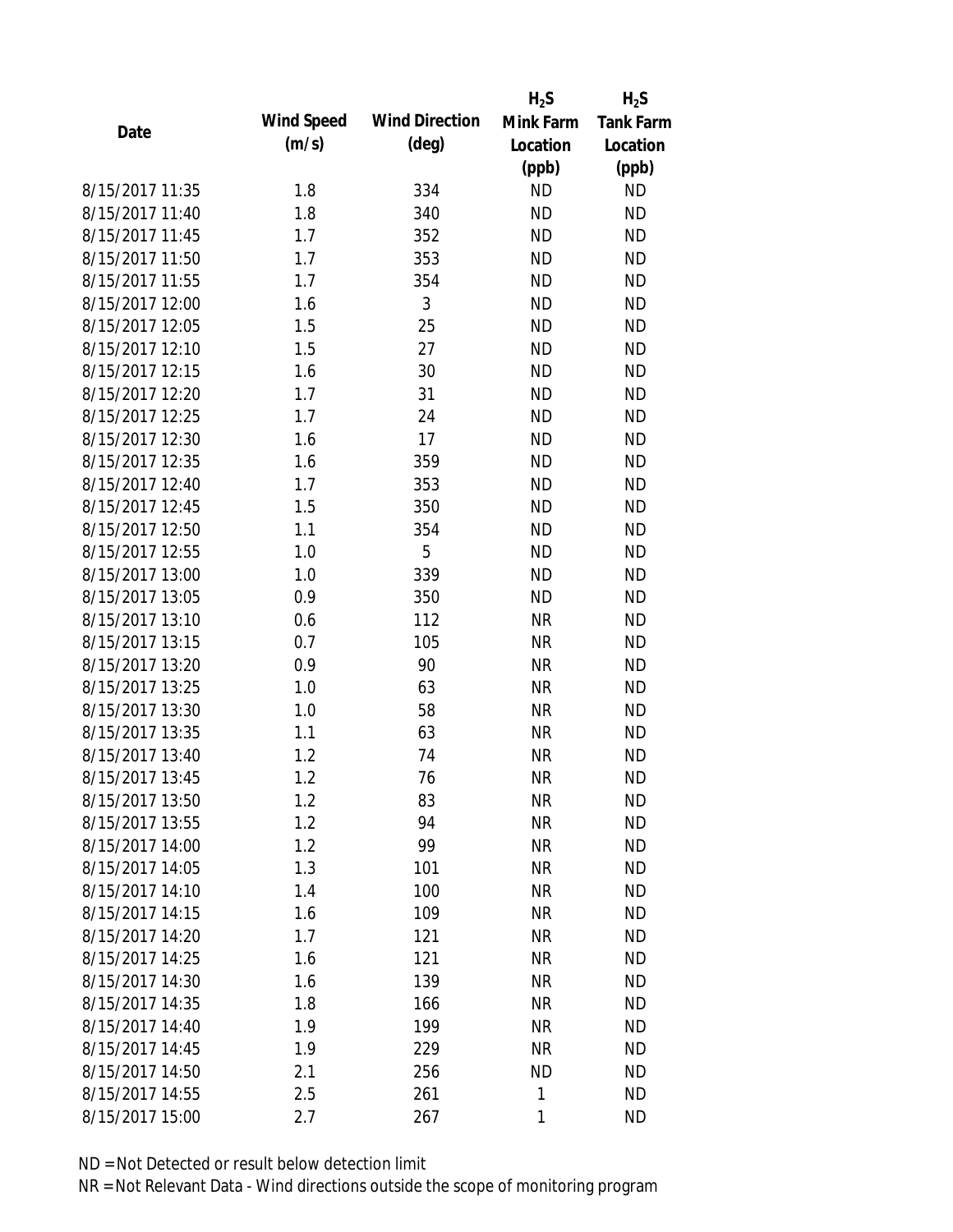| Date | Wind Speed (m/s) | Wind Direction (deg) | $H_2S$ Mink Farm Location (ppb) | $H_2S$ Tank Farm Location (ppb) |
|---|---|---|---|---|
| 8/15/2017 11:35 | 1.8 | 334 | ND | ND |
| 8/15/2017 11:40 | 1.8 | 340 | ND | ND |
| 8/15/2017 11:45 | 1.7 | 352 | ND | ND |
| 8/15/2017 11:50 | 1.7 | 353 | ND | ND |
| 8/15/2017 11:55 | 1.7 | 354 | ND | ND |
| 8/15/2017 12:00 | 1.6 | 3 | ND | ND |
| 8/15/2017 12:05 | 1.5 | 25 | ND | ND |
| 8/15/2017 12:10 | 1.5 | 27 | ND | ND |
| 8/15/2017 12:15 | 1.6 | 30 | ND | ND |
| 8/15/2017 12:20 | 1.7 | 31 | ND | ND |
| 8/15/2017 12:25 | 1.7 | 24 | ND | ND |
| 8/15/2017 12:30 | 1.6 | 17 | ND | ND |
| 8/15/2017 12:35 | 1.6 | 359 | ND | ND |
| 8/15/2017 12:40 | 1.7 | 353 | ND | ND |
| 8/15/2017 12:45 | 1.5 | 350 | ND | ND |
| 8/15/2017 12:50 | 1.1 | 354 | ND | ND |
| 8/15/2017 12:55 | 1.0 | 5 | ND | ND |
| 8/15/2017 13:00 | 1.0 | 339 | ND | ND |
| 8/15/2017 13:05 | 0.9 | 350 | ND | ND |
| 8/15/2017 13:10 | 0.6 | 112 | NR | ND |
| 8/15/2017 13:15 | 0.7 | 105 | NR | ND |
| 8/15/2017 13:20 | 0.9 | 90 | NR | ND |
| 8/15/2017 13:25 | 1.0 | 63 | NR | ND |
| 8/15/2017 13:30 | 1.0 | 58 | NR | ND |
| 8/15/2017 13:35 | 1.1 | 63 | NR | ND |
| 8/15/2017 13:40 | 1.2 | 74 | NR | ND |
| 8/15/2017 13:45 | 1.2 | 76 | NR | ND |
| 8/15/2017 13:50 | 1.2 | 83 | NR | ND |
| 8/15/2017 13:55 | 1.2 | 94 | NR | ND |
| 8/15/2017 14:00 | 1.2 | 99 | NR | ND |
| 8/15/2017 14:05 | 1.3 | 101 | NR | ND |
| 8/15/2017 14:10 | 1.4 | 100 | NR | ND |
| 8/15/2017 14:15 | 1.6 | 109 | NR | ND |
| 8/15/2017 14:20 | 1.7 | 121 | NR | ND |
| 8/15/2017 14:25 | 1.6 | 121 | NR | ND |
| 8/15/2017 14:30 | 1.6 | 139 | NR | ND |
| 8/15/2017 14:35 | 1.8 | 166 | NR | ND |
| 8/15/2017 14:40 | 1.9 | 199 | NR | ND |
| 8/15/2017 14:45 | 1.9 | 229 | NR | ND |
| 8/15/2017 14:50 | 2.1 | 256 | ND | ND |
| 8/15/2017 14:55 | 2.5 | 261 | 1 | ND |
| 8/15/2017 15:00 | 2.7 | 267 | 1 | ND |

ND = Not Detected or result below detection limit

NR = Not Relevant Data - Wind directions outside the scope of monitoring program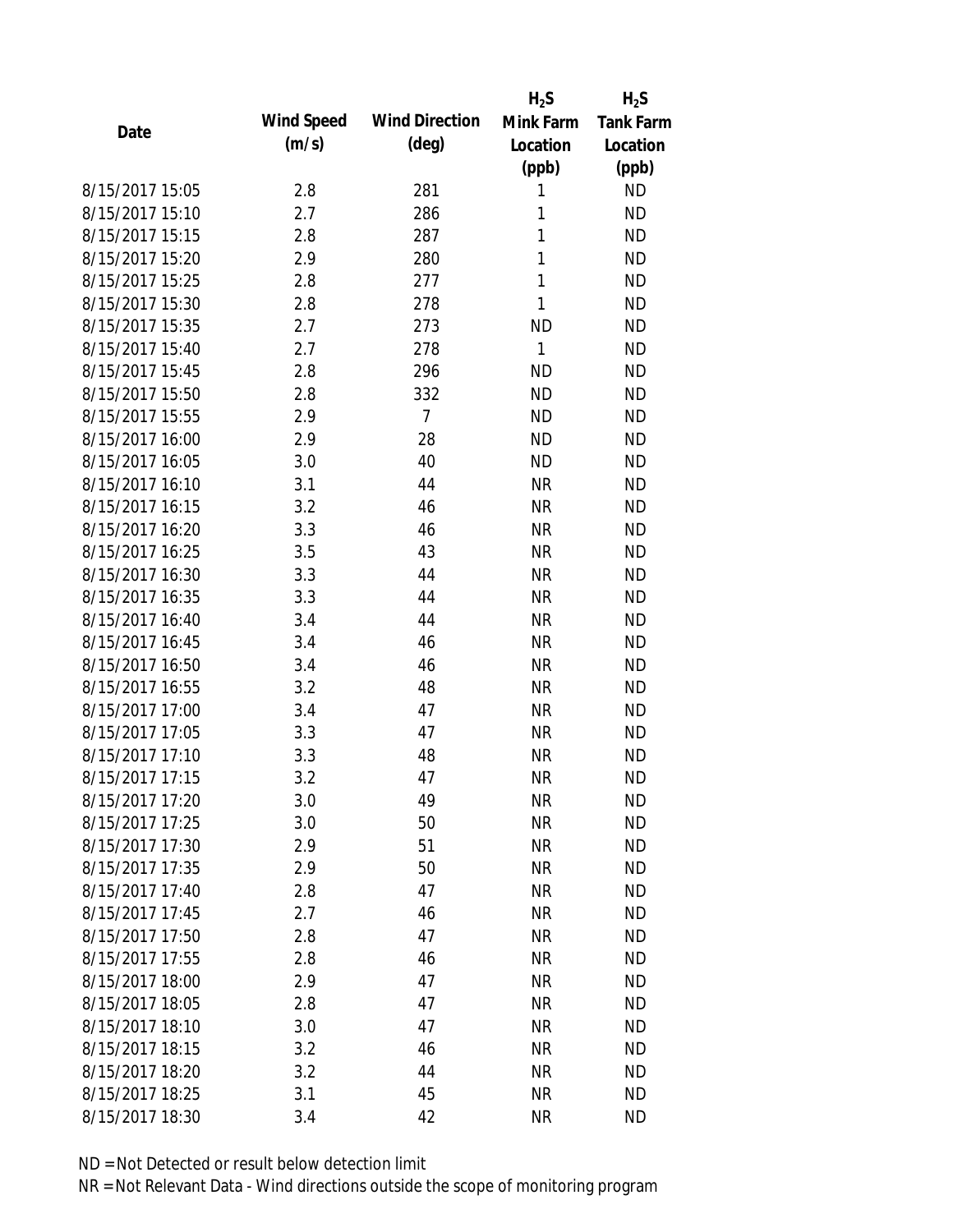| Date | Wind Speed (m/s) | Wind Direction (deg) | $H_2S$ Mink Farm Location (ppb) | $H_2S$ Tank Farm Location (ppb) |
|---|---|---|---|---|
| 8/15/2017 15:05 | 2.8 | 281 | 1 | ND |
| 8/15/2017 15:10 | 2.7 | 286 | 1 | ND |
| 8/15/2017 15:15 | 2.8 | 287 | 1 | ND |
| 8/15/2017 15:20 | 2.9 | 280 | 1 | ND |
| 8/15/2017 15:25 | 2.8 | 277 | 1 | ND |
| 8/15/2017 15:30 | 2.8 | 278 | 1 | ND |
| 8/15/2017 15:35 | 2.7 | 273 | ND | ND |
| 8/15/2017 15:40 | 2.7 | 278 | 1 | ND |
| 8/15/2017 15:45 | 2.8 | 296 | ND | ND |
| 8/15/2017 15:50 | 2.8 | 332 | ND | ND |
| 8/15/2017 15:55 | 2.9 | 7 | ND | ND |
| 8/15/2017 16:00 | 2.9 | 28 | ND | ND |
| 8/15/2017 16:05 | 3.0 | 40 | ND | ND |
| 8/15/2017 16:10 | 3.1 | 44 | NR | ND |
| 8/15/2017 16:15 | 3.2 | 46 | NR | ND |
| 8/15/2017 16:20 | 3.3 | 46 | NR | ND |
| 8/15/2017 16:25 | 3.5 | 43 | NR | ND |
| 8/15/2017 16:30 | 3.3 | 44 | NR | ND |
| 8/15/2017 16:35 | 3.3 | 44 | NR | ND |
| 8/15/2017 16:40 | 3.4 | 44 | NR | ND |
| 8/15/2017 16:45 | 3.4 | 46 | NR | ND |
| 8/15/2017 16:50 | 3.4 | 46 | NR | ND |
| 8/15/2017 16:55 | 3.2 | 48 | NR | ND |
| 8/15/2017 17:00 | 3.4 | 47 | NR | ND |
| 8/15/2017 17:05 | 3.3 | 47 | NR | ND |
| 8/15/2017 17:10 | 3.3 | 48 | NR | ND |
| 8/15/2017 17:15 | 3.2 | 47 | NR | ND |
| 8/15/2017 17:20 | 3.0 | 49 | NR | ND |
| 8/15/2017 17:25 | 3.0 | 50 | NR | ND |
| 8/15/2017 17:30 | 2.9 | 51 | NR | ND |
| 8/15/2017 17:35 | 2.9 | 50 | NR | ND |
| 8/15/2017 17:40 | 2.8 | 47 | NR | ND |
| 8/15/2017 17:45 | 2.7 | 46 | NR | ND |
| 8/15/2017 17:50 | 2.8 | 47 | NR | ND |
| 8/15/2017 17:55 | 2.8 | 46 | NR | ND |
| 8/15/2017 18:00 | 2.9 | 47 | NR | ND |
| 8/15/2017 18:05 | 2.8 | 47 | NR | ND |
| 8/15/2017 18:10 | 3.0 | 47 | NR | ND |
| 8/15/2017 18:15 | 3.2 | 46 | NR | ND |
| 8/15/2017 18:20 | 3.2 | 44 | NR | ND |
| 8/15/2017 18:25 | 3.1 | 45 | NR | ND |
| 8/15/2017 18:30 | 3.4 | 42 | NR | ND |

ND = Not Detected or result below detection limit

NR = Not Relevant Data - Wind directions outside the scope of monitoring program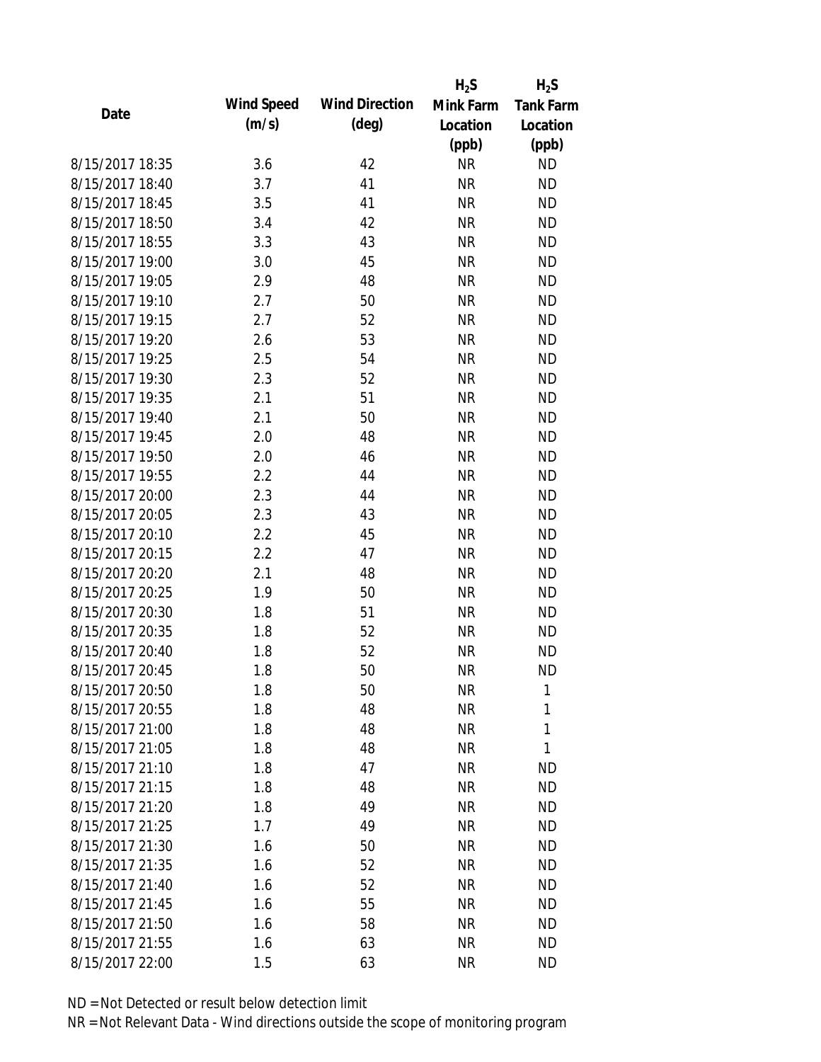| Date | Wind Speed (m/s) | Wind Direction (deg) | $H_2S$ Mink Farm Location (ppb) | $H_2S$ Tank Farm Location (ppb) |
|---|---|---|---|---|
| 8/15/2017 18:35 | 3.6 | 42 | NR | ND |
| 8/15/2017 18:40 | 3.7 | 41 | NR | ND |
| 8/15/2017 18:45 | 3.5 | 41 | NR | ND |
| 8/15/2017 18:50 | 3.4 | 42 | NR | ND |
| 8/15/2017 18:55 | 3.3 | 43 | NR | ND |
| 8/15/2017 19:00 | 3.0 | 45 | NR | ND |
| 8/15/2017 19:05 | 2.9 | 48 | NR | ND |
| 8/15/2017 19:10 | 2.7 | 50 | NR | ND |
| 8/15/2017 19:15 | 2.7 | 52 | NR | ND |
| 8/15/2017 19:20 | 2.6 | 53 | NR | ND |
| 8/15/2017 19:25 | 2.5 | 54 | NR | ND |
| 8/15/2017 19:30 | 2.3 | 52 | NR | ND |
| 8/15/2017 19:35 | 2.1 | 51 | NR | ND |
| 8/15/2017 19:40 | 2.1 | 50 | NR | ND |
| 8/15/2017 19:45 | 2.0 | 48 | NR | ND |
| 8/15/2017 19:50 | 2.0 | 46 | NR | ND |
| 8/15/2017 19:55 | 2.2 | 44 | NR | ND |
| 8/15/2017 20:00 | 2.3 | 44 | NR | ND |
| 8/15/2017 20:05 | 2.3 | 43 | NR | ND |
| 8/15/2017 20:10 | 2.2 | 45 | NR | ND |
| 8/15/2017 20:15 | 2.2 | 47 | NR | ND |
| 8/15/2017 20:20 | 2.1 | 48 | NR | ND |
| 8/15/2017 20:25 | 1.9 | 50 | NR | ND |
| 8/15/2017 20:30 | 1.8 | 51 | NR | ND |
| 8/15/2017 20:35 | 1.8 | 52 | NR | ND |
| 8/15/2017 20:40 | 1.8 | 52 | NR | ND |
| 8/15/2017 20:45 | 1.8 | 50 | NR | ND |
| 8/15/2017 20:50 | 1.8 | 50 | NR | 1 |
| 8/15/2017 20:55 | 1.8 | 48 | NR | 1 |
| 8/15/2017 21:00 | 1.8 | 48 | NR | 1 |
| 8/15/2017 21:05 | 1.8 | 48 | NR | 1 |
| 8/15/2017 21:10 | 1.8 | 47 | NR | ND |
| 8/15/2017 21:15 | 1.8 | 48 | NR | ND |
| 8/15/2017 21:20 | 1.8 | 49 | NR | ND |
| 8/15/2017 21:25 | 1.7 | 49 | NR | ND |
| 8/15/2017 21:30 | 1.6 | 50 | NR | ND |
| 8/15/2017 21:35 | 1.6 | 52 | NR | ND |
| 8/15/2017 21:40 | 1.6 | 52 | NR | ND |
| 8/15/2017 21:45 | 1.6 | 55 | NR | ND |
| 8/15/2017 21:50 | 1.6 | 58 | NR | ND |
| 8/15/2017 21:55 | 1.6 | 63 | NR | ND |
| 8/15/2017 22:00 | 1.5 | 63 | NR | ND |

ND = Not Detected or result below detection limit

NR = Not Relevant Data - Wind directions outside the scope of monitoring program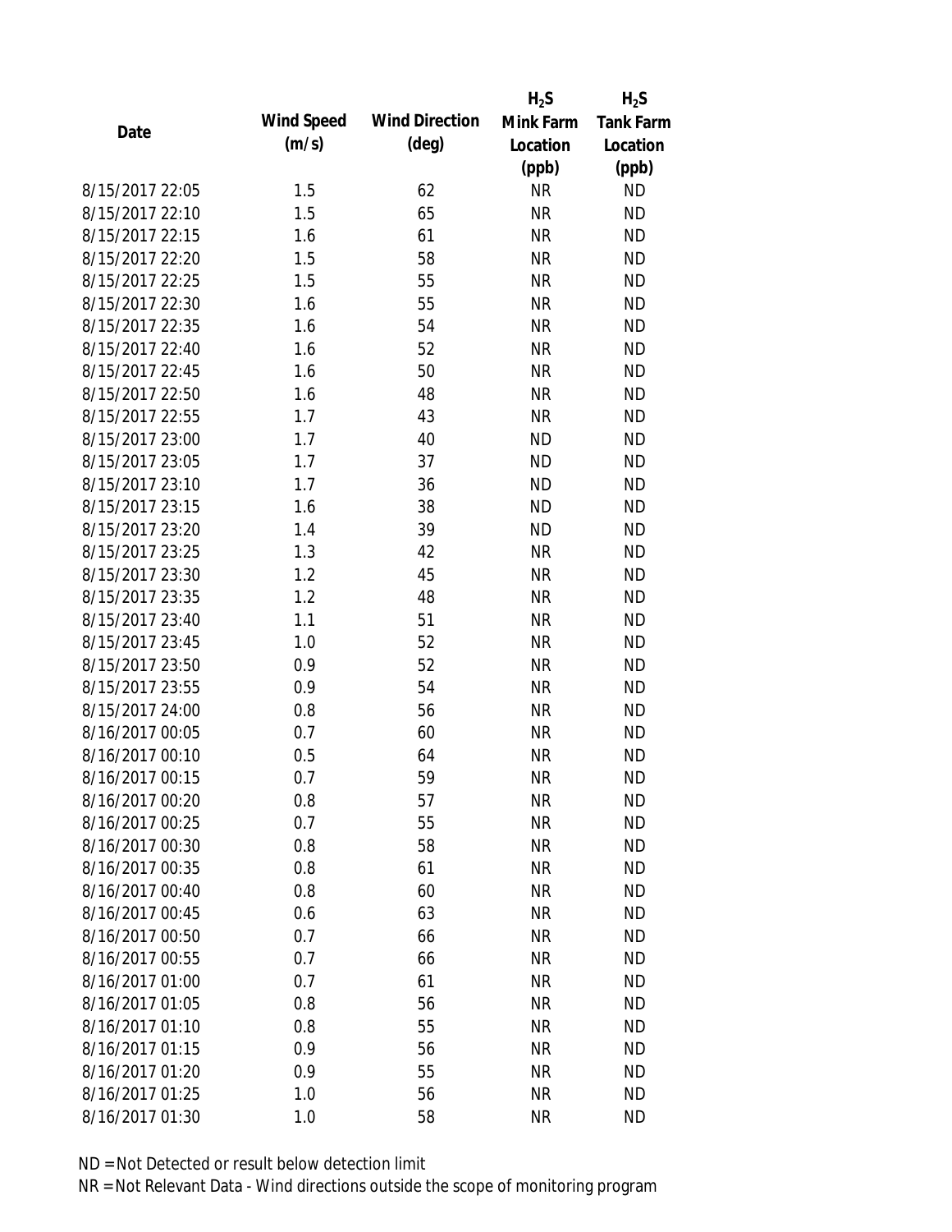| Date | Wind Speed (m/s) | Wind Direction (deg) | $H_2S$ Mink Farm Location (ppb) | $H_2S$ Tank Farm Location (ppb) |
|---|---|---|---|---|
| 8/15/2017 22:05 | 1.5 | 62 | NR | ND |
| 8/15/2017 22:10 | 1.5 | 65 | NR | ND |
| 8/15/2017 22:15 | 1.6 | 61 | NR | ND |
| 8/15/2017 22:20 | 1.5 | 58 | NR | ND |
| 8/15/2017 22:25 | 1.5 | 55 | NR | ND |
| 8/15/2017 22:30 | 1.6 | 55 | NR | ND |
| 8/15/2017 22:35 | 1.6 | 54 | NR | ND |
| 8/15/2017 22:40 | 1.6 | 52 | NR | ND |
| 8/15/2017 22:45 | 1.6 | 50 | NR | ND |
| 8/15/2017 22:50 | 1.6 | 48 | NR | ND |
| 8/15/2017 22:55 | 1.7 | 43 | NR | ND |
| 8/15/2017 23:00 | 1.7 | 40 | ND | ND |
| 8/15/2017 23:05 | 1.7 | 37 | ND | ND |
| 8/15/2017 23:10 | 1.7 | 36 | ND | ND |
| 8/15/2017 23:15 | 1.6 | 38 | ND | ND |
| 8/15/2017 23:20 | 1.4 | 39 | ND | ND |
| 8/15/2017 23:25 | 1.3 | 42 | NR | ND |
| 8/15/2017 23:30 | 1.2 | 45 | NR | ND |
| 8/15/2017 23:35 | 1.2 | 48 | NR | ND |
| 8/15/2017 23:40 | 1.1 | 51 | NR | ND |
| 8/15/2017 23:45 | 1.0 | 52 | NR | ND |
| 8/15/2017 23:50 | 0.9 | 52 | NR | ND |
| 8/15/2017 23:55 | 0.9 | 54 | NR | ND |
| 8/15/2017 24:00 | 0.8 | 56 | NR | ND |
| 8/16/2017 00:05 | 0.7 | 60 | NR | ND |
| 8/16/2017 00:10 | 0.5 | 64 | NR | ND |
| 8/16/2017 00:15 | 0.7 | 59 | NR | ND |
| 8/16/2017 00:20 | 0.8 | 57 | NR | ND |
| 8/16/2017 00:25 | 0.7 | 55 | NR | ND |
| 8/16/2017 00:30 | 0.8 | 58 | NR | ND |
| 8/16/2017 00:35 | 0.8 | 61 | NR | ND |
| 8/16/2017 00:40 | 0.8 | 60 | NR | ND |
| 8/16/2017 00:45 | 0.6 | 63 | NR | ND |
| 8/16/2017 00:50 | 0.7 | 66 | NR | ND |
| 8/16/2017 00:55 | 0.7 | 66 | NR | ND |
| 8/16/2017 01:00 | 0.7 | 61 | NR | ND |
| 8/16/2017 01:05 | 0.8 | 56 | NR | ND |
| 8/16/2017 01:10 | 0.8 | 55 | NR | ND |
| 8/16/2017 01:15 | 0.9 | 56 | NR | ND |
| 8/16/2017 01:20 | 0.9 | 55 | NR | ND |
| 8/16/2017 01:25 | 1.0 | 56 | NR | ND |
| 8/16/2017 01:30 | 1.0 | 58 | NR | ND |

ND = Not Detected or result below detection limit

NR = Not Relevant Data - Wind directions outside the scope of monitoring program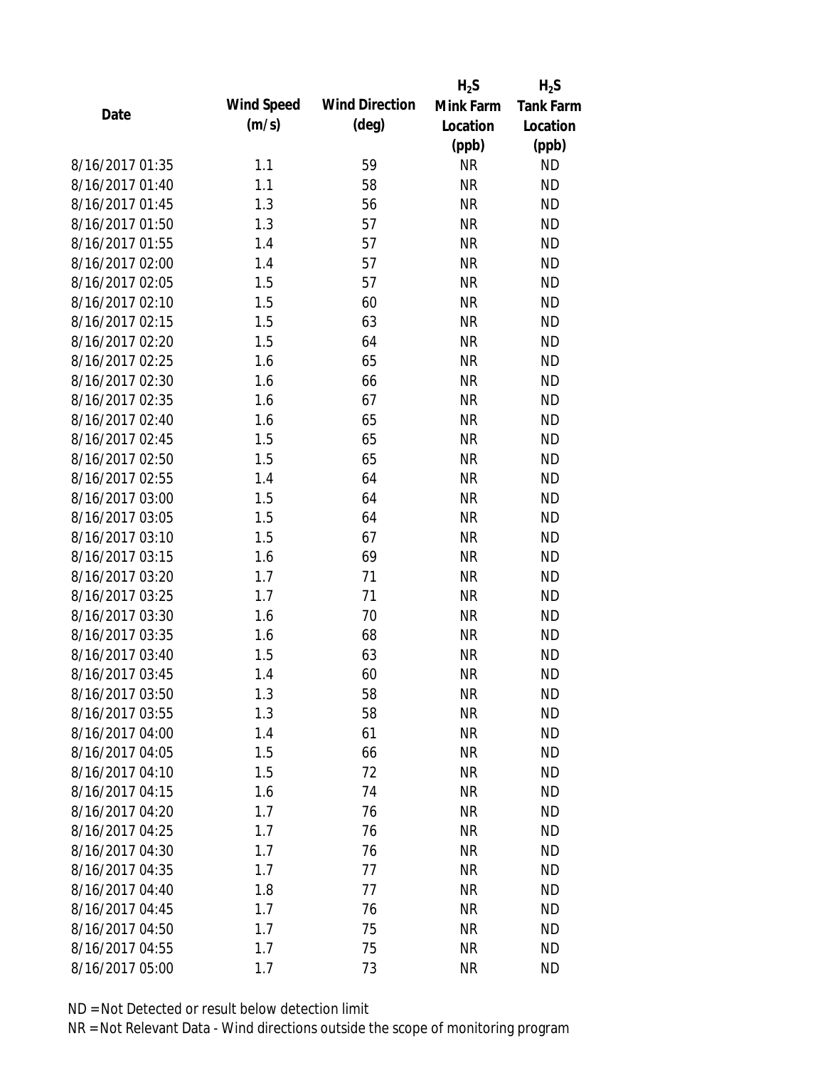| Date | Wind Speed (m/s) | Wind Direction (deg) | $H_2S$ Mink Farm Location (ppb) | $H_2S$ Tank Farm Location (ppb) |
|---|---|---|---|---|
| 8/16/2017 01:35 | 1.1 | 59 | NR | ND |
| 8/16/2017 01:40 | 1.1 | 58 | NR | ND |
| 8/16/2017 01:45 | 1.3 | 56 | NR | ND |
| 8/16/2017 01:50 | 1.3 | 57 | NR | ND |
| 8/16/2017 01:55 | 1.4 | 57 | NR | ND |
| 8/16/2017 02:00 | 1.4 | 57 | NR | ND |
| 8/16/2017 02:05 | 1.5 | 57 | NR | ND |
| 8/16/2017 02:10 | 1.5 | 60 | NR | ND |
| 8/16/2017 02:15 | 1.5 | 63 | NR | ND |
| 8/16/2017 02:20 | 1.5 | 64 | NR | ND |
| 8/16/2017 02:25 | 1.6 | 65 | NR | ND |
| 8/16/2017 02:30 | 1.6 | 66 | NR | ND |
| 8/16/2017 02:35 | 1.6 | 67 | NR | ND |
| 8/16/2017 02:40 | 1.6 | 65 | NR | ND |
| 8/16/2017 02:45 | 1.5 | 65 | NR | ND |
| 8/16/2017 02:50 | 1.5 | 65 | NR | ND |
| 8/16/2017 02:55 | 1.4 | 64 | NR | ND |
| 8/16/2017 03:00 | 1.5 | 64 | NR | ND |
| 8/16/2017 03:05 | 1.5 | 64 | NR | ND |
| 8/16/2017 03:10 | 1.5 | 67 | NR | ND |
| 8/16/2017 03:15 | 1.6 | 69 | NR | ND |
| 8/16/2017 03:20 | 1.7 | 71 | NR | ND |
| 8/16/2017 03:25 | 1.7 | 71 | NR | ND |
| 8/16/2017 03:30 | 1.6 | 70 | NR | ND |
| 8/16/2017 03:35 | 1.6 | 68 | NR | ND |
| 8/16/2017 03:40 | 1.5 | 63 | NR | ND |
| 8/16/2017 03:45 | 1.4 | 60 | NR | ND |
| 8/16/2017 03:50 | 1.3 | 58 | NR | ND |
| 8/16/2017 03:55 | 1.3 | 58 | NR | ND |
| 8/16/2017 04:00 | 1.4 | 61 | NR | ND |
| 8/16/2017 04:05 | 1.5 | 66 | NR | ND |
| 8/16/2017 04:10 | 1.5 | 72 | NR | ND |
| 8/16/2017 04:15 | 1.6 | 74 | NR | ND |
| 8/16/2017 04:20 | 1.7 | 76 | NR | ND |
| 8/16/2017 04:25 | 1.7 | 76 | NR | ND |
| 8/16/2017 04:30 | 1.7 | 76 | NR | ND |
| 8/16/2017 04:35 | 1.7 | 77 | NR | ND |
| 8/16/2017 04:40 | 1.8 | 77 | NR | ND |
| 8/16/2017 04:45 | 1.7 | 76 | NR | ND |
| 8/16/2017 04:50 | 1.7 | 75 | NR | ND |
| 8/16/2017 04:55 | 1.7 | 75 | NR | ND |
| 8/16/2017 05:00 | 1.7 | 73 | NR | ND |

ND = Not Detected or result below detection limit

NR = Not Relevant Data - Wind directions outside the scope of monitoring program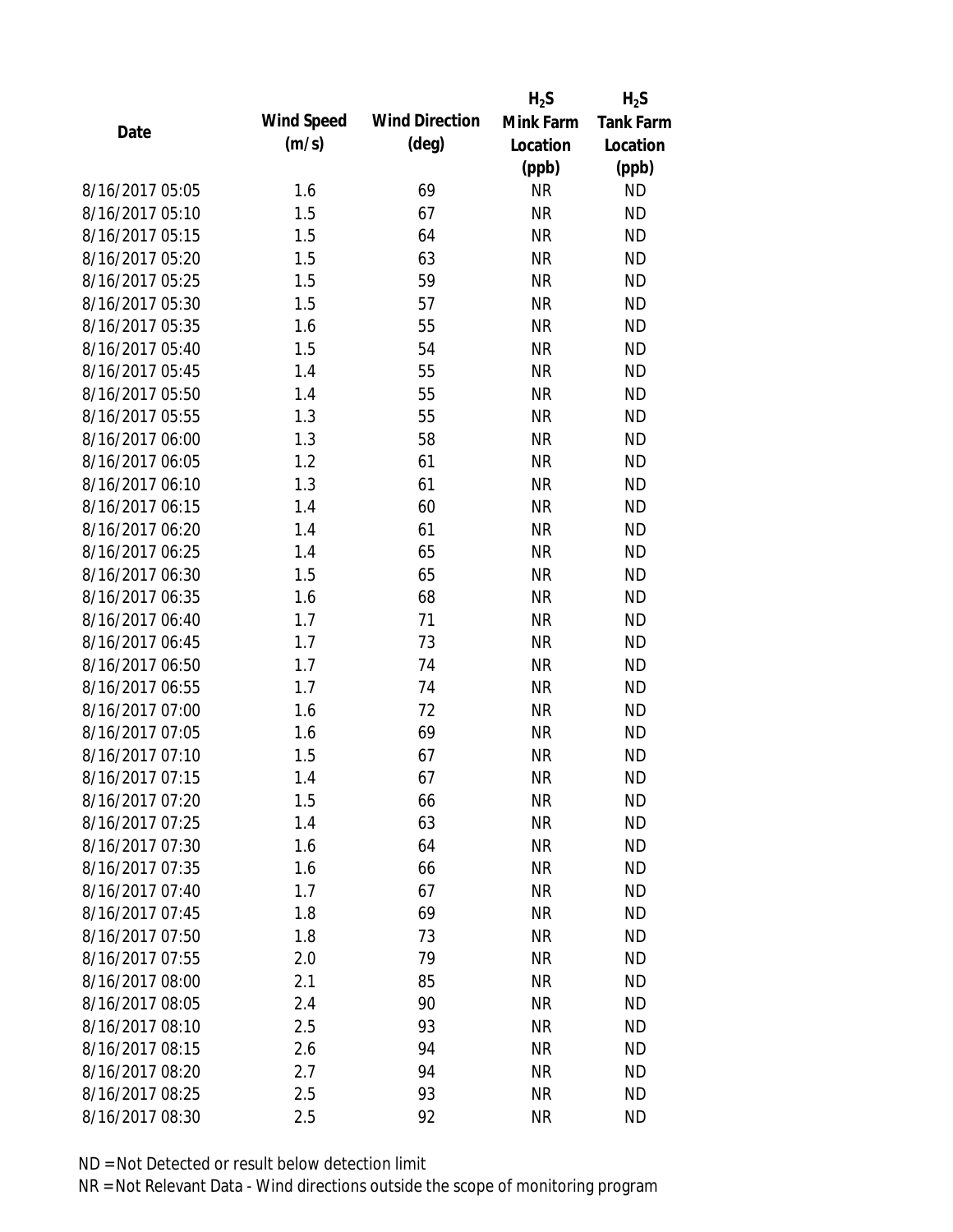| Date | Wind Speed (m/s) | Wind Direction (deg) | $H_2S$ Mink Farm Location (ppb) | $H_2S$ Tank Farm Location (ppb) |
|---|---|---|---|---|
| 8/16/2017 05:05 | 1.6 | 69 | NR | ND |
| 8/16/2017 05:10 | 1.5 | 67 | NR | ND |
| 8/16/2017 05:15 | 1.5 | 64 | NR | ND |
| 8/16/2017 05:20 | 1.5 | 63 | NR | ND |
| 8/16/2017 05:25 | 1.5 | 59 | NR | ND |
| 8/16/2017 05:30 | 1.5 | 57 | NR | ND |
| 8/16/2017 05:35 | 1.6 | 55 | NR | ND |
| 8/16/2017 05:40 | 1.5 | 54 | NR | ND |
| 8/16/2017 05:45 | 1.4 | 55 | NR | ND |
| 8/16/2017 05:50 | 1.4 | 55 | NR | ND |
| 8/16/2017 05:55 | 1.3 | 55 | NR | ND |
| 8/16/2017 06:00 | 1.3 | 58 | NR | ND |
| 8/16/2017 06:05 | 1.2 | 61 | NR | ND |
| 8/16/2017 06:10 | 1.3 | 61 | NR | ND |
| 8/16/2017 06:15 | 1.4 | 60 | NR | ND |
| 8/16/2017 06:20 | 1.4 | 61 | NR | ND |
| 8/16/2017 06:25 | 1.4 | 65 | NR | ND |
| 8/16/2017 06:30 | 1.5 | 65 | NR | ND |
| 8/16/2017 06:35 | 1.6 | 68 | NR | ND |
| 8/16/2017 06:40 | 1.7 | 71 | NR | ND |
| 8/16/2017 06:45 | 1.7 | 73 | NR | ND |
| 8/16/2017 06:50 | 1.7 | 74 | NR | ND |
| 8/16/2017 06:55 | 1.7 | 74 | NR | ND |
| 8/16/2017 07:00 | 1.6 | 72 | NR | ND |
| 8/16/2017 07:05 | 1.6 | 69 | NR | ND |
| 8/16/2017 07:10 | 1.5 | 67 | NR | ND |
| 8/16/2017 07:15 | 1.4 | 67 | NR | ND |
| 8/16/2017 07:20 | 1.5 | 66 | NR | ND |
| 8/16/2017 07:25 | 1.4 | 63 | NR | ND |
| 8/16/2017 07:30 | 1.6 | 64 | NR | ND |
| 8/16/2017 07:35 | 1.6 | 66 | NR | ND |
| 8/16/2017 07:40 | 1.7 | 67 | NR | ND |
| 8/16/2017 07:45 | 1.8 | 69 | NR | ND |
| 8/16/2017 07:50 | 1.8 | 73 | NR | ND |
| 8/16/2017 07:55 | 2.0 | 79 | NR | ND |
| 8/16/2017 08:00 | 2.1 | 85 | NR | ND |
| 8/16/2017 08:05 | 2.4 | 90 | NR | ND |
| 8/16/2017 08:10 | 2.5 | 93 | NR | ND |
| 8/16/2017 08:15 | 2.6 | 94 | NR | ND |
| 8/16/2017 08:20 | 2.7 | 94 | NR | ND |
| 8/16/2017 08:25 | 2.5 | 93 | NR | ND |
| 8/16/2017 08:30 | 2.5 | 92 | NR | ND |

ND = Not Detected or result below detection limit

NR = Not Relevant Data - Wind directions outside the scope of monitoring program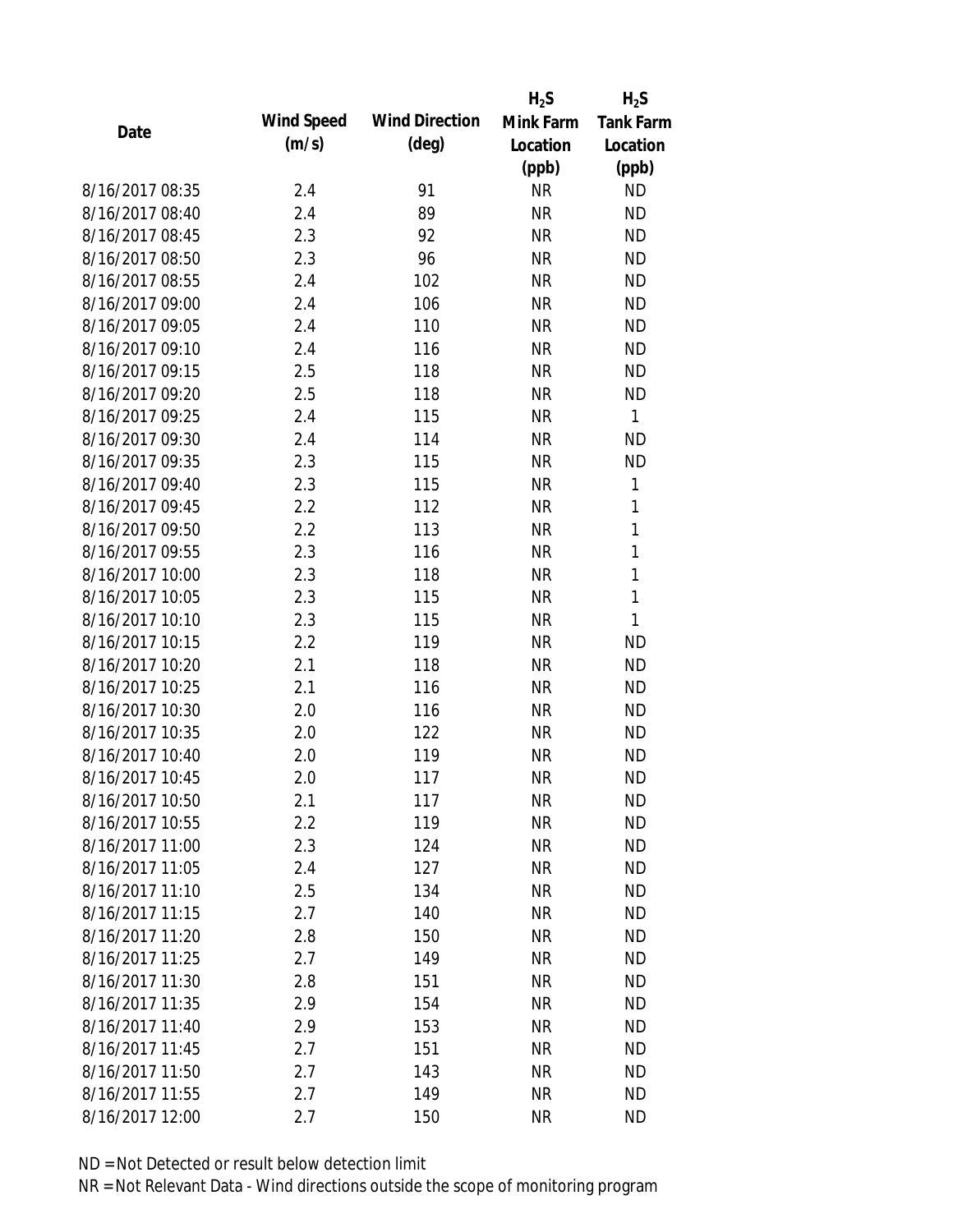| Date | Wind Speed (m/s) | Wind Direction (deg) | $H_2S$ Mink Farm Location (ppb) | $H_2S$ Tank Farm Location (ppb) |
|---|---|---|---|---|
| 8/16/2017 08:35 | 2.4 | 91 | NR | ND |
| 8/16/2017 08:40 | 2.4 | 89 | NR | ND |
| 8/16/2017 08:45 | 2.3 | 92 | NR | ND |
| 8/16/2017 08:50 | 2.3 | 96 | NR | ND |
| 8/16/2017 08:55 | 2.4 | 102 | NR | ND |
| 8/16/2017 09:00 | 2.4 | 106 | NR | ND |
| 8/16/2017 09:05 | 2.4 | 110 | NR | ND |
| 8/16/2017 09:10 | 2.4 | 116 | NR | ND |
| 8/16/2017 09:15 | 2.5 | 118 | NR | ND |
| 8/16/2017 09:20 | 2.5 | 118 | NR | ND |
| 8/16/2017 09:25 | 2.4 | 115 | NR | 1 |
| 8/16/2017 09:30 | 2.4 | 114 | NR | ND |
| 8/16/2017 09:35 | 2.3 | 115 | NR | ND |
| 8/16/2017 09:40 | 2.3 | 115 | NR | 1 |
| 8/16/2017 09:45 | 2.2 | 112 | NR | 1 |
| 8/16/2017 09:50 | 2.2 | 113 | NR | 1 |
| 8/16/2017 09:55 | 2.3 | 116 | NR | 1 |
| 8/16/2017 10:00 | 2.3 | 118 | NR | 1 |
| 8/16/2017 10:05 | 2.3 | 115 | NR | 1 |
| 8/16/2017 10:10 | 2.3 | 115 | NR | 1 |
| 8/16/2017 10:15 | 2.2 | 119 | NR | ND |
| 8/16/2017 10:20 | 2.1 | 118 | NR | ND |
| 8/16/2017 10:25 | 2.1 | 116 | NR | ND |
| 8/16/2017 10:30 | 2.0 | 116 | NR | ND |
| 8/16/2017 10:35 | 2.0 | 122 | NR | ND |
| 8/16/2017 10:40 | 2.0 | 119 | NR | ND |
| 8/16/2017 10:45 | 2.0 | 117 | NR | ND |
| 8/16/2017 10:50 | 2.1 | 117 | NR | ND |
| 8/16/2017 10:55 | 2.2 | 119 | NR | ND |
| 8/16/2017 11:00 | 2.3 | 124 | NR | ND |
| 8/16/2017 11:05 | 2.4 | 127 | NR | ND |
| 8/16/2017 11:10 | 2.5 | 134 | NR | ND |
| 8/16/2017 11:15 | 2.7 | 140 | NR | ND |
| 8/16/2017 11:20 | 2.8 | 150 | NR | ND |
| 8/16/2017 11:25 | 2.7 | 149 | NR | ND |
| 8/16/2017 11:30 | 2.8 | 151 | NR | ND |
| 8/16/2017 11:35 | 2.9 | 154 | NR | ND |
| 8/16/2017 11:40 | 2.9 | 153 | NR | ND |
| 8/16/2017 11:45 | 2.7 | 151 | NR | ND |
| 8/16/2017 11:50 | 2.7 | 143 | NR | ND |
| 8/16/2017 11:55 | 2.7 | 149 | NR | ND |
| 8/16/2017 12:00 | 2.7 | 150 | NR | ND |

ND = Not Detected or result below detection limit

NR = Not Relevant Data - Wind directions outside the scope of monitoring program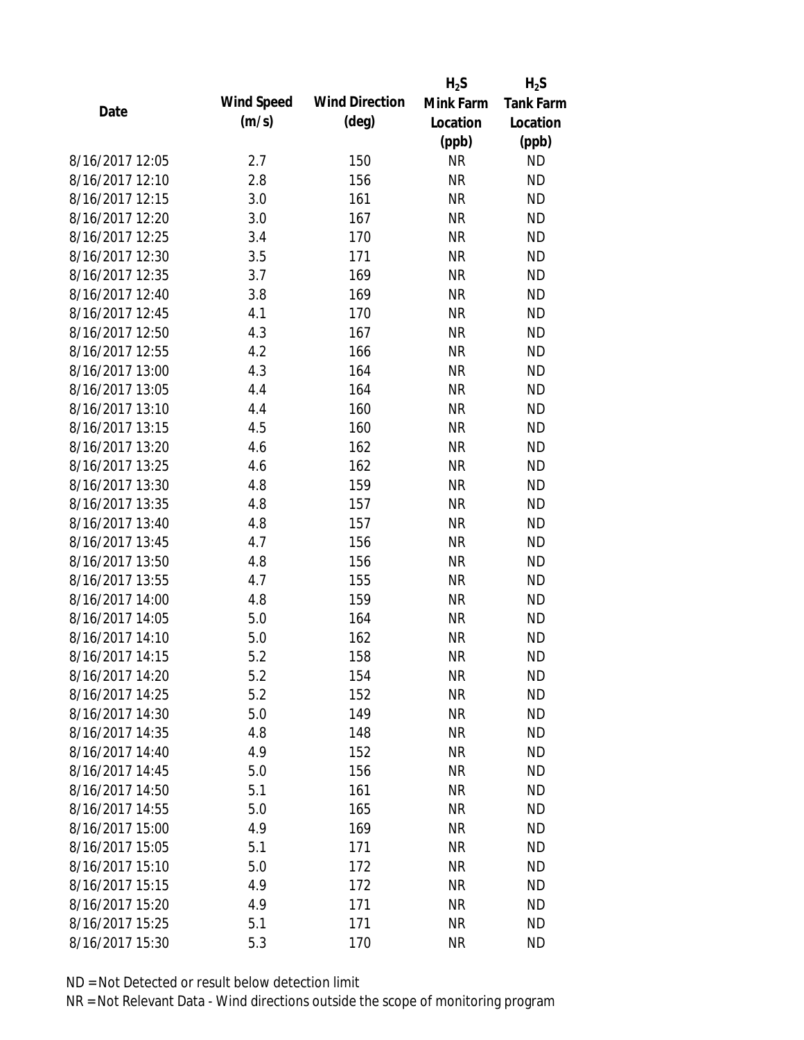| Date | Wind Speed (m/s) | Wind Direction (deg) | $H_2S$ Mink Farm Location (ppb) | $H_2S$ Tank Farm Location (ppb) |
|---|---|---|---|---|
| 8/16/2017 12:05 | 2.7 | 150 | NR | ND |
| 8/16/2017 12:10 | 2.8 | 156 | NR | ND |
| 8/16/2017 12:15 | 3.0 | 161 | NR | ND |
| 8/16/2017 12:20 | 3.0 | 167 | NR | ND |
| 8/16/2017 12:25 | 3.4 | 170 | NR | ND |
| 8/16/2017 12:30 | 3.5 | 171 | NR | ND |
| 8/16/2017 12:35 | 3.7 | 169 | NR | ND |
| 8/16/2017 12:40 | 3.8 | 169 | NR | ND |
| 8/16/2017 12:45 | 4.1 | 170 | NR | ND |
| 8/16/2017 12:50 | 4.3 | 167 | NR | ND |
| 8/16/2017 12:55 | 4.2 | 166 | NR | ND |
| 8/16/2017 13:00 | 4.3 | 164 | NR | ND |
| 8/16/2017 13:05 | 4.4 | 164 | NR | ND |
| 8/16/2017 13:10 | 4.4 | 160 | NR | ND |
| 8/16/2017 13:15 | 4.5 | 160 | NR | ND |
| 8/16/2017 13:20 | 4.6 | 162 | NR | ND |
| 8/16/2017 13:25 | 4.6 | 162 | NR | ND |
| 8/16/2017 13:30 | 4.8 | 159 | NR | ND |
| 8/16/2017 13:35 | 4.8 | 157 | NR | ND |
| 8/16/2017 13:40 | 4.8 | 157 | NR | ND |
| 8/16/2017 13:45 | 4.7 | 156 | NR | ND |
| 8/16/2017 13:50 | 4.8 | 156 | NR | ND |
| 8/16/2017 13:55 | 4.7 | 155 | NR | ND |
| 8/16/2017 14:00 | 4.8 | 159 | NR | ND |
| 8/16/2017 14:05 | 5.0 | 164 | NR | ND |
| 8/16/2017 14:10 | 5.0 | 162 | NR | ND |
| 8/16/2017 14:15 | 5.2 | 158 | NR | ND |
| 8/16/2017 14:20 | 5.2 | 154 | NR | ND |
| 8/16/2017 14:25 | 5.2 | 152 | NR | ND |
| 8/16/2017 14:30 | 5.0 | 149 | NR | ND |
| 8/16/2017 14:35 | 4.8 | 148 | NR | ND |
| 8/16/2017 14:40 | 4.9 | 152 | NR | ND |
| 8/16/2017 14:45 | 5.0 | 156 | NR | ND |
| 8/16/2017 14:50 | 5.1 | 161 | NR | ND |
| 8/16/2017 14:55 | 5.0 | 165 | NR | ND |
| 8/16/2017 15:00 | 4.9 | 169 | NR | ND |
| 8/16/2017 15:05 | 5.1 | 171 | NR | ND |
| 8/16/2017 15:10 | 5.0 | 172 | NR | ND |
| 8/16/2017 15:15 | 4.9 | 172 | NR | ND |
| 8/16/2017 15:20 | 4.9 | 171 | NR | ND |
| 8/16/2017 15:25 | 5.1 | 171 | NR | ND |
| 8/16/2017 15:30 | 5.3 | 170 | NR | ND |

ND = Not Detected or result below detection limit

NR = Not Relevant Data - Wind directions outside the scope of monitoring program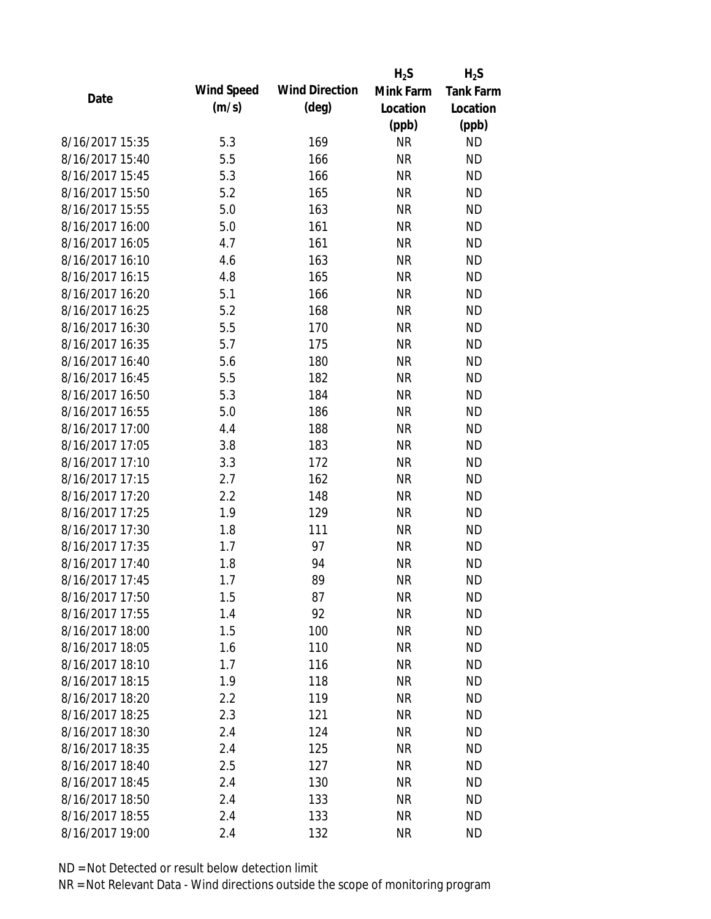| Date | Wind Speed (m/s) | Wind Direction (deg) | $H_2S$ Mink Farm Location (ppb) | $H_2S$ Tank Farm Location (ppb) |
|---|---|---|---|---|
| 8/16/2017 15:35 | 5.3 | 169 | NR | ND |
| 8/16/2017 15:40 | 5.5 | 166 | NR | ND |
| 8/16/2017 15:45 | 5.3 | 166 | NR | ND |
| 8/16/2017 15:50 | 5.2 | 165 | NR | ND |
| 8/16/2017 15:55 | 5.0 | 163 | NR | ND |
| 8/16/2017 16:00 | 5.0 | 161 | NR | ND |
| 8/16/2017 16:05 | 4.7 | 161 | NR | ND |
| 8/16/2017 16:10 | 4.6 | 163 | NR | ND |
| 8/16/2017 16:15 | 4.8 | 165 | NR | ND |
| 8/16/2017 16:20 | 5.1 | 166 | NR | ND |
| 8/16/2017 16:25 | 5.2 | 168 | NR | ND |
| 8/16/2017 16:30 | 5.5 | 170 | NR | ND |
| 8/16/2017 16:35 | 5.7 | 175 | NR | ND |
| 8/16/2017 16:40 | 5.6 | 180 | NR | ND |
| 8/16/2017 16:45 | 5.5 | 182 | NR | ND |
| 8/16/2017 16:50 | 5.3 | 184 | NR | ND |
| 8/16/2017 16:55 | 5.0 | 186 | NR | ND |
| 8/16/2017 17:00 | 4.4 | 188 | NR | ND |
| 8/16/2017 17:05 | 3.8 | 183 | NR | ND |
| 8/16/2017 17:10 | 3.3 | 172 | NR | ND |
| 8/16/2017 17:15 | 2.7 | 162 | NR | ND |
| 8/16/2017 17:20 | 2.2 | 148 | NR | ND |
| 8/16/2017 17:25 | 1.9 | 129 | NR | ND |
| 8/16/2017 17:30 | 1.8 | 111 | NR | ND |
| 8/16/2017 17:35 | 1.7 | 97 | NR | ND |
| 8/16/2017 17:40 | 1.8 | 94 | NR | ND |
| 8/16/2017 17:45 | 1.7 | 89 | NR | ND |
| 8/16/2017 17:50 | 1.5 | 87 | NR | ND |
| 8/16/2017 17:55 | 1.4 | 92 | NR | ND |
| 8/16/2017 18:00 | 1.5 | 100 | NR | ND |
| 8/16/2017 18:05 | 1.6 | 110 | NR | ND |
| 8/16/2017 18:10 | 1.7 | 116 | NR | ND |
| 8/16/2017 18:15 | 1.9 | 118 | NR | ND |
| 8/16/2017 18:20 | 2.2 | 119 | NR | ND |
| 8/16/2017 18:25 | 2.3 | 121 | NR | ND |
| 8/16/2017 18:30 | 2.4 | 124 | NR | ND |
| 8/16/2017 18:35 | 2.4 | 125 | NR | ND |
| 8/16/2017 18:40 | 2.5 | 127 | NR | ND |
| 8/16/2017 18:45 | 2.4 | 130 | NR | ND |
| 8/16/2017 18:50 | 2.4 | 133 | NR | ND |
| 8/16/2017 18:55 | 2.4 | 133 | NR | ND |
| 8/16/2017 19:00 | 2.4 | 132 | NR | ND |

ND = Not Detected or result below detection limit

NR = Not Relevant Data - Wind directions outside the scope of monitoring program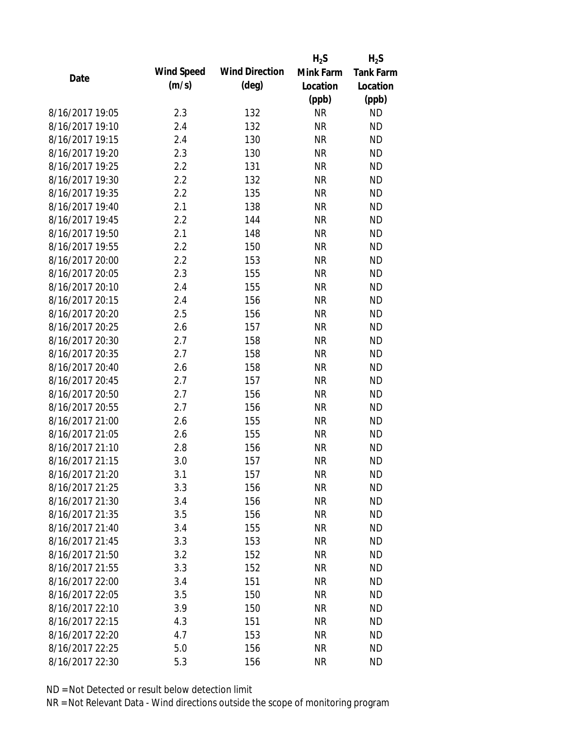| Date | Wind Speed (m/s) | Wind Direction (deg) | $H_2S$ Mink Farm Location (ppb) | $H_2S$ Tank Farm Location (ppb) |
|---|---|---|---|---|
| 8/16/2017 19:05 | 2.3 | 132 | NR | ND |
| 8/16/2017 19:10 | 2.4 | 132 | NR | ND |
| 8/16/2017 19:15 | 2.4 | 130 | NR | ND |
| 8/16/2017 19:20 | 2.3 | 130 | NR | ND |
| 8/16/2017 19:25 | 2.2 | 131 | NR | ND |
| 8/16/2017 19:30 | 2.2 | 132 | NR | ND |
| 8/16/2017 19:35 | 2.2 | 135 | NR | ND |
| 8/16/2017 19:40 | 2.1 | 138 | NR | ND |
| 8/16/2017 19:45 | 2.2 | 144 | NR | ND |
| 8/16/2017 19:50 | 2.1 | 148 | NR | ND |
| 8/16/2017 19:55 | 2.2 | 150 | NR | ND |
| 8/16/2017 20:00 | 2.2 | 153 | NR | ND |
| 8/16/2017 20:05 | 2.3 | 155 | NR | ND |
| 8/16/2017 20:10 | 2.4 | 155 | NR | ND |
| 8/16/2017 20:15 | 2.4 | 156 | NR | ND |
| 8/16/2017 20:20 | 2.5 | 156 | NR | ND |
| 8/16/2017 20:25 | 2.6 | 157 | NR | ND |
| 8/16/2017 20:30 | 2.7 | 158 | NR | ND |
| 8/16/2017 20:35 | 2.7 | 158 | NR | ND |
| 8/16/2017 20:40 | 2.6 | 158 | NR | ND |
| 8/16/2017 20:45 | 2.7 | 157 | NR | ND |
| 8/16/2017 20:50 | 2.7 | 156 | NR | ND |
| 8/16/2017 20:55 | 2.7 | 156 | NR | ND |
| 8/16/2017 21:00 | 2.6 | 155 | NR | ND |
| 8/16/2017 21:05 | 2.6 | 155 | NR | ND |
| 8/16/2017 21:10 | 2.8 | 156 | NR | ND |
| 8/16/2017 21:15 | 3.0 | 157 | NR | ND |
| 8/16/2017 21:20 | 3.1 | 157 | NR | ND |
| 8/16/2017 21:25 | 3.3 | 156 | NR | ND |
| 8/16/2017 21:30 | 3.4 | 156 | NR | ND |
| 8/16/2017 21:35 | 3.5 | 156 | NR | ND |
| 8/16/2017 21:40 | 3.4 | 155 | NR | ND |
| 8/16/2017 21:45 | 3.3 | 153 | NR | ND |
| 8/16/2017 21:50 | 3.2 | 152 | NR | ND |
| 8/16/2017 21:55 | 3.3 | 152 | NR | ND |
| 8/16/2017 22:00 | 3.4 | 151 | NR | ND |
| 8/16/2017 22:05 | 3.5 | 150 | NR | ND |
| 8/16/2017 22:10 | 3.9 | 150 | NR | ND |
| 8/16/2017 22:15 | 4.3 | 151 | NR | ND |
| 8/16/2017 22:20 | 4.7 | 153 | NR | ND |
| 8/16/2017 22:25 | 5.0 | 156 | NR | ND |
| 8/16/2017 22:30 | 5.3 | 156 | NR | ND |

ND = Not Detected or result below detection limit

NR = Not Relevant Data - Wind directions outside the scope of monitoring program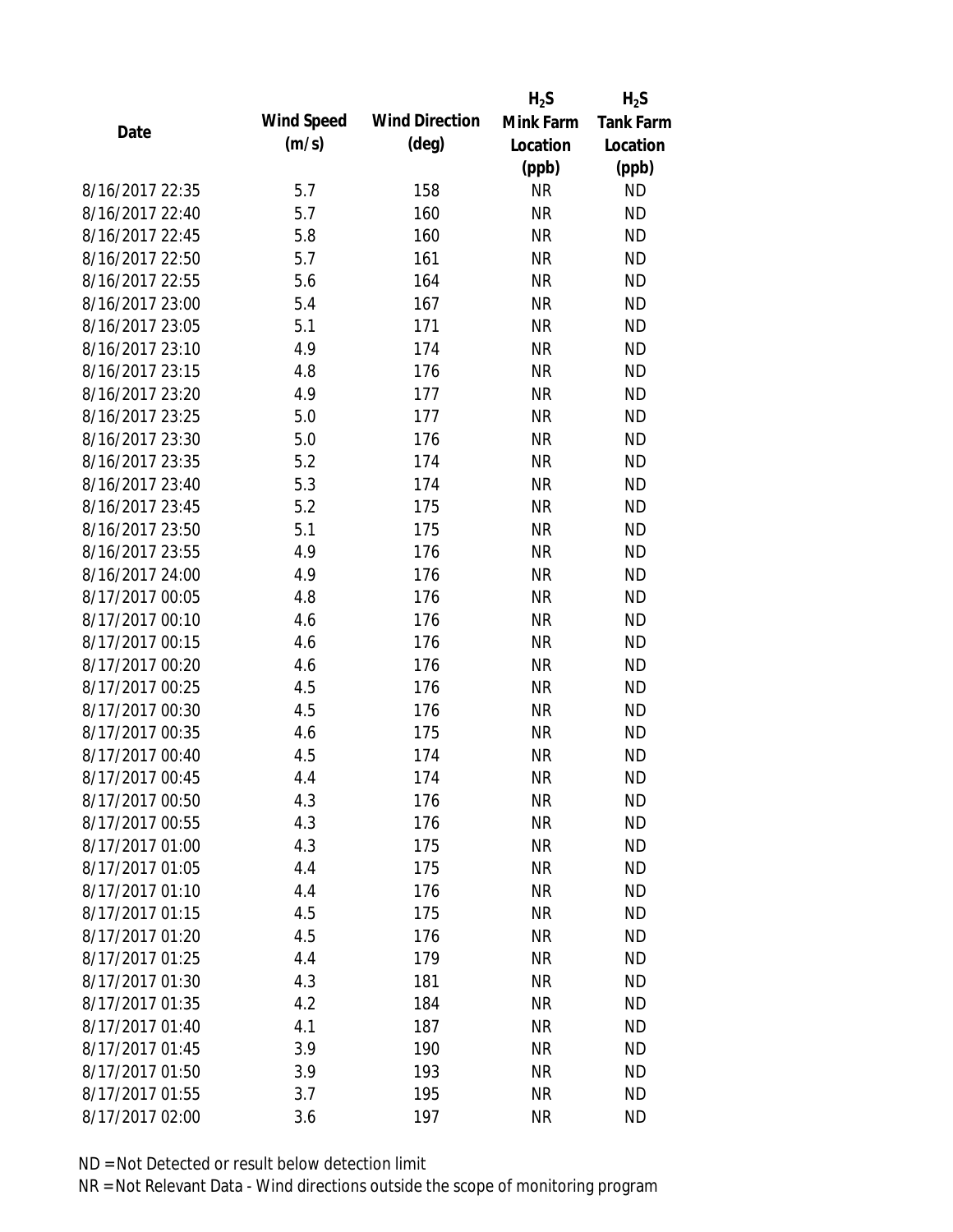| Date | Wind Speed (m/s) | Wind Direction (deg) | $H_2S$ Mink Farm Location (ppb) | $H_2S$ Tank Farm Location (ppb) |
|---|---|---|---|---|
| 8/16/2017 22:35 | 5.7 | 158 | NR | ND |
| 8/16/2017 22:40 | 5.7 | 160 | NR | ND |
| 8/16/2017 22:45 | 5.8 | 160 | NR | ND |
| 8/16/2017 22:50 | 5.7 | 161 | NR | ND |
| 8/16/2017 22:55 | 5.6 | 164 | NR | ND |
| 8/16/2017 23:00 | 5.4 | 167 | NR | ND |
| 8/16/2017 23:05 | 5.1 | 171 | NR | ND |
| 8/16/2017 23:10 | 4.9 | 174 | NR | ND |
| 8/16/2017 23:15 | 4.8 | 176 | NR | ND |
| 8/16/2017 23:20 | 4.9 | 177 | NR | ND |
| 8/16/2017 23:25 | 5.0 | 177 | NR | ND |
| 8/16/2017 23:30 | 5.0 | 176 | NR | ND |
| 8/16/2017 23:35 | 5.2 | 174 | NR | ND |
| 8/16/2017 23:40 | 5.3 | 174 | NR | ND |
| 8/16/2017 23:45 | 5.2 | 175 | NR | ND |
| 8/16/2017 23:50 | 5.1 | 175 | NR | ND |
| 8/16/2017 23:55 | 4.9 | 176 | NR | ND |
| 8/16/2017 24:00 | 4.9 | 176 | NR | ND |
| 8/17/2017 00:05 | 4.8 | 176 | NR | ND |
| 8/17/2017 00:10 | 4.6 | 176 | NR | ND |
| 8/17/2017 00:15 | 4.6 | 176 | NR | ND |
| 8/17/2017 00:20 | 4.6 | 176 | NR | ND |
| 8/17/2017 00:25 | 4.5 | 176 | NR | ND |
| 8/17/2017 00:30 | 4.5 | 176 | NR | ND |
| 8/17/2017 00:35 | 4.6 | 175 | NR | ND |
| 8/17/2017 00:40 | 4.5 | 174 | NR | ND |
| 8/17/2017 00:45 | 4.4 | 174 | NR | ND |
| 8/17/2017 00:50 | 4.3 | 176 | NR | ND |
| 8/17/2017 00:55 | 4.3 | 176 | NR | ND |
| 8/17/2017 01:00 | 4.3 | 175 | NR | ND |
| 8/17/2017 01:05 | 4.4 | 175 | NR | ND |
| 8/17/2017 01:10 | 4.4 | 176 | NR | ND |
| 8/17/2017 01:15 | 4.5 | 175 | NR | ND |
| 8/17/2017 01:20 | 4.5 | 176 | NR | ND |
| 8/17/2017 01:25 | 4.4 | 179 | NR | ND |
| 8/17/2017 01:30 | 4.3 | 181 | NR | ND |
| 8/17/2017 01:35 | 4.2 | 184 | NR | ND |
| 8/17/2017 01:40 | 4.1 | 187 | NR | ND |
| 8/17/2017 01:45 | 3.9 | 190 | NR | ND |
| 8/17/2017 01:50 | 3.9 | 193 | NR | ND |
| 8/17/2017 01:55 | 3.7 | 195 | NR | ND |
| 8/17/2017 02:00 | 3.6 | 197 | NR | ND |

ND = Not Detected or result below detection limit

NR = Not Relevant Data - Wind directions outside the scope of monitoring program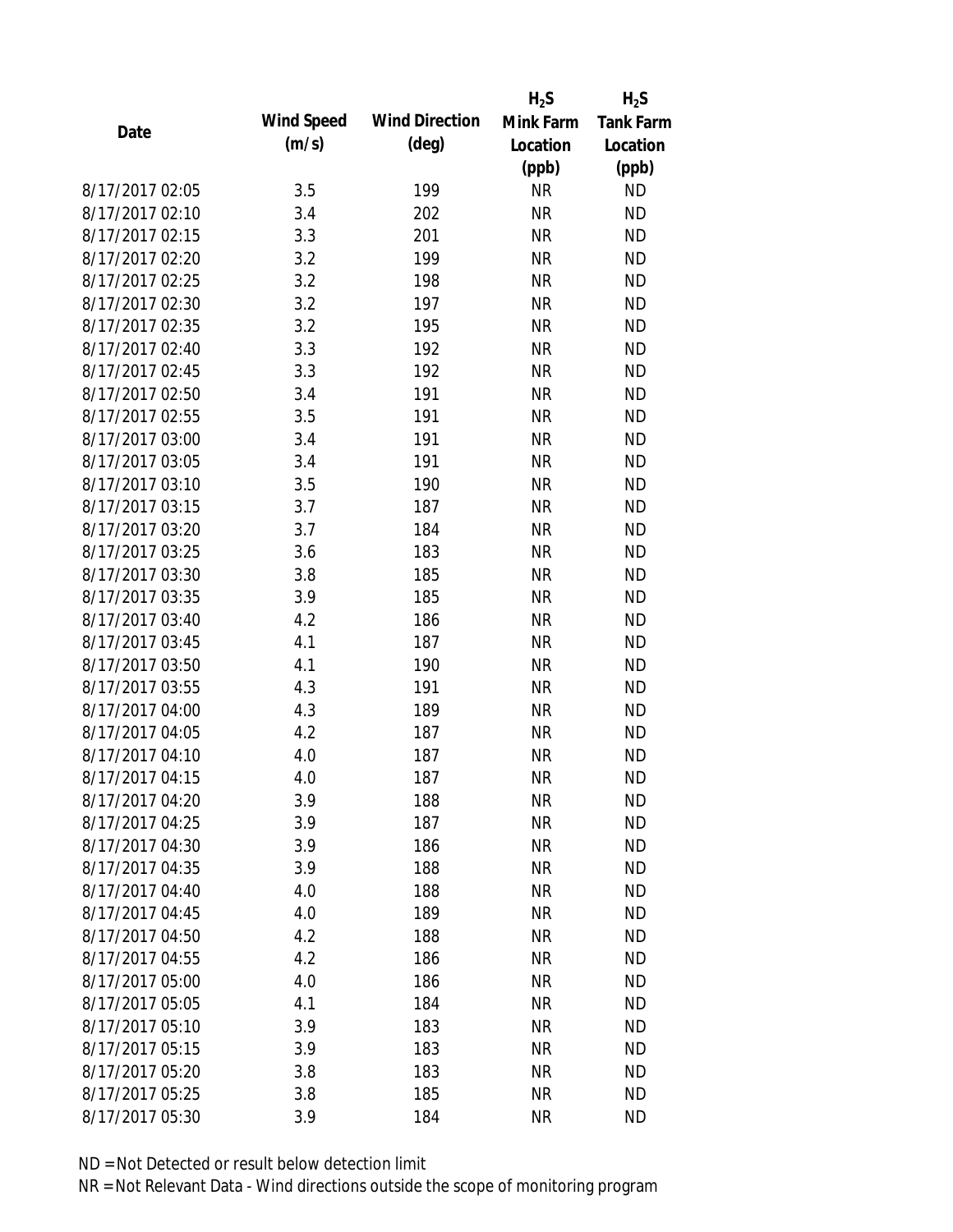| Date | Wind Speed (m/s) | Wind Direction (deg) | $H_2S$ Mink Farm Location (ppb) | $H_2S$ Tank Farm Location (ppb) |
|---|---|---|---|---|
| 8/17/2017 02:05 | 3.5 | 199 | NR | ND |
| 8/17/2017 02:10 | 3.4 | 202 | NR | ND |
| 8/17/2017 02:15 | 3.3 | 201 | NR | ND |
| 8/17/2017 02:20 | 3.2 | 199 | NR | ND |
| 8/17/2017 02:25 | 3.2 | 198 | NR | ND |
| 8/17/2017 02:30 | 3.2 | 197 | NR | ND |
| 8/17/2017 02:35 | 3.2 | 195 | NR | ND |
| 8/17/2017 02:40 | 3.3 | 192 | NR | ND |
| 8/17/2017 02:45 | 3.3 | 192 | NR | ND |
| 8/17/2017 02:50 | 3.4 | 191 | NR | ND |
| 8/17/2017 02:55 | 3.5 | 191 | NR | ND |
| 8/17/2017 03:00 | 3.4 | 191 | NR | ND |
| 8/17/2017 03:05 | 3.4 | 191 | NR | ND |
| 8/17/2017 03:10 | 3.5 | 190 | NR | ND |
| 8/17/2017 03:15 | 3.7 | 187 | NR | ND |
| 8/17/2017 03:20 | 3.7 | 184 | NR | ND |
| 8/17/2017 03:25 | 3.6 | 183 | NR | ND |
| 8/17/2017 03:30 | 3.8 | 185 | NR | ND |
| 8/17/2017 03:35 | 3.9 | 185 | NR | ND |
| 8/17/2017 03:40 | 4.2 | 186 | NR | ND |
| 8/17/2017 03:45 | 4.1 | 187 | NR | ND |
| 8/17/2017 03:50 | 4.1 | 190 | NR | ND |
| 8/17/2017 03:55 | 4.3 | 191 | NR | ND |
| 8/17/2017 04:00 | 4.3 | 189 | NR | ND |
| 8/17/2017 04:05 | 4.2 | 187 | NR | ND |
| 8/17/2017 04:10 | 4.0 | 187 | NR | ND |
| 8/17/2017 04:15 | 4.0 | 187 | NR | ND |
| 8/17/2017 04:20 | 3.9 | 188 | NR | ND |
| 8/17/2017 04:25 | 3.9 | 187 | NR | ND |
| 8/17/2017 04:30 | 3.9 | 186 | NR | ND |
| 8/17/2017 04:35 | 3.9 | 188 | NR | ND |
| 8/17/2017 04:40 | 4.0 | 188 | NR | ND |
| 8/17/2017 04:45 | 4.0 | 189 | NR | ND |
| 8/17/2017 04:50 | 4.2 | 188 | NR | ND |
| 8/17/2017 04:55 | 4.2 | 186 | NR | ND |
| 8/17/2017 05:00 | 4.0 | 186 | NR | ND |
| 8/17/2017 05:05 | 4.1 | 184 | NR | ND |
| 8/17/2017 05:10 | 3.9 | 183 | NR | ND |
| 8/17/2017 05:15 | 3.9 | 183 | NR | ND |
| 8/17/2017 05:20 | 3.8 | 183 | NR | ND |
| 8/17/2017 05:25 | 3.8 | 185 | NR | ND |
| 8/17/2017 05:30 | 3.9 | 184 | NR | ND |

ND = Not Detected or result below detection limit

NR = Not Relevant Data - Wind directions outside the scope of monitoring program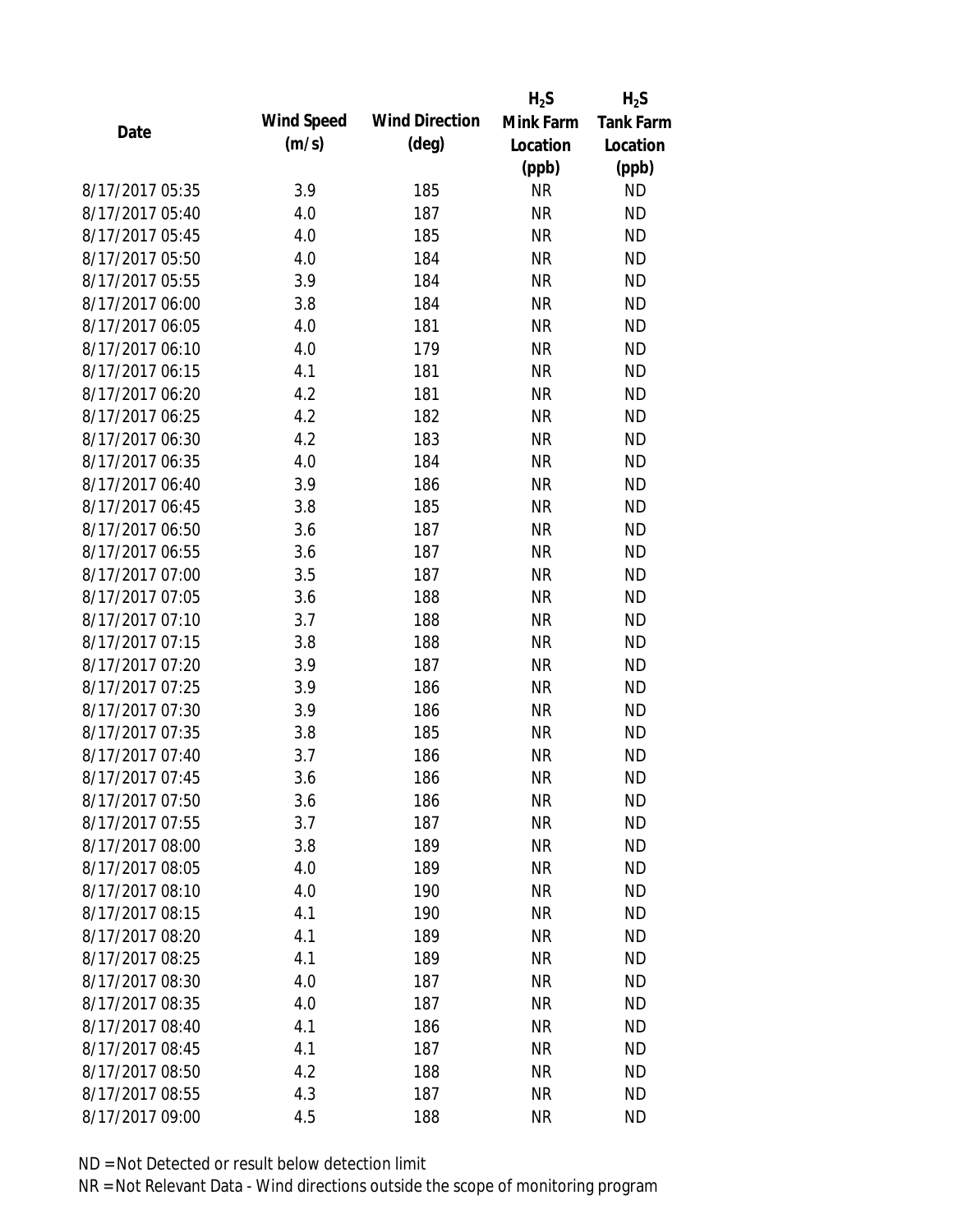| Date | Wind Speed (m/s) | Wind Direction (deg) | $H_2S$ Mink Farm Location (ppb) | $H_2S$ Tank Farm Location (ppb) |
|---|---|---|---|---|
| 8/17/2017 05:35 | 3.9 | 185 | NR | ND |
| 8/17/2017 05:40 | 4.0 | 187 | NR | ND |
| 8/17/2017 05:45 | 4.0 | 185 | NR | ND |
| 8/17/2017 05:50 | 4.0 | 184 | NR | ND |
| 8/17/2017 05:55 | 3.9 | 184 | NR | ND |
| 8/17/2017 06:00 | 3.8 | 184 | NR | ND |
| 8/17/2017 06:05 | 4.0 | 181 | NR | ND |
| 8/17/2017 06:10 | 4.0 | 179 | NR | ND |
| 8/17/2017 06:15 | 4.1 | 181 | NR | ND |
| 8/17/2017 06:20 | 4.2 | 181 | NR | ND |
| 8/17/2017 06:25 | 4.2 | 182 | NR | ND |
| 8/17/2017 06:30 | 4.2 | 183 | NR | ND |
| 8/17/2017 06:35 | 4.0 | 184 | NR | ND |
| 8/17/2017 06:40 | 3.9 | 186 | NR | ND |
| 8/17/2017 06:45 | 3.8 | 185 | NR | ND |
| 8/17/2017 06:50 | 3.6 | 187 | NR | ND |
| 8/17/2017 06:55 | 3.6 | 187 | NR | ND |
| 8/17/2017 07:00 | 3.5 | 187 | NR | ND |
| 8/17/2017 07:05 | 3.6 | 188 | NR | ND |
| 8/17/2017 07:10 | 3.7 | 188 | NR | ND |
| 8/17/2017 07:15 | 3.8 | 188 | NR | ND |
| 8/17/2017 07:20 | 3.9 | 187 | NR | ND |
| 8/17/2017 07:25 | 3.9 | 186 | NR | ND |
| 8/17/2017 07:30 | 3.9 | 186 | NR | ND |
| 8/17/2017 07:35 | 3.8 | 185 | NR | ND |
| 8/17/2017 07:40 | 3.7 | 186 | NR | ND |
| 8/17/2017 07:45 | 3.6 | 186 | NR | ND |
| 8/17/2017 07:50 | 3.6 | 186 | NR | ND |
| 8/17/2017 07:55 | 3.7 | 187 | NR | ND |
| 8/17/2017 08:00 | 3.8 | 189 | NR | ND |
| 8/17/2017 08:05 | 4.0 | 189 | NR | ND |
| 8/17/2017 08:10 | 4.0 | 190 | NR | ND |
| 8/17/2017 08:15 | 4.1 | 190 | NR | ND |
| 8/17/2017 08:20 | 4.1 | 189 | NR | ND |
| 8/17/2017 08:25 | 4.1 | 189 | NR | ND |
| 8/17/2017 08:30 | 4.0 | 187 | NR | ND |
| 8/17/2017 08:35 | 4.0 | 187 | NR | ND |
| 8/17/2017 08:40 | 4.1 | 186 | NR | ND |
| 8/17/2017 08:45 | 4.1 | 187 | NR | ND |
| 8/17/2017 08:50 | 4.2 | 188 | NR | ND |
| 8/17/2017 08:55 | 4.3 | 187 | NR | ND |
| 8/17/2017 09:00 | 4.5 | 188 | NR | ND |

ND = Not Detected or result below detection limit

NR = Not Relevant Data - Wind directions outside the scope of monitoring program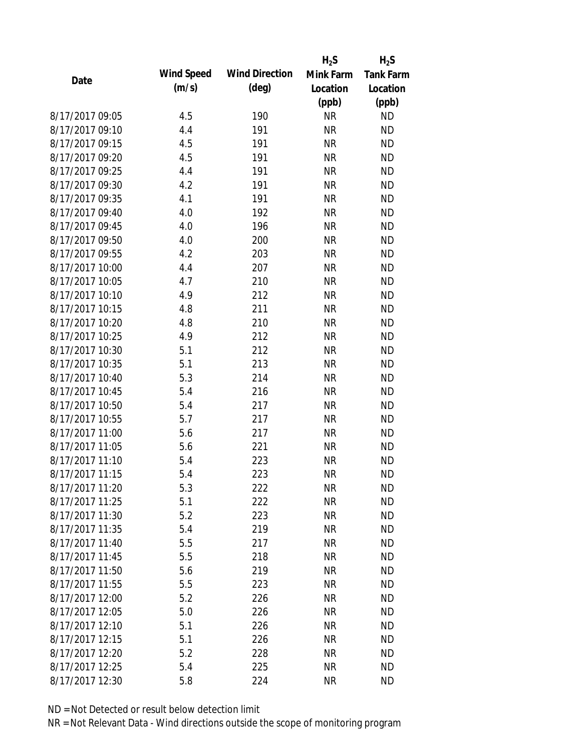| Date | Wind Speed (m/s) | Wind Direction (deg) | $H_2S$ Mink Farm Location (ppb) | $H_2S$ Tank Farm Location (ppb) |
|---|---|---|---|---|
| 8/17/2017 09:05 | 4.5 | 190 | NR | ND |
| 8/17/2017 09:10 | 4.4 | 191 | NR | ND |
| 8/17/2017 09:15 | 4.5 | 191 | NR | ND |
| 8/17/2017 09:20 | 4.5 | 191 | NR | ND |
| 8/17/2017 09:25 | 4.4 | 191 | NR | ND |
| 8/17/2017 09:30 | 4.2 | 191 | NR | ND |
| 8/17/2017 09:35 | 4.1 | 191 | NR | ND |
| 8/17/2017 09:40 | 4.0 | 192 | NR | ND |
| 8/17/2017 09:45 | 4.0 | 196 | NR | ND |
| 8/17/2017 09:50 | 4.0 | 200 | NR | ND |
| 8/17/2017 09:55 | 4.2 | 203 | NR | ND |
| 8/17/2017 10:00 | 4.4 | 207 | NR | ND |
| 8/17/2017 10:05 | 4.7 | 210 | NR | ND |
| 8/17/2017 10:10 | 4.9 | 212 | NR | ND |
| 8/17/2017 10:15 | 4.8 | 211 | NR | ND |
| 8/17/2017 10:20 | 4.8 | 210 | NR | ND |
| 8/17/2017 10:25 | 4.9 | 212 | NR | ND |
| 8/17/2017 10:30 | 5.1 | 212 | NR | ND |
| 8/17/2017 10:35 | 5.1 | 213 | NR | ND |
| 8/17/2017 10:40 | 5.3 | 214 | NR | ND |
| 8/17/2017 10:45 | 5.4 | 216 | NR | ND |
| 8/17/2017 10:50 | 5.4 | 217 | NR | ND |
| 8/17/2017 10:55 | 5.7 | 217 | NR | ND |
| 8/17/2017 11:00 | 5.6 | 217 | NR | ND |
| 8/17/2017 11:05 | 5.6 | 221 | NR | ND |
| 8/17/2017 11:10 | 5.4 | 223 | NR | ND |
| 8/17/2017 11:15 | 5.4 | 223 | NR | ND |
| 8/17/2017 11:20 | 5.3 | 222 | NR | ND |
| 8/17/2017 11:25 | 5.1 | 222 | NR | ND |
| 8/17/2017 11:30 | 5.2 | 223 | NR | ND |
| 8/17/2017 11:35 | 5.4 | 219 | NR | ND |
| 8/17/2017 11:40 | 5.5 | 217 | NR | ND |
| 8/17/2017 11:45 | 5.5 | 218 | NR | ND |
| 8/17/2017 11:50 | 5.6 | 219 | NR | ND |
| 8/17/2017 11:55 | 5.5 | 223 | NR | ND |
| 8/17/2017 12:00 | 5.2 | 226 | NR | ND |
| 8/17/2017 12:05 | 5.0 | 226 | NR | ND |
| 8/17/2017 12:10 | 5.1 | 226 | NR | ND |
| 8/17/2017 12:15 | 5.1 | 226 | NR | ND |
| 8/17/2017 12:20 | 5.2 | 228 | NR | ND |
| 8/17/2017 12:25 | 5.4 | 225 | NR | ND |
| 8/17/2017 12:30 | 5.8 | 224 | NR | ND |

ND = Not Detected or result below detection limit

NR = Not Relevant Data - Wind directions outside the scope of monitoring program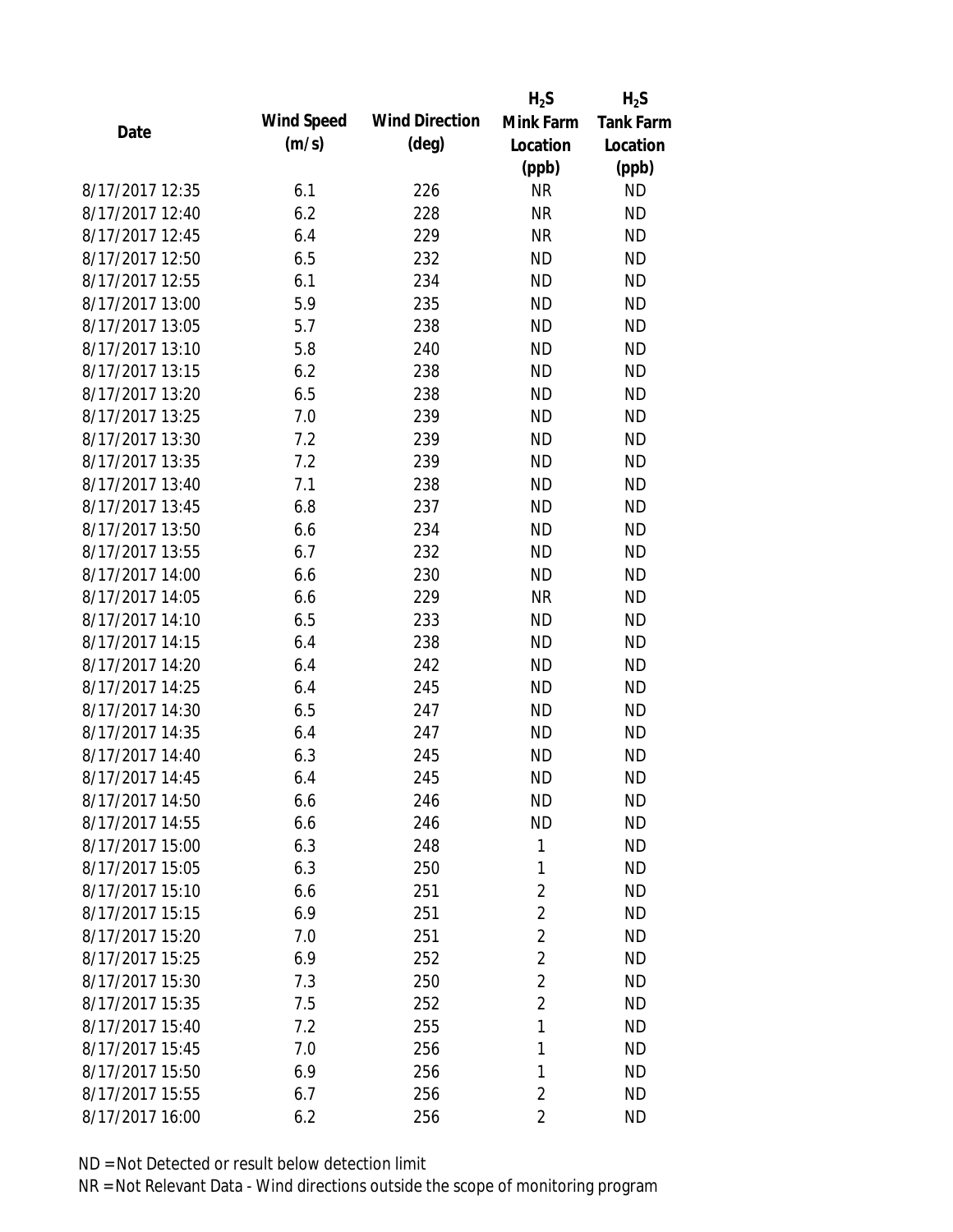| Date | Wind Speed (m/s) | Wind Direction (deg) | $H_2S$ Mink Farm Location (ppb) | $H_2S$ Tank Farm Location (ppb) |
| --- | --- | --- | --- | --- |
| 8/17/2017 12:35 | 6.1 | 226 | NR | ND |
| 8/17/2017 12:40 | 6.2 | 228 | NR | ND |
| 8/17/2017 12:45 | 6.4 | 229 | NR | ND |
| 8/17/2017 12:50 | 6.5 | 232 | ND | ND |
| 8/17/2017 12:55 | 6.1 | 234 | ND | ND |
| 8/17/2017 13:00 | 5.9 | 235 | ND | ND |
| 8/17/2017 13:05 | 5.7 | 238 | ND | ND |
| 8/17/2017 13:10 | 5.8 | 240 | ND | ND |
| 8/17/2017 13:15 | 6.2 | 238 | ND | ND |
| 8/17/2017 13:20 | 6.5 | 238 | ND | ND |
| 8/17/2017 13:25 | 7.0 | 239 | ND | ND |
| 8/17/2017 13:30 | 7.2 | 239 | ND | ND |
| 8/17/2017 13:35 | 7.2 | 239 | ND | ND |
| 8/17/2017 13:40 | 7.1 | 238 | ND | ND |
| 8/17/2017 13:45 | 6.8 | 237 | ND | ND |
| 8/17/2017 13:50 | 6.6 | 234 | ND | ND |
| 8/17/2017 13:55 | 6.7 | 232 | ND | ND |
| 8/17/2017 14:00 | 6.6 | 230 | ND | ND |
| 8/17/2017 14:05 | 6.6 | 229 | NR | ND |
| 8/17/2017 14:10 | 6.5 | 233 | ND | ND |
| 8/17/2017 14:15 | 6.4 | 238 | ND | ND |
| 8/17/2017 14:20 | 6.4 | 242 | ND | ND |
| 8/17/2017 14:25 | 6.4 | 245 | ND | ND |
| 8/17/2017 14:30 | 6.5 | 247 | ND | ND |
| 8/17/2017 14:35 | 6.4 | 247 | ND | ND |
| 8/17/2017 14:40 | 6.3 | 245 | ND | ND |
| 8/17/2017 14:45 | 6.4 | 245 | ND | ND |
| 8/17/2017 14:50 | 6.6 | 246 | ND | ND |
| 8/17/2017 14:55 | 6.6 | 246 | ND | ND |
| 8/17/2017 15:00 | 6.3 | 248 | 1 | ND |
| 8/17/2017 15:05 | 6.3 | 250 | 1 | ND |
| 8/17/2017 15:10 | 6.6 | 251 | 2 | ND |
| 8/17/2017 15:15 | 6.9 | 251 | 2 | ND |
| 8/17/2017 15:20 | 7.0 | 251 | 2 | ND |
| 8/17/2017 15:25 | 6.9 | 252 | 2 | ND |
| 8/17/2017 15:30 | 7.3 | 250 | 2 | ND |
| 8/17/2017 15:35 | 7.5 | 252 | 2 | ND |
| 8/17/2017 15:40 | 7.2 | 255 | 1 | ND |
| 8/17/2017 15:45 | 7.0 | 256 | 1 | ND |
| 8/17/2017 15:50 | 6.9 | 256 | 1 | ND |
| 8/17/2017 15:55 | 6.7 | 256 | 2 | ND |
| 8/17/2017 16:00 | 6.2 | 256 | 2 | ND |

ND = Not Detected or result below detection limit

NR = Not Relevant Data - Wind directions outside the scope of monitoring program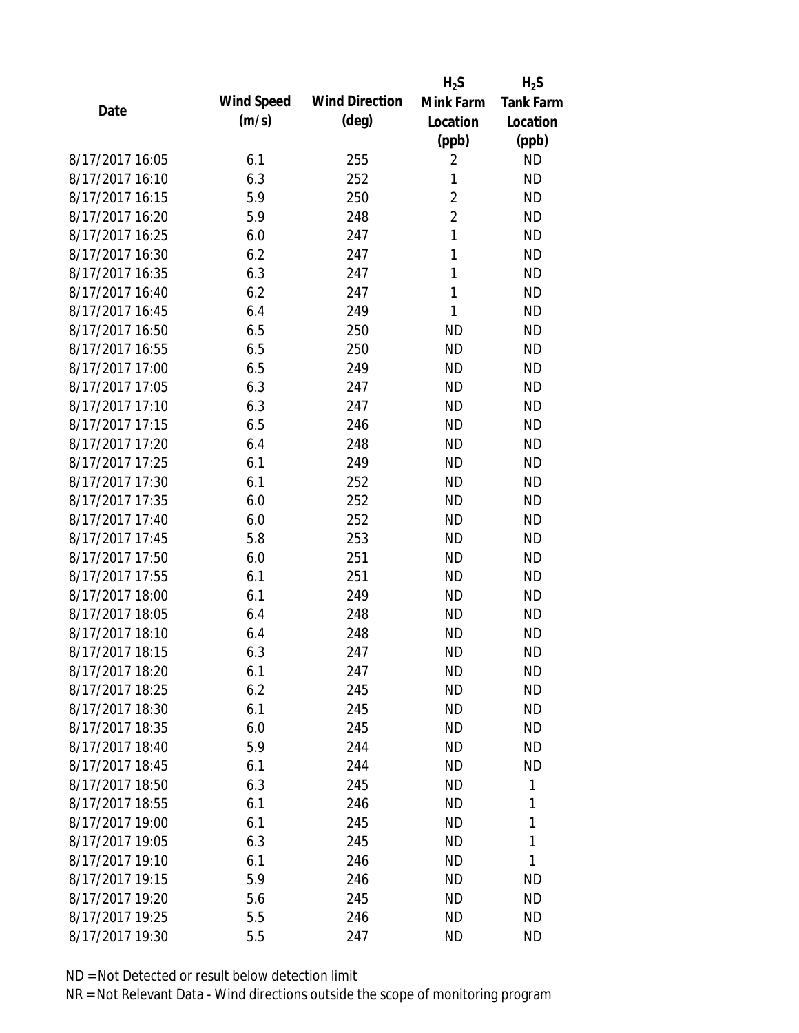| Date | Wind Speed (m/s) | Wind Direction (deg) | $H_2S$ Mink Farm Location (ppb) | $H_2S$ Tank Farm Location (ppb) |
|---|---|---|---|---|
| 8/17/2017 16:05 | 6.1 | 255 | 2 | ND |
| 8/17/2017 16:10 | 6.3 | 252 | 1 | ND |
| 8/17/2017 16:15 | 5.9 | 250 | 2 | ND |
| 8/17/2017 16:20 | 5.9 | 248 | 2 | ND |
| 8/17/2017 16:25 | 6.0 | 247 | 1 | ND |
| 8/17/2017 16:30 | 6.2 | 247 | 1 | ND |
| 8/17/2017 16:35 | 6.3 | 247 | 1 | ND |
| 8/17/2017 16:40 | 6.2 | 247 | 1 | ND |
| 8/17/2017 16:45 | 6.4 | 249 | 1 | ND |
| 8/17/2017 16:50 | 6.5 | 250 | ND | ND |
| 8/17/2017 16:55 | 6.5 | 250 | ND | ND |
| 8/17/2017 17:00 | 6.5 | 249 | ND | ND |
| 8/17/2017 17:05 | 6.3 | 247 | ND | ND |
| 8/17/2017 17:10 | 6.3 | 247 | ND | ND |
| 8/17/2017 17:15 | 6.5 | 246 | ND | ND |
| 8/17/2017 17:20 | 6.4 | 248 | ND | ND |
| 8/17/2017 17:25 | 6.1 | 249 | ND | ND |
| 8/17/2017 17:30 | 6.1 | 252 | ND | ND |
| 8/17/2017 17:35 | 6.0 | 252 | ND | ND |
| 8/17/2017 17:40 | 6.0 | 252 | ND | ND |
| 8/17/2017 17:45 | 5.8 | 253 | ND | ND |
| 8/17/2017 17:50 | 6.0 | 251 | ND | ND |
| 8/17/2017 17:55 | 6.1 | 251 | ND | ND |
| 8/17/2017 18:00 | 6.1 | 249 | ND | ND |
| 8/17/2017 18:05 | 6.4 | 248 | ND | ND |
| 8/17/2017 18:10 | 6.4 | 248 | ND | ND |
| 8/17/2017 18:15 | 6.3 | 247 | ND | ND |
| 8/17/2017 18:20 | 6.1 | 247 | ND | ND |
| 8/17/2017 18:25 | 6.2 | 245 | ND | ND |
| 8/17/2017 18:30 | 6.1 | 245 | ND | ND |
| 8/17/2017 18:35 | 6.0 | 245 | ND | ND |
| 8/17/2017 18:40 | 5.9 | 244 | ND | ND |
| 8/17/2017 18:45 | 6.1 | 244 | ND | ND |
| 8/17/2017 18:50 | 6.3 | 245 | ND | 1 |
| 8/17/2017 18:55 | 6.1 | 246 | ND | 1 |
| 8/17/2017 19:00 | 6.1 | 245 | ND | 1 |
| 8/17/2017 19:05 | 6.3 | 245 | ND | 1 |
| 8/17/2017 19:10 | 6.1 | 246 | ND | 1 |
| 8/17/2017 19:15 | 5.9 | 246 | ND | ND |
| 8/17/2017 19:20 | 5.6 | 245 | ND | ND |
| 8/17/2017 19:25 | 5.5 | 246 | ND | ND |
| 8/17/2017 19:30 | 5.5 | 247 | ND | ND |

ND = Not Detected or result below detection limit

NR = Not Relevant Data - Wind directions outside the scope of monitoring program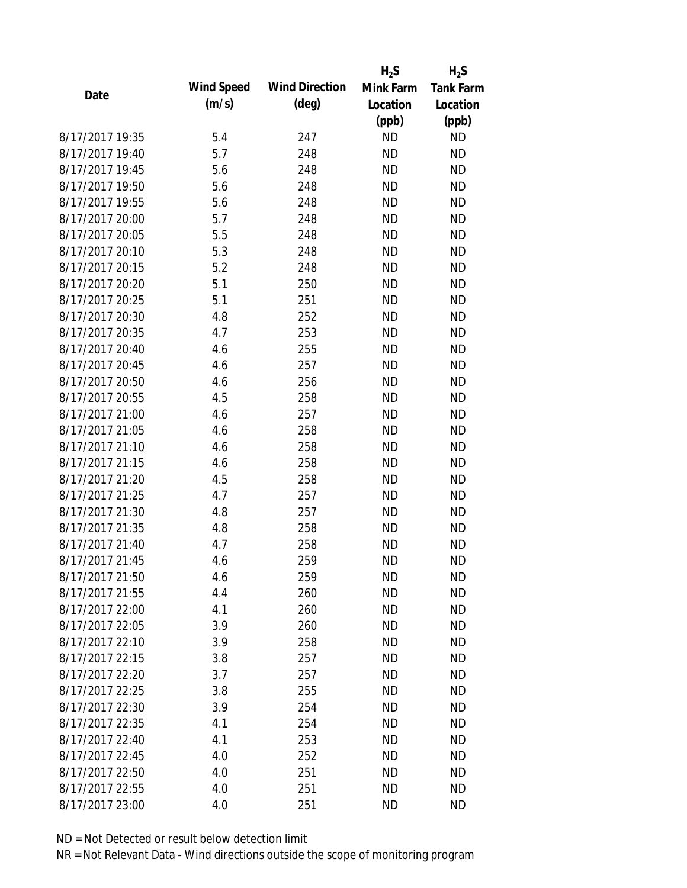| Date | Wind Speed (m/s) | Wind Direction (deg) | $H_2S$ Mink Farm Location (ppb) | $H_2S$ Tank Farm Location (ppb) |
|---|---|---|---|---|
| 8/17/2017 19:35 | 5.4 | 247 | ND | ND |
| 8/17/2017 19:40 | 5.7 | 248 | ND | ND |
| 8/17/2017 19:45 | 5.6 | 248 | ND | ND |
| 8/17/2017 19:50 | 5.6 | 248 | ND | ND |
| 8/17/2017 19:55 | 5.6 | 248 | ND | ND |
| 8/17/2017 20:00 | 5.7 | 248 | ND | ND |
| 8/17/2017 20:05 | 5.5 | 248 | ND | ND |
| 8/17/2017 20:10 | 5.3 | 248 | ND | ND |
| 8/17/2017 20:15 | 5.2 | 248 | ND | ND |
| 8/17/2017 20:20 | 5.1 | 250 | ND | ND |
| 8/17/2017 20:25 | 5.1 | 251 | ND | ND |
| 8/17/2017 20:30 | 4.8 | 252 | ND | ND |
| 8/17/2017 20:35 | 4.7 | 253 | ND | ND |
| 8/17/2017 20:40 | 4.6 | 255 | ND | ND |
| 8/17/2017 20:45 | 4.6 | 257 | ND | ND |
| 8/17/2017 20:50 | 4.6 | 256 | ND | ND |
| 8/17/2017 20:55 | 4.5 | 258 | ND | ND |
| 8/17/2017 21:00 | 4.6 | 257 | ND | ND |
| 8/17/2017 21:05 | 4.6 | 258 | ND | ND |
| 8/17/2017 21:10 | 4.6 | 258 | ND | ND |
| 8/17/2017 21:15 | 4.6 | 258 | ND | ND |
| 8/17/2017 21:20 | 4.5 | 258 | ND | ND |
| 8/17/2017 21:25 | 4.7 | 257 | ND | ND |
| 8/17/2017 21:30 | 4.8 | 257 | ND | ND |
| 8/17/2017 21:35 | 4.8 | 258 | ND | ND |
| 8/17/2017 21:40 | 4.7 | 258 | ND | ND |
| 8/17/2017 21:45 | 4.6 | 259 | ND | ND |
| 8/17/2017 21:50 | 4.6 | 259 | ND | ND |
| 8/17/2017 21:55 | 4.4 | 260 | ND | ND |
| 8/17/2017 22:00 | 4.1 | 260 | ND | ND |
| 8/17/2017 22:05 | 3.9 | 260 | ND | ND |
| 8/17/2017 22:10 | 3.9 | 258 | ND | ND |
| 8/17/2017 22:15 | 3.8 | 257 | ND | ND |
| 8/17/2017 22:20 | 3.7 | 257 | ND | ND |
| 8/17/2017 22:25 | 3.8 | 255 | ND | ND |
| 8/17/2017 22:30 | 3.9 | 254 | ND | ND |
| 8/17/2017 22:35 | 4.1 | 254 | ND | ND |
| 8/17/2017 22:40 | 4.1 | 253 | ND | ND |
| 8/17/2017 22:45 | 4.0 | 252 | ND | ND |
| 8/17/2017 22:50 | 4.0 | 251 | ND | ND |
| 8/17/2017 22:55 | 4.0 | 251 | ND | ND |
| 8/17/2017 23:00 | 4.0 | 251 | ND | ND |

ND = Not Detected or result below detection limit

NR = Not Relevant Data - Wind directions outside the scope of monitoring program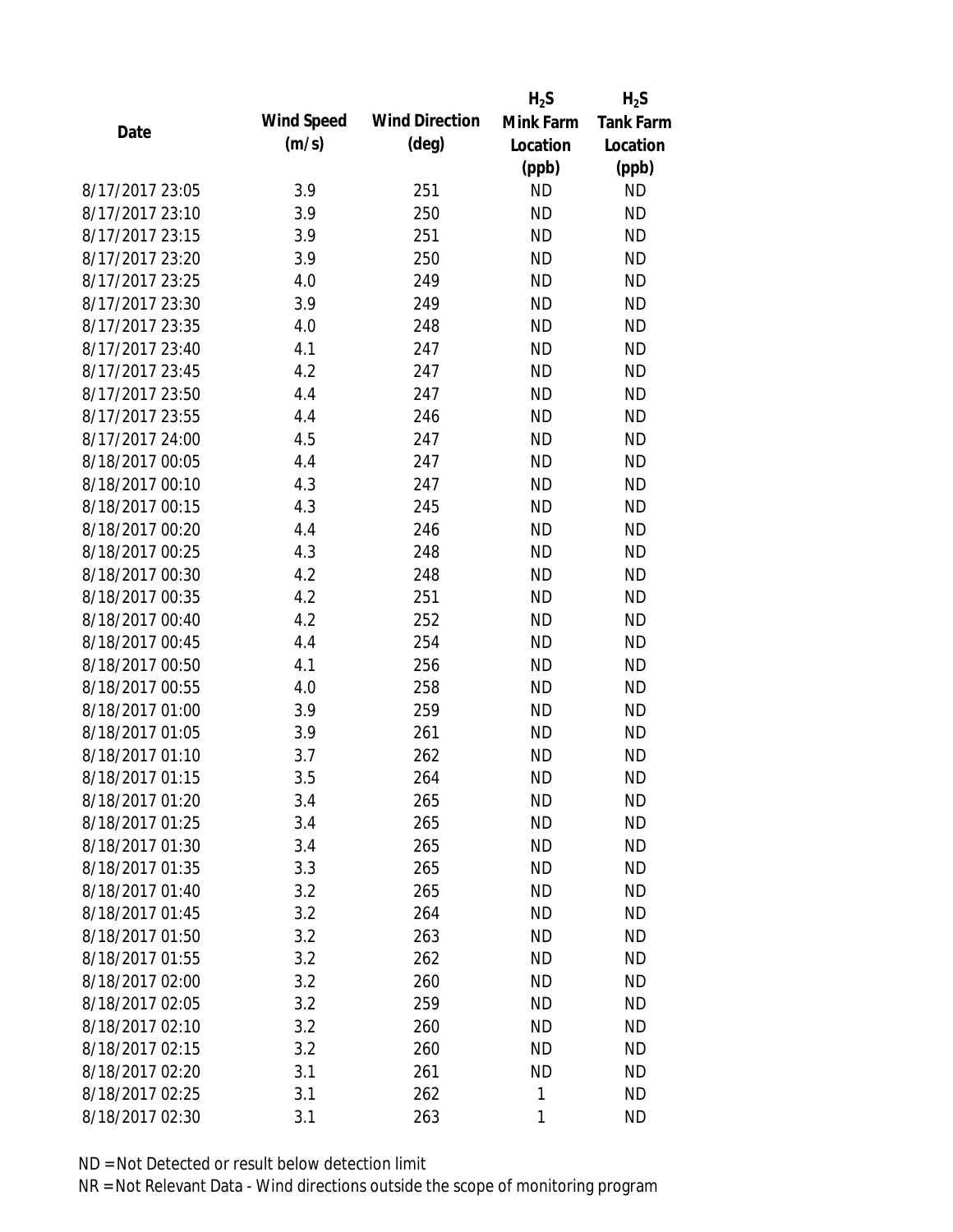| Date | Wind Speed (m/s) | Wind Direction (deg) | $H_2S$ Mink Farm Location (ppb) | $H_2S$ Tank Farm Location (ppb) |
|---|---|---|---|---|
| 8/17/2017 23:05 | 3.9 | 251 | ND | ND |
| 8/17/2017 23:10 | 3.9 | 250 | ND | ND |
| 8/17/2017 23:15 | 3.9 | 251 | ND | ND |
| 8/17/2017 23:20 | 3.9 | 250 | ND | ND |
| 8/17/2017 23:25 | 4.0 | 249 | ND | ND |
| 8/17/2017 23:30 | 3.9 | 249 | ND | ND |
| 8/17/2017 23:35 | 4.0 | 248 | ND | ND |
| 8/17/2017 23:40 | 4.1 | 247 | ND | ND |
| 8/17/2017 23:45 | 4.2 | 247 | ND | ND |
| 8/17/2017 23:50 | 4.4 | 247 | ND | ND |
| 8/17/2017 23:55 | 4.4 | 246 | ND | ND |
| 8/17/2017 24:00 | 4.5 | 247 | ND | ND |
| 8/18/2017 00:05 | 4.4 | 247 | ND | ND |
| 8/18/2017 00:10 | 4.3 | 247 | ND | ND |
| 8/18/2017 00:15 | 4.3 | 245 | ND | ND |
| 8/18/2017 00:20 | 4.4 | 246 | ND | ND |
| 8/18/2017 00:25 | 4.3 | 248 | ND | ND |
| 8/18/2017 00:30 | 4.2 | 248 | ND | ND |
| 8/18/2017 00:35 | 4.2 | 251 | ND | ND |
| 8/18/2017 00:40 | 4.2 | 252 | ND | ND |
| 8/18/2017 00:45 | 4.4 | 254 | ND | ND |
| 8/18/2017 00:50 | 4.1 | 256 | ND | ND |
| 8/18/2017 00:55 | 4.0 | 258 | ND | ND |
| 8/18/2017 01:00 | 3.9 | 259 | ND | ND |
| 8/18/2017 01:05 | 3.9 | 261 | ND | ND |
| 8/18/2017 01:10 | 3.7 | 262 | ND | ND |
| 8/18/2017 01:15 | 3.5 | 264 | ND | ND |
| 8/18/2017 01:20 | 3.4 | 265 | ND | ND |
| 8/18/2017 01:25 | 3.4 | 265 | ND | ND |
| 8/18/2017 01:30 | 3.4 | 265 | ND | ND |
| 8/18/2017 01:35 | 3.3 | 265 | ND | ND |
| 8/18/2017 01:40 | 3.2 | 265 | ND | ND |
| 8/18/2017 01:45 | 3.2 | 264 | ND | ND |
| 8/18/2017 01:50 | 3.2 | 263 | ND | ND |
| 8/18/2017 01:55 | 3.2 | 262 | ND | ND |
| 8/18/2017 02:00 | 3.2 | 260 | ND | ND |
| 8/18/2017 02:05 | 3.2 | 259 | ND | ND |
| 8/18/2017 02:10 | 3.2 | 260 | ND | ND |
| 8/18/2017 02:15 | 3.2 | 260 | ND | ND |
| 8/18/2017 02:20 | 3.1 | 261 | ND | ND |
| 8/18/2017 02:25 | 3.1 | 262 | 1 | ND |
| 8/18/2017 02:30 | 3.1 | 263 | 1 | ND |

ND = Not Detected or result below detection limit

NR = Not Relevant Data - Wind directions outside the scope of monitoring program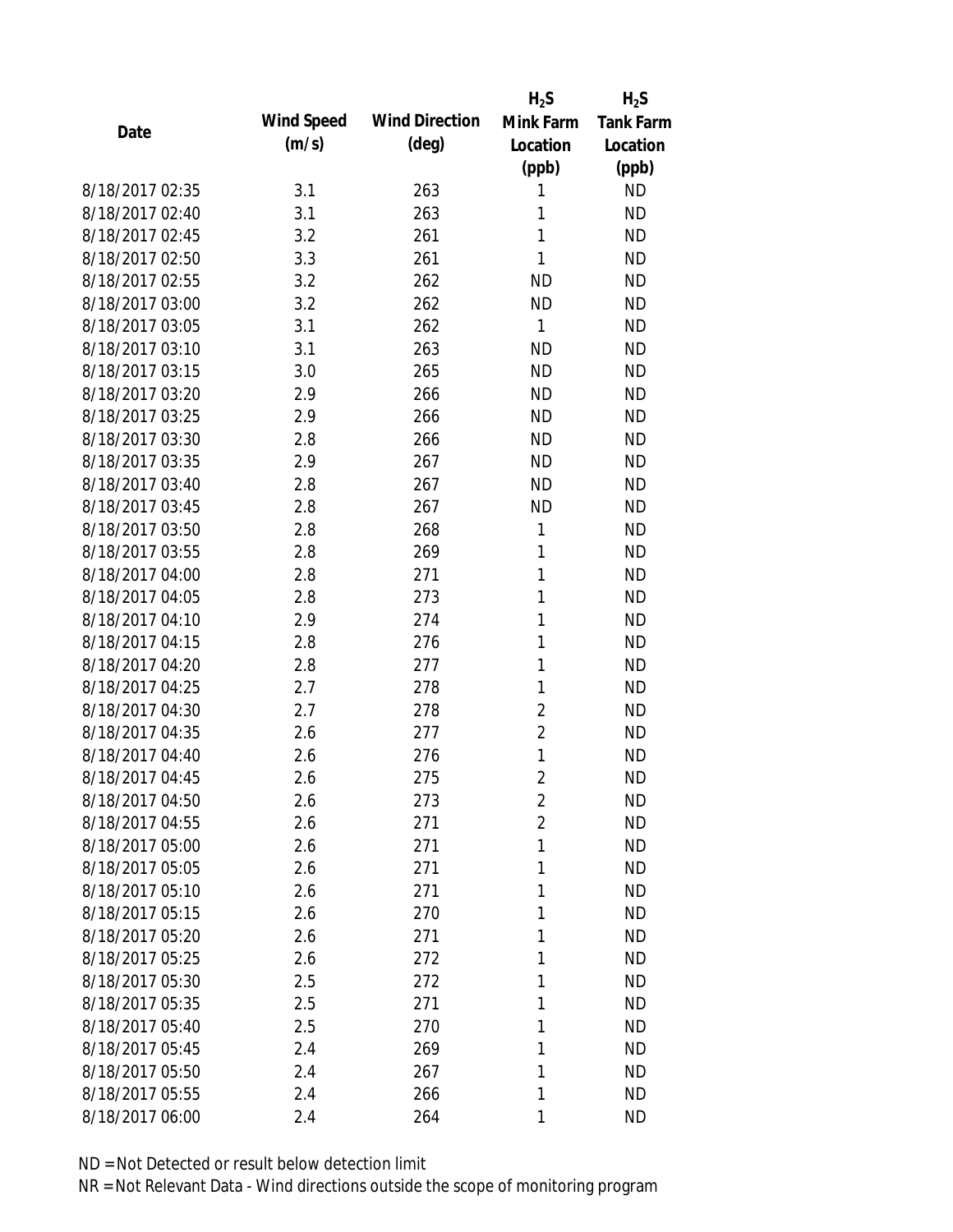| Date | Wind Speed (m/s) | Wind Direction (deg) | $H_2S$ Mink Farm Location (ppb) | $H_2S$ Tank Farm Location (ppb) |
|---|---|---|---|---|
| 8/18/2017 02:35 | 3.1 | 263 | 1 | ND |
| 8/18/2017 02:40 | 3.1 | 263 | 1 | ND |
| 8/18/2017 02:45 | 3.2 | 261 | 1 | ND |
| 8/18/2017 02:50 | 3.3 | 261 | 1 | ND |
| 8/18/2017 02:55 | 3.2 | 262 | ND | ND |
| 8/18/2017 03:00 | 3.2 | 262 | ND | ND |
| 8/18/2017 03:05 | 3.1 | 262 | 1 | ND |
| 8/18/2017 03:10 | 3.1 | 263 | ND | ND |
| 8/18/2017 03:15 | 3.0 | 265 | ND | ND |
| 8/18/2017 03:20 | 2.9 | 266 | ND | ND |
| 8/18/2017 03:25 | 2.9 | 266 | ND | ND |
| 8/18/2017 03:30 | 2.8 | 266 | ND | ND |
| 8/18/2017 03:35 | 2.9 | 267 | ND | ND |
| 8/18/2017 03:40 | 2.8 | 267 | ND | ND |
| 8/18/2017 03:45 | 2.8 | 267 | ND | ND |
| 8/18/2017 03:50 | 2.8 | 268 | 1 | ND |
| 8/18/2017 03:55 | 2.8 | 269 | 1 | ND |
| 8/18/2017 04:00 | 2.8 | 271 | 1 | ND |
| 8/18/2017 04:05 | 2.8 | 273 | 1 | ND |
| 8/18/2017 04:10 | 2.9 | 274 | 1 | ND |
| 8/18/2017 04:15 | 2.8 | 276 | 1 | ND |
| 8/18/2017 04:20 | 2.8 | 277 | 1 | ND |
| 8/18/2017 04:25 | 2.7 | 278 | 1 | ND |
| 8/18/2017 04:30 | 2.7 | 278 | 2 | ND |
| 8/18/2017 04:35 | 2.6 | 277 | 2 | ND |
| 8/18/2017 04:40 | 2.6 | 276 | 1 | ND |
| 8/18/2017 04:45 | 2.6 | 275 | 2 | ND |
| 8/18/2017 04:50 | 2.6 | 273 | 2 | ND |
| 8/18/2017 04:55 | 2.6 | 271 | 2 | ND |
| 8/18/2017 05:00 | 2.6 | 271 | 1 | ND |
| 8/18/2017 05:05 | 2.6 | 271 | 1 | ND |
| 8/18/2017 05:10 | 2.6 | 271 | 1 | ND |
| 8/18/2017 05:15 | 2.6 | 270 | 1 | ND |
| 8/18/2017 05:20 | 2.6 | 271 | 1 | ND |
| 8/18/2017 05:25 | 2.6 | 272 | 1 | ND |
| 8/18/2017 05:30 | 2.5 | 272 | 1 | ND |
| 8/18/2017 05:35 | 2.5 | 271 | 1 | ND |
| 8/18/2017 05:40 | 2.5 | 270 | 1 | ND |
| 8/18/2017 05:45 | 2.4 | 269 | 1 | ND |
| 8/18/2017 05:50 | 2.4 | 267 | 1 | ND |
| 8/18/2017 05:55 | 2.4 | 266 | 1 | ND |
| 8/18/2017 06:00 | 2.4 | 264 | 1 | ND |

ND = Not Detected or result below detection limit

NR = Not Relevant Data - Wind directions outside the scope of monitoring program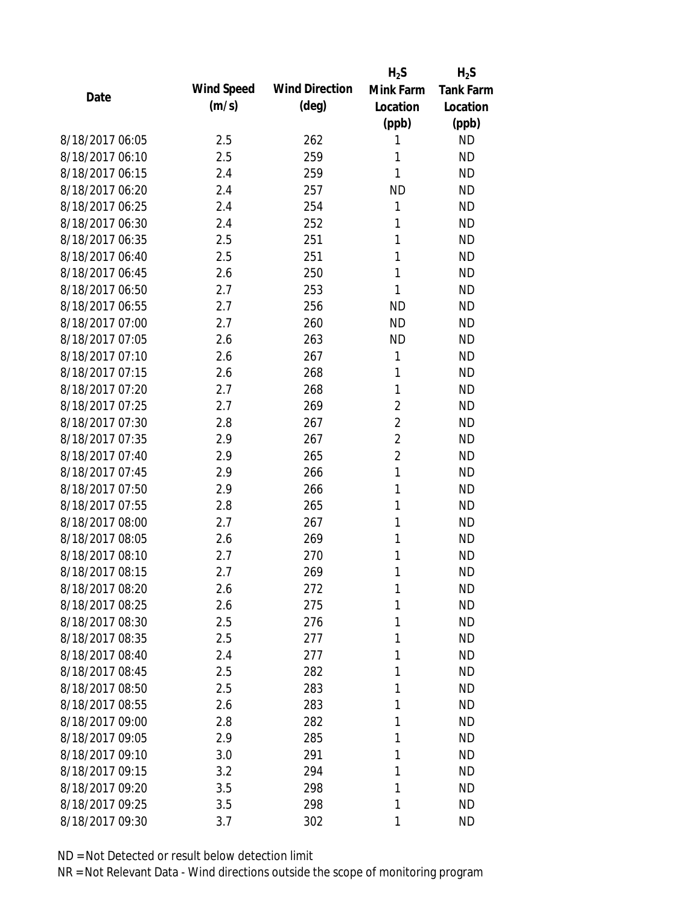| Date | Wind Speed (m/s) | Wind Direction (deg) | $H_2S$ Mink Farm Location (ppb) | $H_2S$ Tank Farm Location (ppb) |
|---|---|---|---|---|
| 8/18/2017 06:05 | 2.5 | 262 | 1 | ND |
| 8/18/2017 06:10 | 2.5 | 259 | 1 | ND |
| 8/18/2017 06:15 | 2.4 | 259 | 1 | ND |
| 8/18/2017 06:20 | 2.4 | 257 | ND | ND |
| 8/18/2017 06:25 | 2.4 | 254 | 1 | ND |
| 8/18/2017 06:30 | 2.4 | 252 | 1 | ND |
| 8/18/2017 06:35 | 2.5 | 251 | 1 | ND |
| 8/18/2017 06:40 | 2.5 | 251 | 1 | ND |
| 8/18/2017 06:45 | 2.6 | 250 | 1 | ND |
| 8/18/2017 06:50 | 2.7 | 253 | 1 | ND |
| 8/18/2017 06:55 | 2.7 | 256 | ND | ND |
| 8/18/2017 07:00 | 2.7 | 260 | ND | ND |
| 8/18/2017 07:05 | 2.6 | 263 | ND | ND |
| 8/18/2017 07:10 | 2.6 | 267 | 1 | ND |
| 8/18/2017 07:15 | 2.6 | 268 | 1 | ND |
| 8/18/2017 07:20 | 2.7 | 268 | 1 | ND |
| 8/18/2017 07:25 | 2.7 | 269 | 2 | ND |
| 8/18/2017 07:30 | 2.8 | 267 | 2 | ND |
| 8/18/2017 07:35 | 2.9 | 267 | 2 | ND |
| 8/18/2017 07:40 | 2.9 | 265 | 2 | ND |
| 8/18/2017 07:45 | 2.9 | 266 | 1 | ND |
| 8/18/2017 07:50 | 2.9 | 266 | 1 | ND |
| 8/18/2017 07:55 | 2.8 | 265 | 1 | ND |
| 8/18/2017 08:00 | 2.7 | 267 | 1 | ND |
| 8/18/2017 08:05 | 2.6 | 269 | 1 | ND |
| 8/18/2017 08:10 | 2.7 | 270 | 1 | ND |
| 8/18/2017 08:15 | 2.7 | 269 | 1 | ND |
| 8/18/2017 08:20 | 2.6 | 272 | 1 | ND |
| 8/18/2017 08:25 | 2.6 | 275 | 1 | ND |
| 8/18/2017 08:30 | 2.5 | 276 | 1 | ND |
| 8/18/2017 08:35 | 2.5 | 277 | 1 | ND |
| 8/18/2017 08:40 | 2.4 | 277 | 1 | ND |
| 8/18/2017 08:45 | 2.5 | 282 | 1 | ND |
| 8/18/2017 08:50 | 2.5 | 283 | 1 | ND |
| 8/18/2017 08:55 | 2.6 | 283 | 1 | ND |
| 8/18/2017 09:00 | 2.8 | 282 | 1 | ND |
| 8/18/2017 09:05 | 2.9 | 285 | 1 | ND |
| 8/18/2017 09:10 | 3.0 | 291 | 1 | ND |
| 8/18/2017 09:15 | 3.2 | 294 | 1 | ND |
| 8/18/2017 09:20 | 3.5 | 298 | 1 | ND |
| 8/18/2017 09:25 | 3.5 | 298 | 1 | ND |
| 8/18/2017 09:30 | 3.7 | 302 | 1 | ND |

ND = Not Detected or result below detection limit

NR = Not Relevant Data - Wind directions outside the scope of monitoring program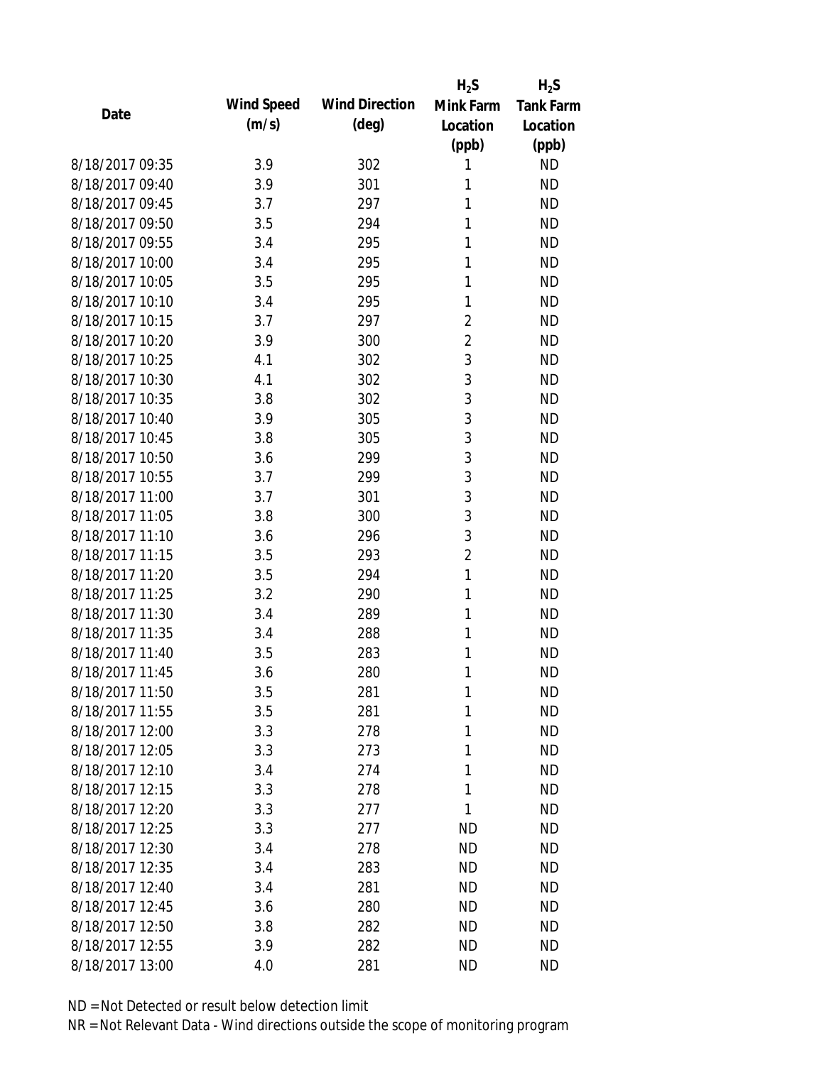| Date | Wind Speed (m/s) | Wind Direction (deg) | $H_2S$ Mink Farm Location (ppb) | $H_2S$ Tank Farm Location (ppb) |
|---|---|---|---|---|
| 8/18/2017 09:35 | 3.9 | 302 | 1 | ND |
| 8/18/2017 09:40 | 3.9 | 301 | 1 | ND |
| 8/18/2017 09:45 | 3.7 | 297 | 1 | ND |
| 8/18/2017 09:50 | 3.5 | 294 | 1 | ND |
| 8/18/2017 09:55 | 3.4 | 295 | 1 | ND |
| 8/18/2017 10:00 | 3.4 | 295 | 1 | ND |
| 8/18/2017 10:05 | 3.5 | 295 | 1 | ND |
| 8/18/2017 10:10 | 3.4 | 295 | 1 | ND |
| 8/18/2017 10:15 | 3.7 | 297 | 2 | ND |
| 8/18/2017 10:20 | 3.9 | 300 | 2 | ND |
| 8/18/2017 10:25 | 4.1 | 302 | 3 | ND |
| 8/18/2017 10:30 | 4.1 | 302 | 3 | ND |
| 8/18/2017 10:35 | 3.8 | 302 | 3 | ND |
| 8/18/2017 10:40 | 3.9 | 305 | 3 | ND |
| 8/18/2017 10:45 | 3.8 | 305 | 3 | ND |
| 8/18/2017 10:50 | 3.6 | 299 | 3 | ND |
| 8/18/2017 10:55 | 3.7 | 299 | 3 | ND |
| 8/18/2017 11:00 | 3.7 | 301 | 3 | ND |
| 8/18/2017 11:05 | 3.8 | 300 | 3 | ND |
| 8/18/2017 11:10 | 3.6 | 296 | 3 | ND |
| 8/18/2017 11:15 | 3.5 | 293 | 2 | ND |
| 8/18/2017 11:20 | 3.5 | 294 | 1 | ND |
| 8/18/2017 11:25 | 3.2 | 290 | 1 | ND |
| 8/18/2017 11:30 | 3.4 | 289 | 1 | ND |
| 8/18/2017 11:35 | 3.4 | 288 | 1 | ND |
| 8/18/2017 11:40 | 3.5 | 283 | 1 | ND |
| 8/18/2017 11:45 | 3.6 | 280 | 1 | ND |
| 8/18/2017 11:50 | 3.5 | 281 | 1 | ND |
| 8/18/2017 11:55 | 3.5 | 281 | 1 | ND |
| 8/18/2017 12:00 | 3.3 | 278 | 1 | ND |
| 8/18/2017 12:05 | 3.3 | 273 | 1 | ND |
| 8/18/2017 12:10 | 3.4 | 274 | 1 | ND |
| 8/18/2017 12:15 | 3.3 | 278 | 1 | ND |
| 8/18/2017 12:20 | 3.3 | 277 | 1 | ND |
| 8/18/2017 12:25 | 3.3 | 277 | ND | ND |
| 8/18/2017 12:30 | 3.4 | 278 | ND | ND |
| 8/18/2017 12:35 | 3.4 | 283 | ND | ND |
| 8/18/2017 12:40 | 3.4 | 281 | ND | ND |
| 8/18/2017 12:45 | 3.6 | 280 | ND | ND |
| 8/18/2017 12:50 | 3.8 | 282 | ND | ND |
| 8/18/2017 12:55 | 3.9 | 282 | ND | ND |
| 8/18/2017 13:00 | 4.0 | 281 | ND | ND |

ND = Not Detected or result below detection limit

NR = Not Relevant Data - Wind directions outside the scope of monitoring program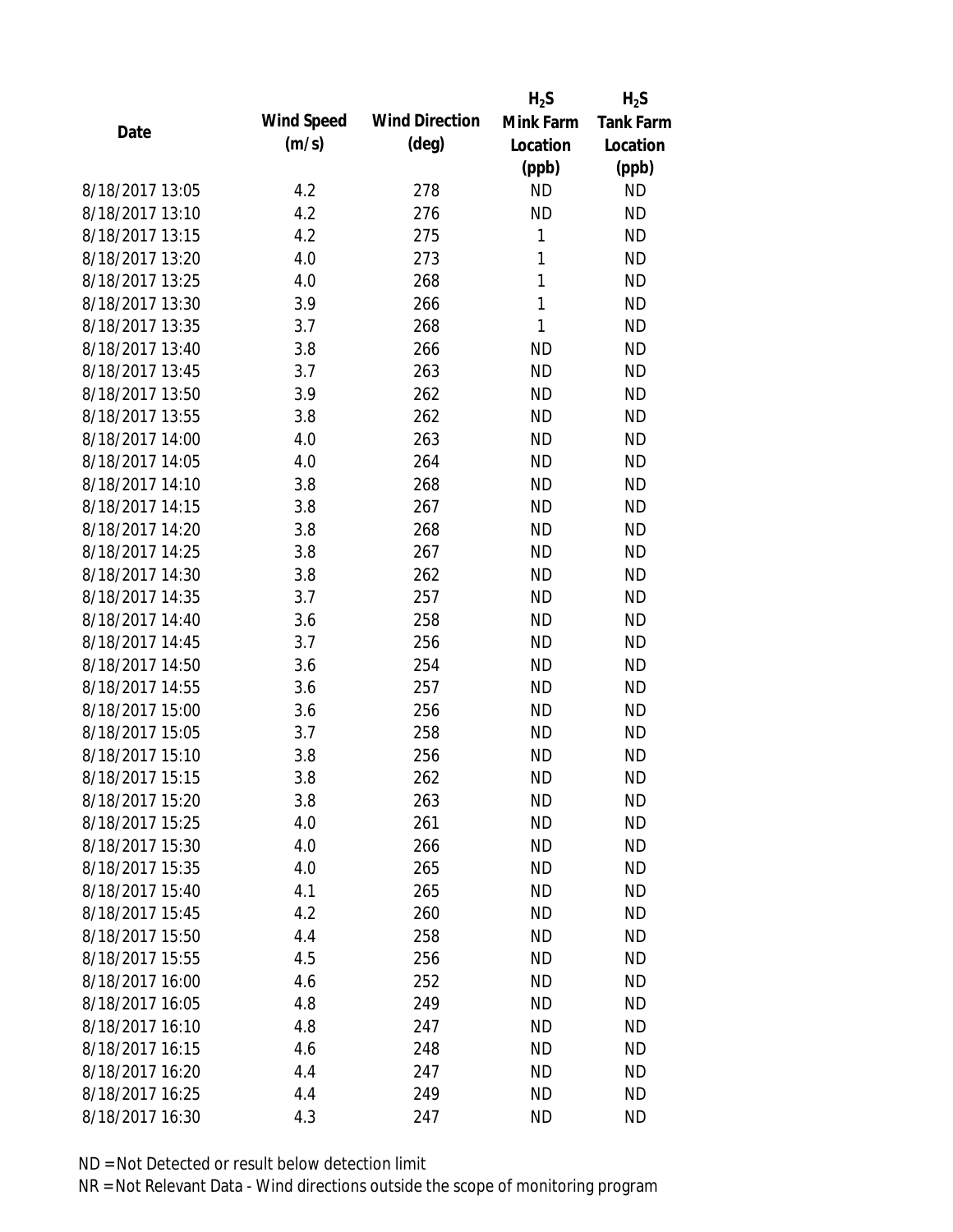| Date | Wind Speed (m/s) | Wind Direction (deg) | $H_2S$ Mink Farm Location (ppb) | $H_2S$ Tank Farm Location (ppb) |
|---|---|---|---|---|
| 8/18/2017 13:05 | 4.2 | 278 | ND | ND |
| 8/18/2017 13:10 | 4.2 | 276 | ND | ND |
| 8/18/2017 13:15 | 4.2 | 275 | 1 | ND |
| 8/18/2017 13:20 | 4.0 | 273 | 1 | ND |
| 8/18/2017 13:25 | 4.0 | 268 | 1 | ND |
| 8/18/2017 13:30 | 3.9 | 266 | 1 | ND |
| 8/18/2017 13:35 | 3.7 | 268 | 1 | ND |
| 8/18/2017 13:40 | 3.8 | 266 | ND | ND |
| 8/18/2017 13:45 | 3.7 | 263 | ND | ND |
| 8/18/2017 13:50 | 3.9 | 262 | ND | ND |
| 8/18/2017 13:55 | 3.8 | 262 | ND | ND |
| 8/18/2017 14:00 | 4.0 | 263 | ND | ND |
| 8/18/2017 14:05 | 4.0 | 264 | ND | ND |
| 8/18/2017 14:10 | 3.8 | 268 | ND | ND |
| 8/18/2017 14:15 | 3.8 | 267 | ND | ND |
| 8/18/2017 14:20 | 3.8 | 268 | ND | ND |
| 8/18/2017 14:25 | 3.8 | 267 | ND | ND |
| 8/18/2017 14:30 | 3.8 | 262 | ND | ND |
| 8/18/2017 14:35 | 3.7 | 257 | ND | ND |
| 8/18/2017 14:40 | 3.6 | 258 | ND | ND |
| 8/18/2017 14:45 | 3.7 | 256 | ND | ND |
| 8/18/2017 14:50 | 3.6 | 254 | ND | ND |
| 8/18/2017 14:55 | 3.6 | 257 | ND | ND |
| 8/18/2017 15:00 | 3.6 | 256 | ND | ND |
| 8/18/2017 15:05 | 3.7 | 258 | ND | ND |
| 8/18/2017 15:10 | 3.8 | 256 | ND | ND |
| 8/18/2017 15:15 | 3.8 | 262 | ND | ND |
| 8/18/2017 15:20 | 3.8 | 263 | ND | ND |
| 8/18/2017 15:25 | 4.0 | 261 | ND | ND |
| 8/18/2017 15:30 | 4.0 | 266 | ND | ND |
| 8/18/2017 15:35 | 4.0 | 265 | ND | ND |
| 8/18/2017 15:40 | 4.1 | 265 | ND | ND |
| 8/18/2017 15:45 | 4.2 | 260 | ND | ND |
| 8/18/2017 15:50 | 4.4 | 258 | ND | ND |
| 8/18/2017 15:55 | 4.5 | 256 | ND | ND |
| 8/18/2017 16:00 | 4.6 | 252 | ND | ND |
| 8/18/2017 16:05 | 4.8 | 249 | ND | ND |
| 8/18/2017 16:10 | 4.8 | 247 | ND | ND |
| 8/18/2017 16:15 | 4.6 | 248 | ND | ND |
| 8/18/2017 16:20 | 4.4 | 247 | ND | ND |
| 8/18/2017 16:25 | 4.4 | 249 | ND | ND |
| 8/18/2017 16:30 | 4.3 | 247 | ND | ND |

ND = Not Detected or result below detection limit

NR = Not Relevant Data - Wind directions outside the scope of monitoring program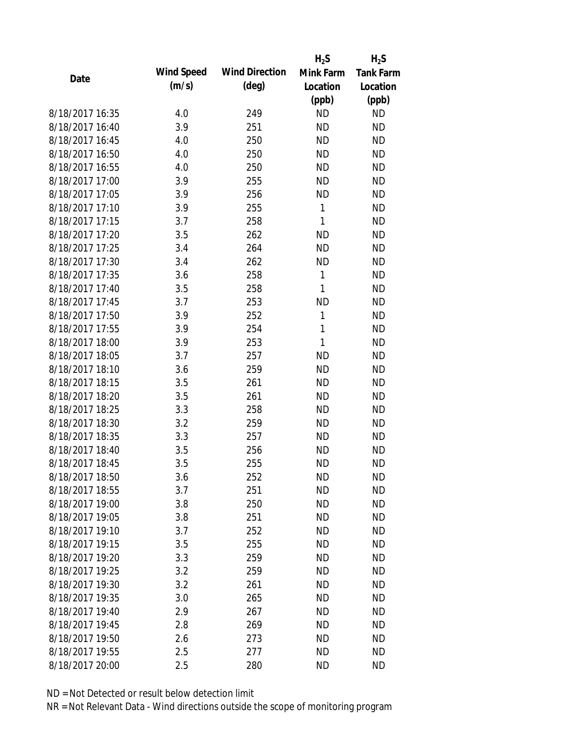| Date | Wind Speed (m/s) | Wind Direction (deg) | $H_2S$ Mink Farm Location (ppb) | $H_2S$ Tank Farm Location (ppb) |
|---|---|---|---|---|
| 8/18/2017 16:35 | 4.0 | 249 | ND | ND |
| 8/18/2017 16:40 | 3.9 | 251 | ND | ND |
| 8/18/2017 16:45 | 4.0 | 250 | ND | ND |
| 8/18/2017 16:50 | 4.0 | 250 | ND | ND |
| 8/18/2017 16:55 | 4.0 | 250 | ND | ND |
| 8/18/2017 17:00 | 3.9 | 255 | ND | ND |
| 8/18/2017 17:05 | 3.9 | 256 | ND | ND |
| 8/18/2017 17:10 | 3.9 | 255 | 1 | ND |
| 8/18/2017 17:15 | 3.7 | 258 | 1 | ND |
| 8/18/2017 17:20 | 3.5 | 262 | ND | ND |
| 8/18/2017 17:25 | 3.4 | 264 | ND | ND |
| 8/18/2017 17:30 | 3.4 | 262 | ND | ND |
| 8/18/2017 17:35 | 3.6 | 258 | 1 | ND |
| 8/18/2017 17:40 | 3.5 | 258 | 1 | ND |
| 8/18/2017 17:45 | 3.7 | 253 | ND | ND |
| 8/18/2017 17:50 | 3.9 | 252 | 1 | ND |
| 8/18/2017 17:55 | 3.9 | 254 | 1 | ND |
| 8/18/2017 18:00 | 3.9 | 253 | 1 | ND |
| 8/18/2017 18:05 | 3.7 | 257 | ND | ND |
| 8/18/2017 18:10 | 3.6 | 259 | ND | ND |
| 8/18/2017 18:15 | 3.5 | 261 | ND | ND |
| 8/18/2017 18:20 | 3.5 | 261 | ND | ND |
| 8/18/2017 18:25 | 3.3 | 258 | ND | ND |
| 8/18/2017 18:30 | 3.2 | 259 | ND | ND |
| 8/18/2017 18:35 | 3.3 | 257 | ND | ND |
| 8/18/2017 18:40 | 3.5 | 256 | ND | ND |
| 8/18/2017 18:45 | 3.5 | 255 | ND | ND |
| 8/18/2017 18:50 | 3.6 | 252 | ND | ND |
| 8/18/2017 18:55 | 3.7 | 251 | ND | ND |
| 8/18/2017 19:00 | 3.8 | 250 | ND | ND |
| 8/18/2017 19:05 | 3.8 | 251 | ND | ND |
| 8/18/2017 19:10 | 3.7 | 252 | ND | ND |
| 8/18/2017 19:15 | 3.5 | 255 | ND | ND |
| 8/18/2017 19:20 | 3.3 | 259 | ND | ND |
| 8/18/2017 19:25 | 3.2 | 259 | ND | ND |
| 8/18/2017 19:30 | 3.2 | 261 | ND | ND |
| 8/18/2017 19:35 | 3.0 | 265 | ND | ND |
| 8/18/2017 19:40 | 2.9 | 267 | ND | ND |
| 8/18/2017 19:45 | 2.8 | 269 | ND | ND |
| 8/18/2017 19:50 | 2.6 | 273 | ND | ND |
| 8/18/2017 19:55 | 2.5 | 277 | ND | ND |
| 8/18/2017 20:00 | 2.5 | 280 | ND | ND |

ND = Not Detected or result below detection limit

NR = Not Relevant Data - Wind directions outside the scope of monitoring program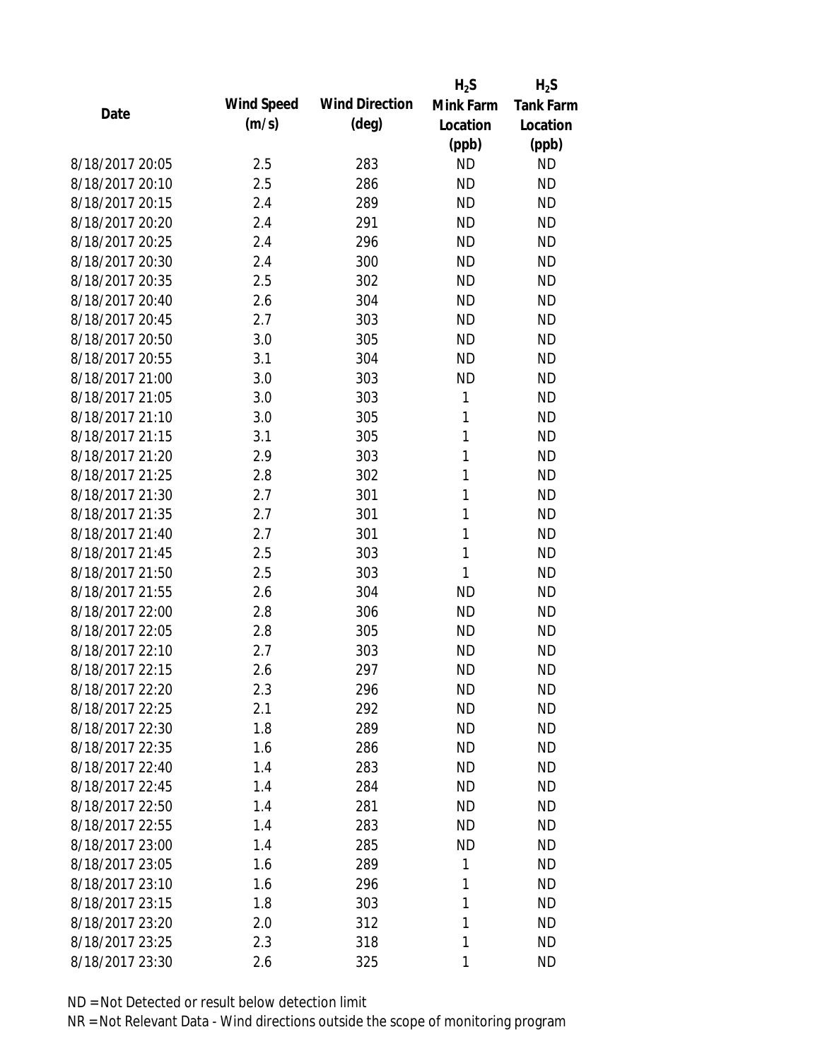| Date | Wind Speed (m/s) | Wind Direction (deg) | $H_2S$ Mink Farm Location (ppb) | $H_2S$ Tank Farm Location (ppb) |
|---|---|---|---|---|
| 8/18/2017 20:05 | 2.5 | 283 | ND | ND |
| 8/18/2017 20:10 | 2.5 | 286 | ND | ND |
| 8/18/2017 20:15 | 2.4 | 289 | ND | ND |
| 8/18/2017 20:20 | 2.4 | 291 | ND | ND |
| 8/18/2017 20:25 | 2.4 | 296 | ND | ND |
| 8/18/2017 20:30 | 2.4 | 300 | ND | ND |
| 8/18/2017 20:35 | 2.5 | 302 | ND | ND |
| 8/18/2017 20:40 | 2.6 | 304 | ND | ND |
| 8/18/2017 20:45 | 2.7 | 303 | ND | ND |
| 8/18/2017 20:50 | 3.0 | 305 | ND | ND |
| 8/18/2017 20:55 | 3.1 | 304 | ND | ND |
| 8/18/2017 21:00 | 3.0 | 303 | ND | ND |
| 8/18/2017 21:05 | 3.0 | 303 | 1 | ND |
| 8/18/2017 21:10 | 3.0 | 305 | 1 | ND |
| 8/18/2017 21:15 | 3.1 | 305 | 1 | ND |
| 8/18/2017 21:20 | 2.9 | 303 | 1 | ND |
| 8/18/2017 21:25 | 2.8 | 302 | 1 | ND |
| 8/18/2017 21:30 | 2.7 | 301 | 1 | ND |
| 8/18/2017 21:35 | 2.7 | 301 | 1 | ND |
| 8/18/2017 21:40 | 2.7 | 301 | 1 | ND |
| 8/18/2017 21:45 | 2.5 | 303 | 1 | ND |
| 8/18/2017 21:50 | 2.5 | 303 | 1 | ND |
| 8/18/2017 21:55 | 2.6 | 304 | ND | ND |
| 8/18/2017 22:00 | 2.8 | 306 | ND | ND |
| 8/18/2017 22:05 | 2.8 | 305 | ND | ND |
| 8/18/2017 22:10 | 2.7 | 303 | ND | ND |
| 8/18/2017 22:15 | 2.6 | 297 | ND | ND |
| 8/18/2017 22:20 | 2.3 | 296 | ND | ND |
| 8/18/2017 22:25 | 2.1 | 292 | ND | ND |
| 8/18/2017 22:30 | 1.8 | 289 | ND | ND |
| 8/18/2017 22:35 | 1.6 | 286 | ND | ND |
| 8/18/2017 22:40 | 1.4 | 283 | ND | ND |
| 8/18/2017 22:45 | 1.4 | 284 | ND | ND |
| 8/18/2017 22:50 | 1.4 | 281 | ND | ND |
| 8/18/2017 22:55 | 1.4 | 283 | ND | ND |
| 8/18/2017 23:00 | 1.4 | 285 | ND | ND |
| 8/18/2017 23:05 | 1.6 | 289 | 1 | ND |
| 8/18/2017 23:10 | 1.6 | 296 | 1 | ND |
| 8/18/2017 23:15 | 1.8 | 303 | 1 | ND |
| 8/18/2017 23:20 | 2.0 | 312 | 1 | ND |
| 8/18/2017 23:25 | 2.3 | 318 | 1 | ND |
| 8/18/2017 23:30 | 2.6 | 325 | 1 | ND |

ND = Not Detected or result below detection limit

NR = Not Relevant Data - Wind directions outside the scope of monitoring program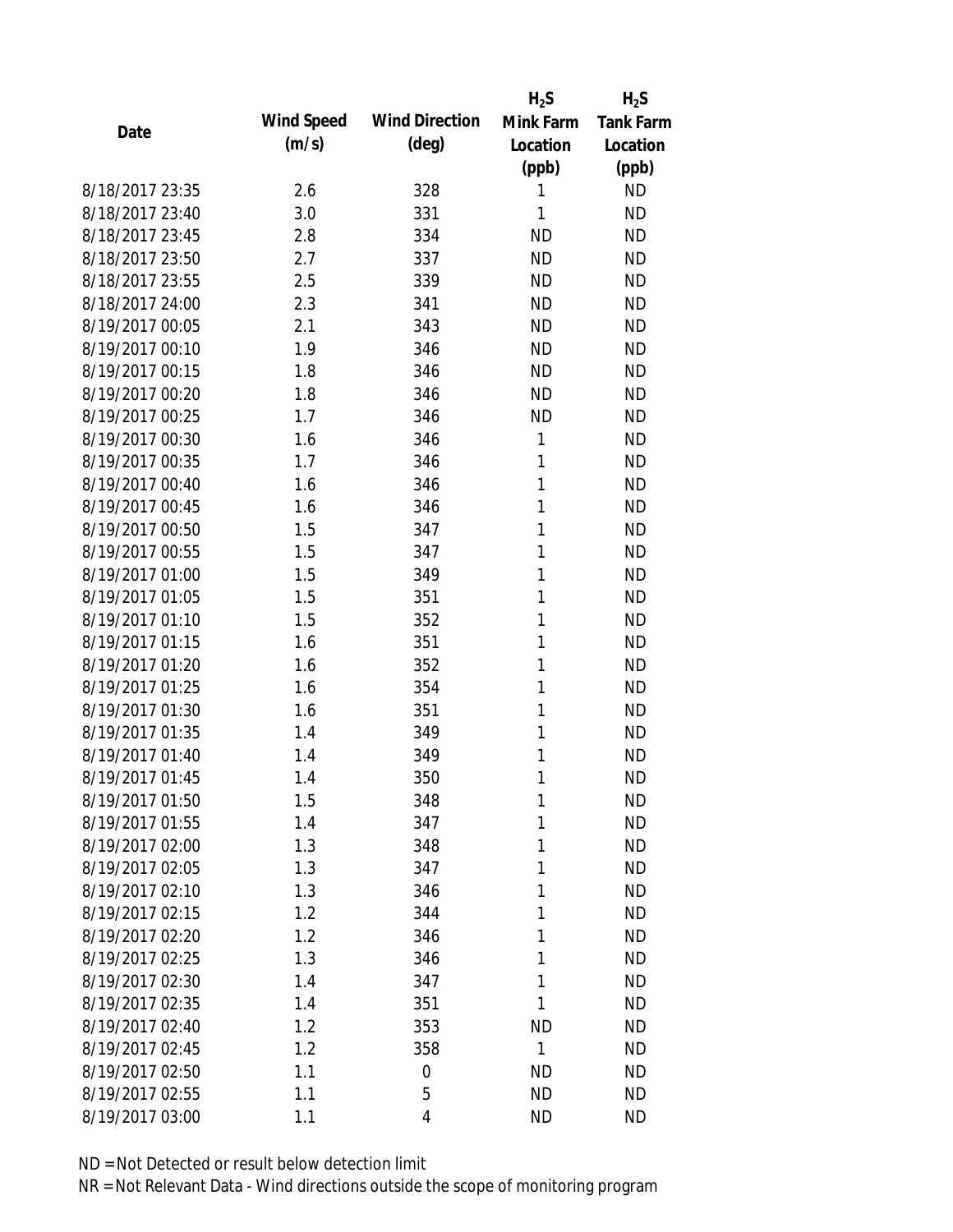| Date | Wind Speed (m/s) | Wind Direction (deg) | $H_2S$ Mink Farm Location (ppb) | $H_2S$ Tank Farm Location (ppb) |
|---|---|---|---|---|
| 8/18/2017 23:35 | 2.6 | 328 | 1 | ND |
| 8/18/2017 23:40 | 3.0 | 331 | 1 | ND |
| 8/18/2017 23:45 | 2.8 | 334 | ND | ND |
| 8/18/2017 23:50 | 2.7 | 337 | ND | ND |
| 8/18/2017 23:55 | 2.5 | 339 | ND | ND |
| 8/18/2017 24:00 | 2.3 | 341 | ND | ND |
| 8/19/2017 00:05 | 2.1 | 343 | ND | ND |
| 8/19/2017 00:10 | 1.9 | 346 | ND | ND |
| 8/19/2017 00:15 | 1.8 | 346 | ND | ND |
| 8/19/2017 00:20 | 1.8 | 346 | ND | ND |
| 8/19/2017 00:25 | 1.7 | 346 | ND | ND |
| 8/19/2017 00:30 | 1.6 | 346 | 1 | ND |
| 8/19/2017 00:35 | 1.7 | 346 | 1 | ND |
| 8/19/2017 00:40 | 1.6 | 346 | 1 | ND |
| 8/19/2017 00:45 | 1.6 | 346 | 1 | ND |
| 8/19/2017 00:50 | 1.5 | 347 | 1 | ND |
| 8/19/2017 00:55 | 1.5 | 347 | 1 | ND |
| 8/19/2017 01:00 | 1.5 | 349 | 1 | ND |
| 8/19/2017 01:05 | 1.5 | 351 | 1 | ND |
| 8/19/2017 01:10 | 1.5 | 352 | 1 | ND |
| 8/19/2017 01:15 | 1.6 | 351 | 1 | ND |
| 8/19/2017 01:20 | 1.6 | 352 | 1 | ND |
| 8/19/2017 01:25 | 1.6 | 354 | 1 | ND |
| 8/19/2017 01:30 | 1.6 | 351 | 1 | ND |
| 8/19/2017 01:35 | 1.4 | 349 | 1 | ND |
| 8/19/2017 01:40 | 1.4 | 349 | 1 | ND |
| 8/19/2017 01:45 | 1.4 | 350 | 1 | ND |
| 8/19/2017 01:50 | 1.5 | 348 | 1 | ND |
| 8/19/2017 01:55 | 1.4 | 347 | 1 | ND |
| 8/19/2017 02:00 | 1.3 | 348 | 1 | ND |
| 8/19/2017 02:05 | 1.3 | 347 | 1 | ND |
| 8/19/2017 02:10 | 1.3 | 346 | 1 | ND |
| 8/19/2017 02:15 | 1.2 | 344 | 1 | ND |
| 8/19/2017 02:20 | 1.2 | 346 | 1 | ND |
| 8/19/2017 02:25 | 1.3 | 346 | 1 | ND |
| 8/19/2017 02:30 | 1.4 | 347 | 1 | ND |
| 8/19/2017 02:35 | 1.4 | 351 | 1 | ND |
| 8/19/2017 02:40 | 1.2 | 353 | ND | ND |
| 8/19/2017 02:45 | 1.2 | 358 | 1 | ND |
| 8/19/2017 02:50 | 1.1 | 0 | ND | ND |
| 8/19/2017 02:55 | 1.1 | 5 | ND | ND |
| 8/19/2017 03:00 | 1.1 | 4 | ND | ND |

ND = Not Detected or result below detection limit

NR = Not Relevant Data - Wind directions outside the scope of monitoring program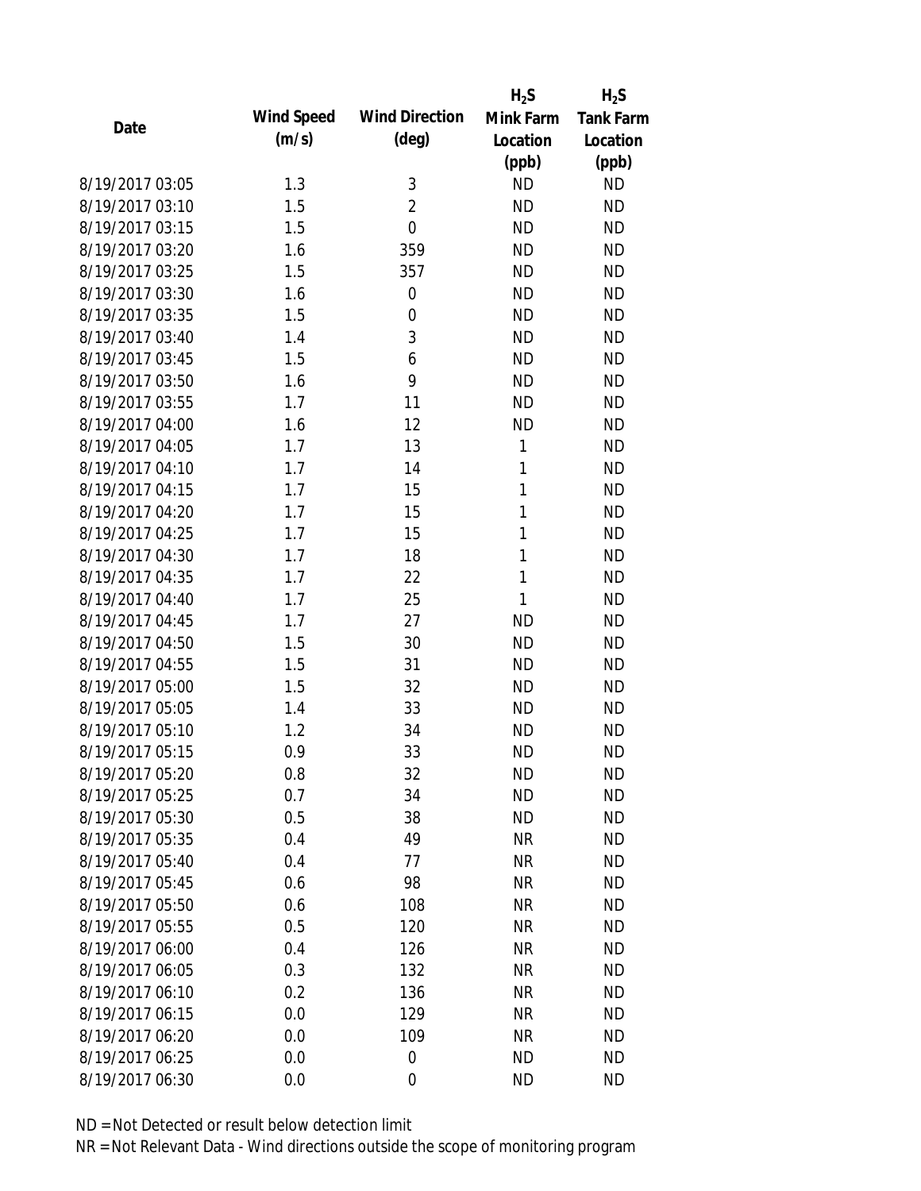| Date | Wind Speed (m/s) | Wind Direction (deg) | $H_2S$ Mink Farm Location (ppb) | $H_2S$ Tank Farm Location (ppb) |
|---|---|---|---|---|
| 8/19/2017 03:05 | 1.3 | 3 | ND | ND |
| 8/19/2017 03:10 | 1.5 | 2 | ND | ND |
| 8/19/2017 03:15 | 1.5 | 0 | ND | ND |
| 8/19/2017 03:20 | 1.6 | 359 | ND | ND |
| 8/19/2017 03:25 | 1.5 | 357 | ND | ND |
| 8/19/2017 03:30 | 1.6 | 0 | ND | ND |
| 8/19/2017 03:35 | 1.5 | 0 | ND | ND |
| 8/19/2017 03:40 | 1.4 | 3 | ND | ND |
| 8/19/2017 03:45 | 1.5 | 6 | ND | ND |
| 8/19/2017 03:50 | 1.6 | 9 | ND | ND |
| 8/19/2017 03:55 | 1.7 | 11 | ND | ND |
| 8/19/2017 04:00 | 1.6 | 12 | ND | ND |
| 8/19/2017 04:05 | 1.7 | 13 | 1 | ND |
| 8/19/2017 04:10 | 1.7 | 14 | 1 | ND |
| 8/19/2017 04:15 | 1.7 | 15 | 1 | ND |
| 8/19/2017 04:20 | 1.7 | 15 | 1 | ND |
| 8/19/2017 04:25 | 1.7 | 15 | 1 | ND |
| 8/19/2017 04:30 | 1.7 | 18 | 1 | ND |
| 8/19/2017 04:35 | 1.7 | 22 | 1 | ND |
| 8/19/2017 04:40 | 1.7 | 25 | 1 | ND |
| 8/19/2017 04:45 | 1.7 | 27 | ND | ND |
| 8/19/2017 04:50 | 1.5 | 30 | ND | ND |
| 8/19/2017 04:55 | 1.5 | 31 | ND | ND |
| 8/19/2017 05:00 | 1.5 | 32 | ND | ND |
| 8/19/2017 05:05 | 1.4 | 33 | ND | ND |
| 8/19/2017 05:10 | 1.2 | 34 | ND | ND |
| 8/19/2017 05:15 | 0.9 | 33 | ND | ND |
| 8/19/2017 05:20 | 0.8 | 32 | ND | ND |
| 8/19/2017 05:25 | 0.7 | 34 | ND | ND |
| 8/19/2017 05:30 | 0.5 | 38 | ND | ND |
| 8/19/2017 05:35 | 0.4 | 49 | NR | ND |
| 8/19/2017 05:40 | 0.4 | 77 | NR | ND |
| 8/19/2017 05:45 | 0.6 | 98 | NR | ND |
| 8/19/2017 05:50 | 0.6 | 108 | NR | ND |
| 8/19/2017 05:55 | 0.5 | 120 | NR | ND |
| 8/19/2017 06:00 | 0.4 | 126 | NR | ND |
| 8/19/2017 06:05 | 0.3 | 132 | NR | ND |
| 8/19/2017 06:10 | 0.2 | 136 | NR | ND |
| 8/19/2017 06:15 | 0.0 | 129 | NR | ND |
| 8/19/2017 06:20 | 0.0 | 109 | NR | ND |
| 8/19/2017 06:25 | 0.0 | 0 | ND | ND |
| 8/19/2017 06:30 | 0.0 | 0 | ND | ND |

ND = Not Detected or result below detection limit

NR = Not Relevant Data - Wind directions outside the scope of monitoring program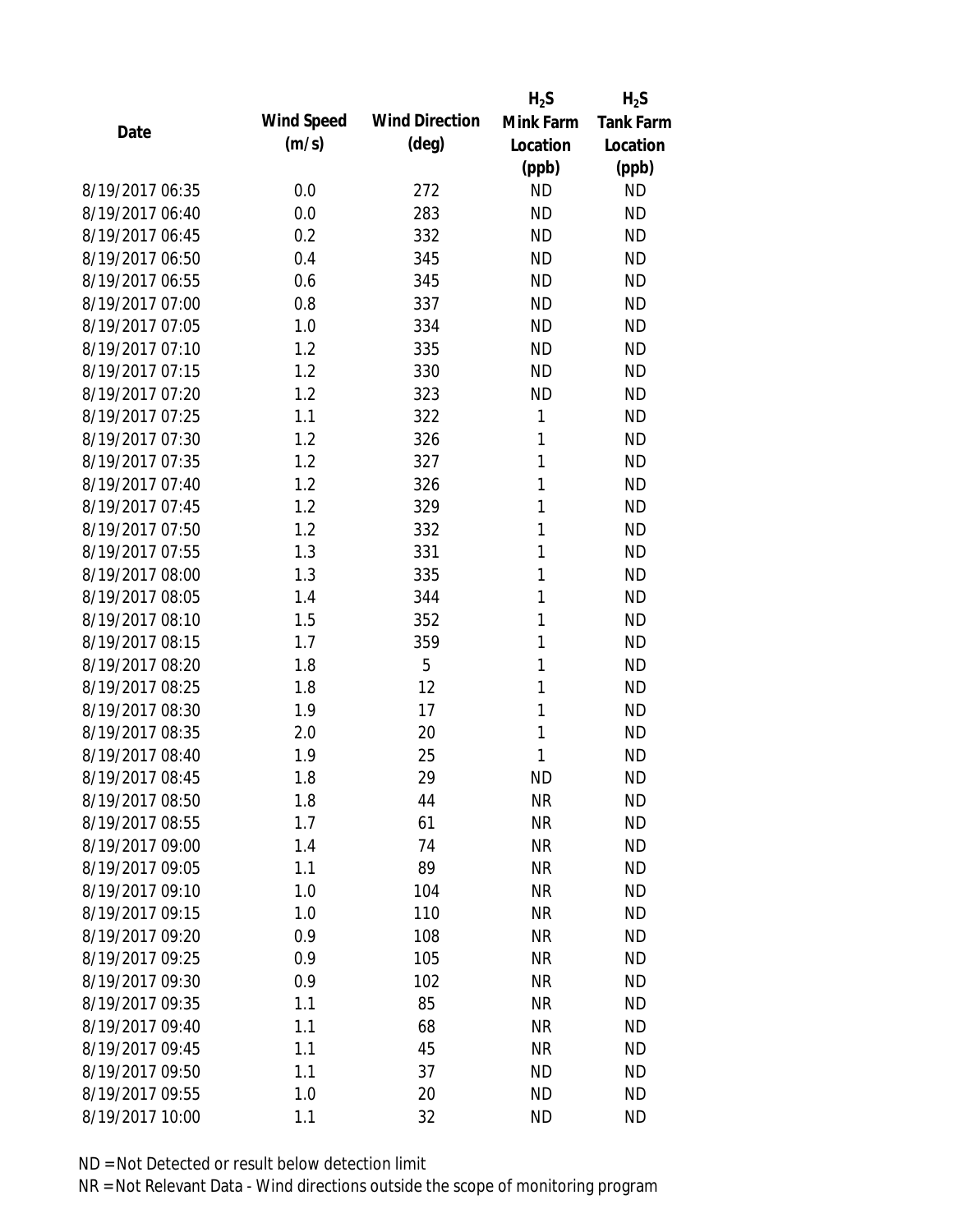| Date | Wind Speed (m/s) | Wind Direction (deg) | $H_2S$ Mink Farm Location (ppb) | $H_2S$ Tank Farm Location (ppb) |
|---|---|---|---|---|
| 8/19/2017 06:35 | 0.0 | 272 | ND | ND |
| 8/19/2017 06:40 | 0.0 | 283 | ND | ND |
| 8/19/2017 06:45 | 0.2 | 332 | ND | ND |
| 8/19/2017 06:50 | 0.4 | 345 | ND | ND |
| 8/19/2017 06:55 | 0.6 | 345 | ND | ND |
| 8/19/2017 07:00 | 0.8 | 337 | ND | ND |
| 8/19/2017 07:05 | 1.0 | 334 | ND | ND |
| 8/19/2017 07:10 | 1.2 | 335 | ND | ND |
| 8/19/2017 07:15 | 1.2 | 330 | ND | ND |
| 8/19/2017 07:20 | 1.2 | 323 | ND | ND |
| 8/19/2017 07:25 | 1.1 | 322 | 1 | ND |
| 8/19/2017 07:30 | 1.2 | 326 | 1 | ND |
| 8/19/2017 07:35 | 1.2 | 327 | 1 | ND |
| 8/19/2017 07:40 | 1.2 | 326 | 1 | ND |
| 8/19/2017 07:45 | 1.2 | 329 | 1 | ND |
| 8/19/2017 07:50 | 1.2 | 332 | 1 | ND |
| 8/19/2017 07:55 | 1.3 | 331 | 1 | ND |
| 8/19/2017 08:00 | 1.3 | 335 | 1 | ND |
| 8/19/2017 08:05 | 1.4 | 344 | 1 | ND |
| 8/19/2017 08:10 | 1.5 | 352 | 1 | ND |
| 8/19/2017 08:15 | 1.7 | 359 | 1 | ND |
| 8/19/2017 08:20 | 1.8 | 5 | 1 | ND |
| 8/19/2017 08:25 | 1.8 | 12 | 1 | ND |
| 8/19/2017 08:30 | 1.9 | 17 | 1 | ND |
| 8/19/2017 08:35 | 2.0 | 20 | 1 | ND |
| 8/19/2017 08:40 | 1.9 | 25 | 1 | ND |
| 8/19/2017 08:45 | 1.8 | 29 | ND | ND |
| 8/19/2017 08:50 | 1.8 | 44 | NR | ND |
| 8/19/2017 08:55 | 1.7 | 61 | NR | ND |
| 8/19/2017 09:00 | 1.4 | 74 | NR | ND |
| 8/19/2017 09:05 | 1.1 | 89 | NR | ND |
| 8/19/2017 09:10 | 1.0 | 104 | NR | ND |
| 8/19/2017 09:15 | 1.0 | 110 | NR | ND |
| 8/19/2017 09:20 | 0.9 | 108 | NR | ND |
| 8/19/2017 09:25 | 0.9 | 105 | NR | ND |
| 8/19/2017 09:30 | 0.9 | 102 | NR | ND |
| 8/19/2017 09:35 | 1.1 | 85 | NR | ND |
| 8/19/2017 09:40 | 1.1 | 68 | NR | ND |
| 8/19/2017 09:45 | 1.1 | 45 | NR | ND |
| 8/19/2017 09:50 | 1.1 | 37 | ND | ND |
| 8/19/2017 09:55 | 1.0 | 20 | ND | ND |
| 8/19/2017 10:00 | 1.1 | 32 | ND | ND |

ND = Not Detected or result below detection limit

NR = Not Relevant Data - Wind directions outside the scope of monitoring program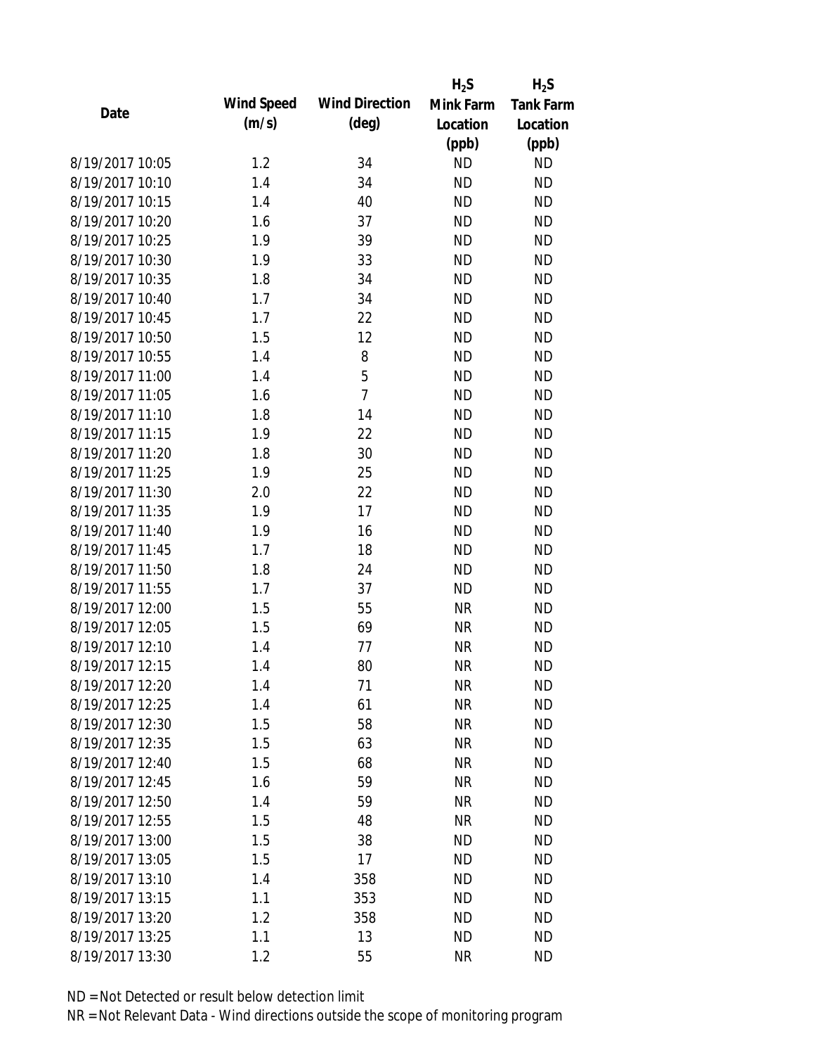| Date | Wind Speed (m/s) | Wind Direction (deg) | $H_2S$ Mink Farm Location (ppb) | $H_2S$ Tank Farm Location (ppb) |
|---|---|---|---|---|
| 8/19/2017 10:05 | 1.2 | 34 | ND | ND |
| 8/19/2017 10:10 | 1.4 | 34 | ND | ND |
| 8/19/2017 10:15 | 1.4 | 40 | ND | ND |
| 8/19/2017 10:20 | 1.6 | 37 | ND | ND |
| 8/19/2017 10:25 | 1.9 | 39 | ND | ND |
| 8/19/2017 10:30 | 1.9 | 33 | ND | ND |
| 8/19/2017 10:35 | 1.8 | 34 | ND | ND |
| 8/19/2017 10:40 | 1.7 | 34 | ND | ND |
| 8/19/2017 10:45 | 1.7 | 22 | ND | ND |
| 8/19/2017 10:50 | 1.5 | 12 | ND | ND |
| 8/19/2017 10:55 | 1.4 | 8 | ND | ND |
| 8/19/2017 11:00 | 1.4 | 5 | ND | ND |
| 8/19/2017 11:05 | 1.6 | 7 | ND | ND |
| 8/19/2017 11:10 | 1.8 | 14 | ND | ND |
| 8/19/2017 11:15 | 1.9 | 22 | ND | ND |
| 8/19/2017 11:20 | 1.8 | 30 | ND | ND |
| 8/19/2017 11:25 | 1.9 | 25 | ND | ND |
| 8/19/2017 11:30 | 2.0 | 22 | ND | ND |
| 8/19/2017 11:35 | 1.9 | 17 | ND | ND |
| 8/19/2017 11:40 | 1.9 | 16 | ND | ND |
| 8/19/2017 11:45 | 1.7 | 18 | ND | ND |
| 8/19/2017 11:50 | 1.8 | 24 | ND | ND |
| 8/19/2017 11:55 | 1.7 | 37 | ND | ND |
| 8/19/2017 12:00 | 1.5 | 55 | NR | ND |
| 8/19/2017 12:05 | 1.5 | 69 | NR | ND |
| 8/19/2017 12:10 | 1.4 | 77 | NR | ND |
| 8/19/2017 12:15 | 1.4 | 80 | NR | ND |
| 8/19/2017 12:20 | 1.4 | 71 | NR | ND |
| 8/19/2017 12:25 | 1.4 | 61 | NR | ND |
| 8/19/2017 12:30 | 1.5 | 58 | NR | ND |
| 8/19/2017 12:35 | 1.5 | 63 | NR | ND |
| 8/19/2017 12:40 | 1.5 | 68 | NR | ND |
| 8/19/2017 12:45 | 1.6 | 59 | NR | ND |
| 8/19/2017 12:50 | 1.4 | 59 | NR | ND |
| 8/19/2017 12:55 | 1.5 | 48 | NR | ND |
| 8/19/2017 13:00 | 1.5 | 38 | ND | ND |
| 8/19/2017 13:05 | 1.5 | 17 | ND | ND |
| 8/19/2017 13:10 | 1.4 | 358 | ND | ND |
| 8/19/2017 13:15 | 1.1 | 353 | ND | ND |
| 8/19/2017 13:20 | 1.2 | 358 | ND | ND |
| 8/19/2017 13:25 | 1.1 | 13 | ND | ND |
| 8/19/2017 13:30 | 1.2 | 55 | NR | ND |

ND = Not Detected or result below detection limit

NR = Not Relevant Data - Wind directions outside the scope of monitoring program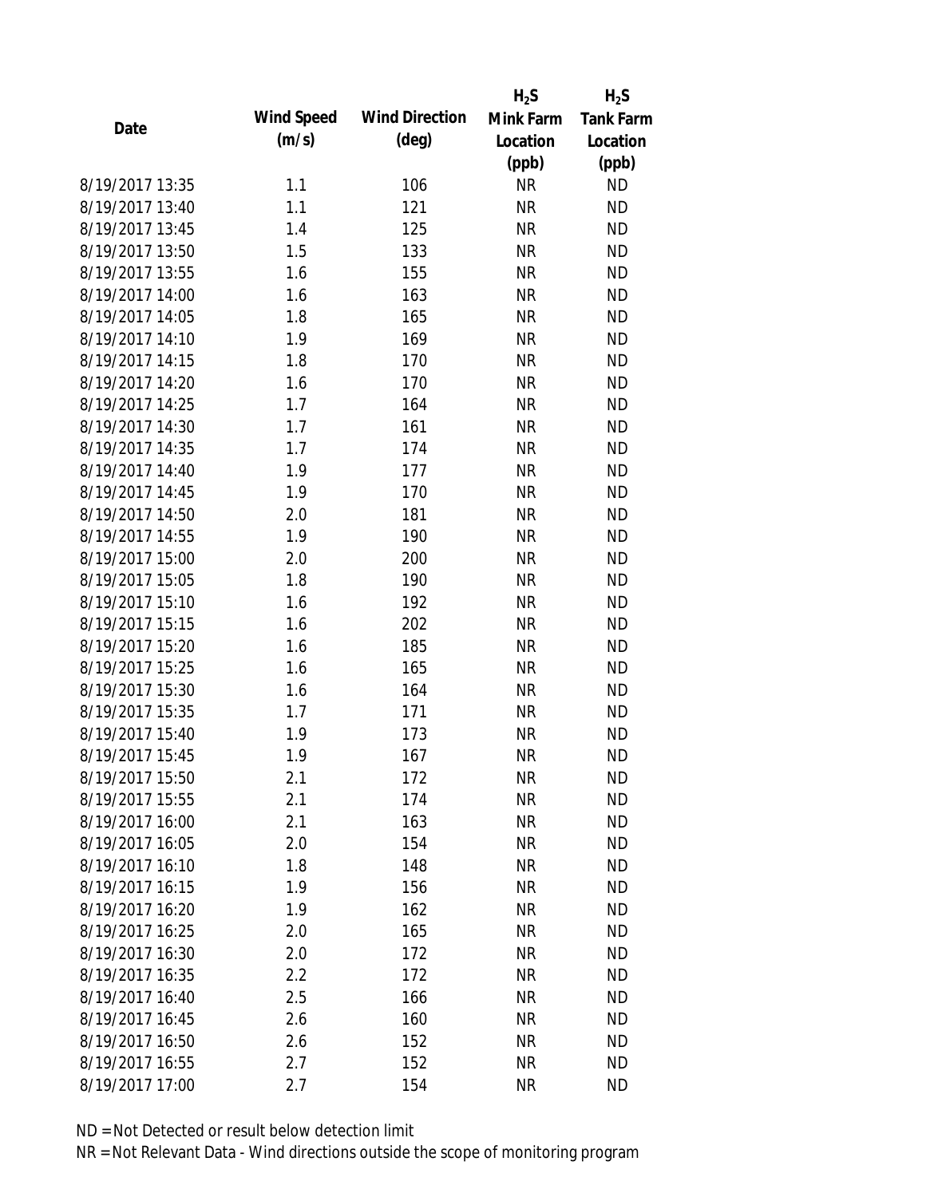| Date | Wind Speed (m/s) | Wind Direction (deg) | $H_2S$ Mink Farm Location (ppb) | $H_2S$ Tank Farm Location (ppb) |
| --- | --- | --- | --- | --- |
| 8/19/2017 13:35 | 1.1 | 106 | NR | ND |
| 8/19/2017 13:40 | 1.1 | 121 | NR | ND |
| 8/19/2017 13:45 | 1.4 | 125 | NR | ND |
| 8/19/2017 13:50 | 1.5 | 133 | NR | ND |
| 8/19/2017 13:55 | 1.6 | 155 | NR | ND |
| 8/19/2017 14:00 | 1.6 | 163 | NR | ND |
| 8/19/2017 14:05 | 1.8 | 165 | NR | ND |
| 8/19/2017 14:10 | 1.9 | 169 | NR | ND |
| 8/19/2017 14:15 | 1.8 | 170 | NR | ND |
| 8/19/2017 14:20 | 1.6 | 170 | NR | ND |
| 8/19/2017 14:25 | 1.7 | 164 | NR | ND |
| 8/19/2017 14:30 | 1.7 | 161 | NR | ND |
| 8/19/2017 14:35 | 1.7 | 174 | NR | ND |
| 8/19/2017 14:40 | 1.9 | 177 | NR | ND |
| 8/19/2017 14:45 | 1.9 | 170 | NR | ND |
| 8/19/2017 14:50 | 2.0 | 181 | NR | ND |
| 8/19/2017 14:55 | 1.9 | 190 | NR | ND |
| 8/19/2017 15:00 | 2.0 | 200 | NR | ND |
| 8/19/2017 15:05 | 1.8 | 190 | NR | ND |
| 8/19/2017 15:10 | 1.6 | 192 | NR | ND |
| 8/19/2017 15:15 | 1.6 | 202 | NR | ND |
| 8/19/2017 15:20 | 1.6 | 185 | NR | ND |
| 8/19/2017 15:25 | 1.6 | 165 | NR | ND |
| 8/19/2017 15:30 | 1.6 | 164 | NR | ND |
| 8/19/2017 15:35 | 1.7 | 171 | NR | ND |
| 8/19/2017 15:40 | 1.9 | 173 | NR | ND |
| 8/19/2017 15:45 | 1.9 | 167 | NR | ND |
| 8/19/2017 15:50 | 2.1 | 172 | NR | ND |
| 8/19/2017 15:55 | 2.1 | 174 | NR | ND |
| 8/19/2017 16:00 | 2.1 | 163 | NR | ND |
| 8/19/2017 16:05 | 2.0 | 154 | NR | ND |
| 8/19/2017 16:10 | 1.8 | 148 | NR | ND |
| 8/19/2017 16:15 | 1.9 | 156 | NR | ND |
| 8/19/2017 16:20 | 1.9 | 162 | NR | ND |
| 8/19/2017 16:25 | 2.0 | 165 | NR | ND |
| 8/19/2017 16:30 | 2.0 | 172 | NR | ND |
| 8/19/2017 16:35 | 2.2 | 172 | NR | ND |
| 8/19/2017 16:40 | 2.5 | 166 | NR | ND |
| 8/19/2017 16:45 | 2.6 | 160 | NR | ND |
| 8/19/2017 16:50 | 2.6 | 152 | NR | ND |
| 8/19/2017 16:55 | 2.7 | 152 | NR | ND |
| 8/19/2017 17:00 | 2.7 | 154 | NR | ND |

ND = Not Detected or result below detection limit

NR = Not Relevant Data - Wind directions outside the scope of monitoring program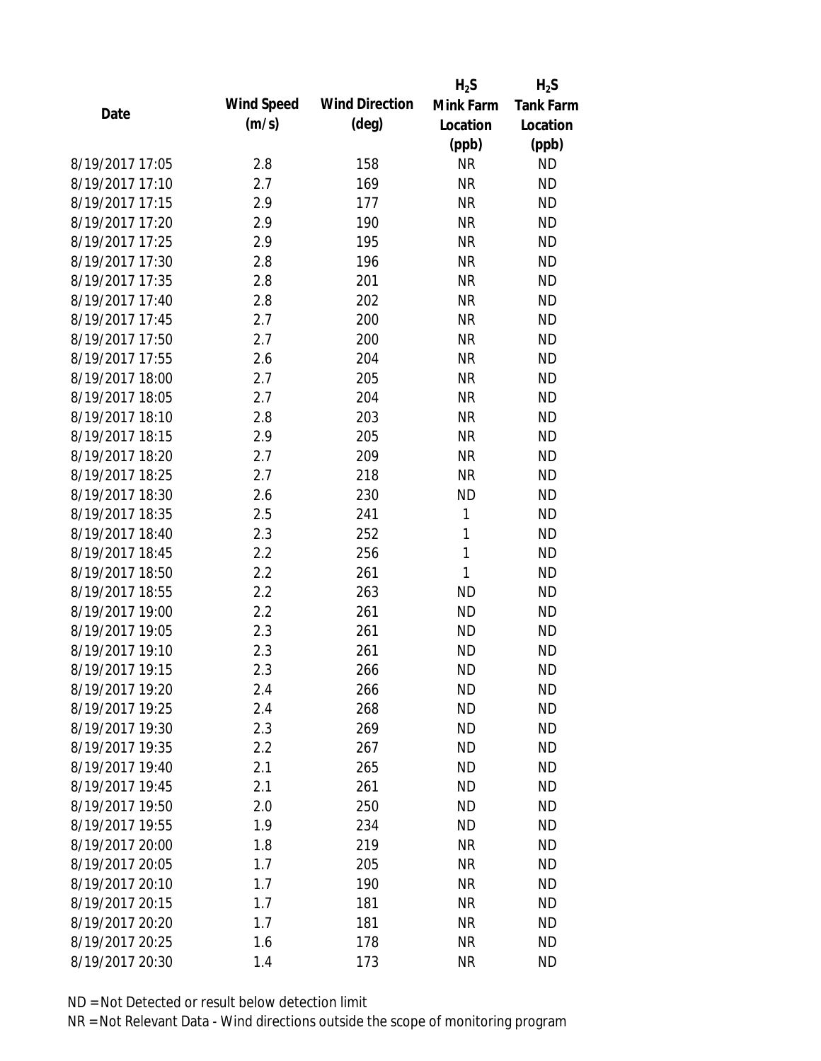| Date | Wind Speed (m/s) | Wind Direction (deg) | $H_2S$ Mink Farm Location (ppb) | $H_2S$ Tank Farm Location (ppb) |
|---|---|---|---|---|
| 8/19/2017 17:05 | 2.8 | 158 | NR | ND |
| 8/19/2017 17:10 | 2.7 | 169 | NR | ND |
| 8/19/2017 17:15 | 2.9 | 177 | NR | ND |
| 8/19/2017 17:20 | 2.9 | 190 | NR | ND |
| 8/19/2017 17:25 | 2.9 | 195 | NR | ND |
| 8/19/2017 17:30 | 2.8 | 196 | NR | ND |
| 8/19/2017 17:35 | 2.8 | 201 | NR | ND |
| 8/19/2017 17:40 | 2.8 | 202 | NR | ND |
| 8/19/2017 17:45 | 2.7 | 200 | NR | ND |
| 8/19/2017 17:50 | 2.7 | 200 | NR | ND |
| 8/19/2017 17:55 | 2.6 | 204 | NR | ND |
| 8/19/2017 18:00 | 2.7 | 205 | NR | ND |
| 8/19/2017 18:05 | 2.7 | 204 | NR | ND |
| 8/19/2017 18:10 | 2.8 | 203 | NR | ND |
| 8/19/2017 18:15 | 2.9 | 205 | NR | ND |
| 8/19/2017 18:20 | 2.7 | 209 | NR | ND |
| 8/19/2017 18:25 | 2.7 | 218 | NR | ND |
| 8/19/2017 18:30 | 2.6 | 230 | ND | ND |
| 8/19/2017 18:35 | 2.5 | 241 | 1 | ND |
| 8/19/2017 18:40 | 2.3 | 252 | 1 | ND |
| 8/19/2017 18:45 | 2.2 | 256 | 1 | ND |
| 8/19/2017 18:50 | 2.2 | 261 | 1 | ND |
| 8/19/2017 18:55 | 2.2 | 263 | ND | ND |
| 8/19/2017 19:00 | 2.2 | 261 | ND | ND |
| 8/19/2017 19:05 | 2.3 | 261 | ND | ND |
| 8/19/2017 19:10 | 2.3 | 261 | ND | ND |
| 8/19/2017 19:15 | 2.3 | 266 | ND | ND |
| 8/19/2017 19:20 | 2.4 | 266 | ND | ND |
| 8/19/2017 19:25 | 2.4 | 268 | ND | ND |
| 8/19/2017 19:30 | 2.3 | 269 | ND | ND |
| 8/19/2017 19:35 | 2.2 | 267 | ND | ND |
| 8/19/2017 19:40 | 2.1 | 265 | ND | ND |
| 8/19/2017 19:45 | 2.1 | 261 | ND | ND |
| 8/19/2017 19:50 | 2.0 | 250 | ND | ND |
| 8/19/2017 19:55 | 1.9 | 234 | ND | ND |
| 8/19/2017 20:00 | 1.8 | 219 | NR | ND |
| 8/19/2017 20:05 | 1.7 | 205 | NR | ND |
| 8/19/2017 20:10 | 1.7 | 190 | NR | ND |
| 8/19/2017 20:15 | 1.7 | 181 | NR | ND |
| 8/19/2017 20:20 | 1.7 | 181 | NR | ND |
| 8/19/2017 20:25 | 1.6 | 178 | NR | ND |
| 8/19/2017 20:30 | 1.4 | 173 | NR | ND |

ND = Not Detected or result below detection limit

NR = Not Relevant Data - Wind directions outside the scope of monitoring program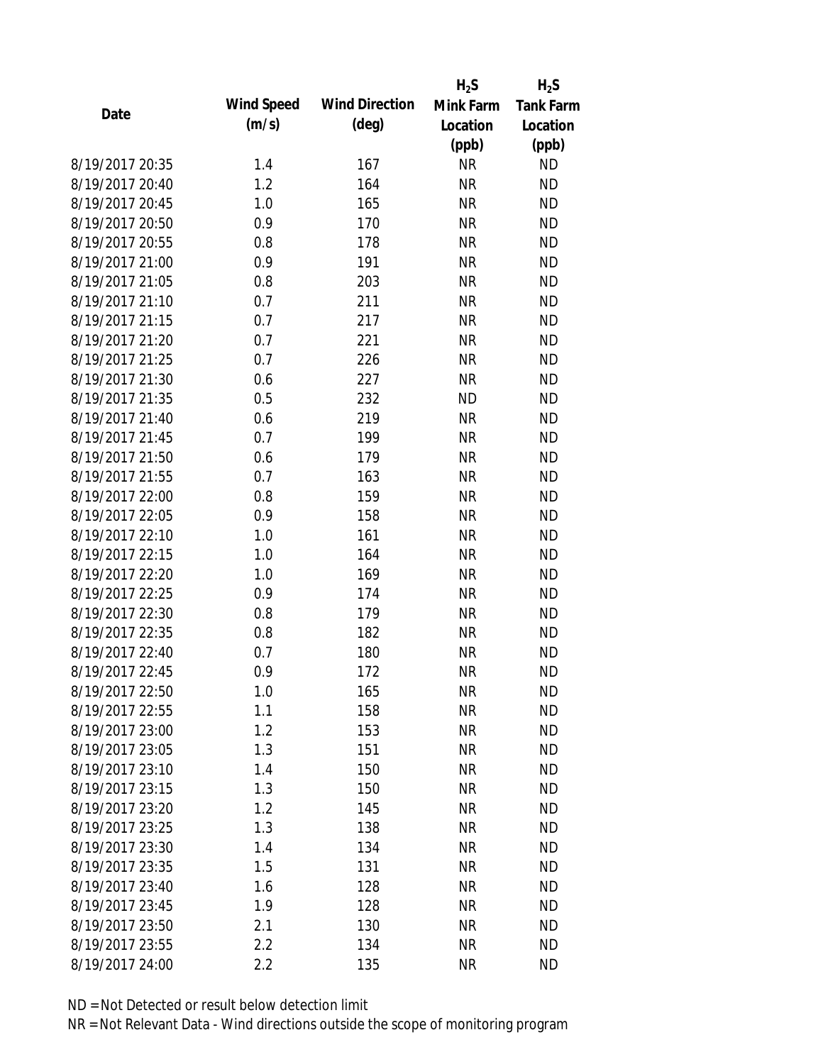| Date | Wind Speed (m/s) | Wind Direction (deg) | $H_2S$ Mink Farm Location (ppb) | $H_2S$ Tank Farm Location (ppb) |
|---|---|---|---|---|
| 8/19/2017 20:35 | 1.4 | 167 | NR | ND |
| 8/19/2017 20:40 | 1.2 | 164 | NR | ND |
| 8/19/2017 20:45 | 1.0 | 165 | NR | ND |
| 8/19/2017 20:50 | 0.9 | 170 | NR | ND |
| 8/19/2017 20:55 | 0.8 | 178 | NR | ND |
| 8/19/2017 21:00 | 0.9 | 191 | NR | ND |
| 8/19/2017 21:05 | 0.8 | 203 | NR | ND |
| 8/19/2017 21:10 | 0.7 | 211 | NR | ND |
| 8/19/2017 21:15 | 0.7 | 217 | NR | ND |
| 8/19/2017 21:20 | 0.7 | 221 | NR | ND |
| 8/19/2017 21:25 | 0.7 | 226 | NR | ND |
| 8/19/2017 21:30 | 0.6 | 227 | NR | ND |
| 8/19/2017 21:35 | 0.5 | 232 | ND | ND |
| 8/19/2017 21:40 | 0.6 | 219 | NR | ND |
| 8/19/2017 21:45 | 0.7 | 199 | NR | ND |
| 8/19/2017 21:50 | 0.6 | 179 | NR | ND |
| 8/19/2017 21:55 | 0.7 | 163 | NR | ND |
| 8/19/2017 22:00 | 0.8 | 159 | NR | ND |
| 8/19/2017 22:05 | 0.9 | 158 | NR | ND |
| 8/19/2017 22:10 | 1.0 | 161 | NR | ND |
| 8/19/2017 22:15 | 1.0 | 164 | NR | ND |
| 8/19/2017 22:20 | 1.0 | 169 | NR | ND |
| 8/19/2017 22:25 | 0.9 | 174 | NR | ND |
| 8/19/2017 22:30 | 0.8 | 179 | NR | ND |
| 8/19/2017 22:35 | 0.8 | 182 | NR | ND |
| 8/19/2017 22:40 | 0.7 | 180 | NR | ND |
| 8/19/2017 22:45 | 0.9 | 172 | NR | ND |
| 8/19/2017 22:50 | 1.0 | 165 | NR | ND |
| 8/19/2017 22:55 | 1.1 | 158 | NR | ND |
| 8/19/2017 23:00 | 1.2 | 153 | NR | ND |
| 8/19/2017 23:05 | 1.3 | 151 | NR | ND |
| 8/19/2017 23:10 | 1.4 | 150 | NR | ND |
| 8/19/2017 23:15 | 1.3 | 150 | NR | ND |
| 8/19/2017 23:20 | 1.2 | 145 | NR | ND |
| 8/19/2017 23:25 | 1.3 | 138 | NR | ND |
| 8/19/2017 23:30 | 1.4 | 134 | NR | ND |
| 8/19/2017 23:35 | 1.5 | 131 | NR | ND |
| 8/19/2017 23:40 | 1.6 | 128 | NR | ND |
| 8/19/2017 23:45 | 1.9 | 128 | NR | ND |
| 8/19/2017 23:50 | 2.1 | 130 | NR | ND |
| 8/19/2017 23:55 | 2.2 | 134 | NR | ND |
| 8/19/2017 24:00 | 2.2 | 135 | NR | ND |

ND = Not Detected or result below detection limit

NR = Not Relevant Data - Wind directions outside the scope of monitoring program